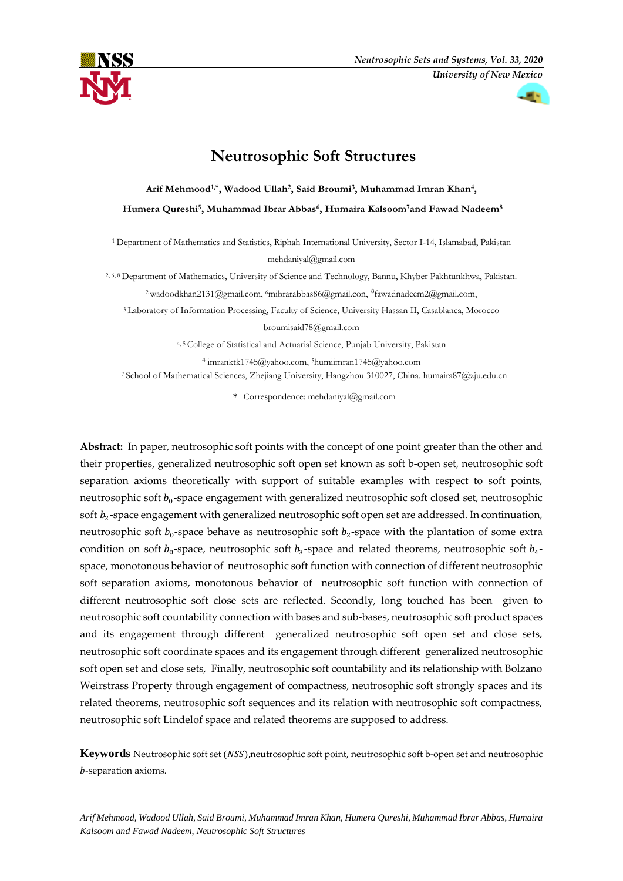# Neutrosophic Soft Structures

**Arif Mehmood[1,*], Wadood Ullah[2], Said Broumi[3], Muhammad Imran Khan[4], Humera Qureshi[5], Muhammad Ibrar Abbas[6], Humaira Kalsoom[7] and Fawad Nadeem[8]**

[1] Department of Mathematics and Statistics, Riphah International University, Sector I-14, Islamabad, Pakistan mehdaniyal@gmail.com

[2, 6, 8] Department of Mathematics, University of Science and Technology, Bannu, Khyber Pakhtunkhwa, Pakistan.

[2] wadoodkhan2131@gmail.com, [6]mibrarabbas86@gmail.com, [8]fawadnadeem2@gmail.com,

[3] Laboratory of Information Processing, Faculty of Science, University Hassan II, Casablanca, Morocco broumisaid78@gmail.com

[4, 5] College of Statistical and Actuarial Science, Punjab University, Pakistan

[4] imranktk1745@yahoo.com, [5]humiimran1745@yahoo.com

[7] School of Mathematical Sciences, Zhejiang University, Hangzhou 310027, China. humaira87@zju.edu.cn

* Correspondence: mehdaniyal@gmail.com

**Abstract:** In paper, neutrosophic soft points with the concept of one point greater than the other and their properties, generalized neutrosophic soft open set known as soft b-open set, neutrosophic soft separation axioms theoretically with support of suitable examples with respect to soft points, neutrosophic soft $b_0$-space engagement with generalized neutrosophic soft closed set, neutrosophic soft $b_2$-space engagement with generalized neutrosophic soft open set are addressed. In continuation, neutrosophic soft $b_0$-space behave as neutrosophic soft $b_2$-space with the plantation of some extra condition on soft $b_0$-space, neutrosophic soft $b_3$-space and related theorems, neutrosophic soft $b_4$-space, monotonous behavior of neutrosophic soft function with connection of different neutrosophic soft separation axioms, monotonous behavior of neutrosophic soft function with connection of different neutrosophic soft close sets are reflected. Secondly, long touched has been given to neutrosophic soft countability connection with bases and sub-bases, neutrosophic soft product spaces and its engagement through different generalized neutrosophic soft open set and close sets, neutrosophic soft coordinate spaces and its engagement through different generalized neutrosophic soft open set and close sets, Finally, neutrosophic soft countability and its relationship with Bolzano Weirstrass Property through engagement of compactness, neutrosophic soft strongly spaces and its related theorems, neutrosophic soft sequences and its relation with neutrosophic soft compactness, neutrosophic soft Lindelof space and related theorems are supposed to address.

**Keywords** Neutrosophic soft set ($NSS$),neutrosophic soft point, neutrosophic soft b-open set and neutrosophic $b$-separation axioms.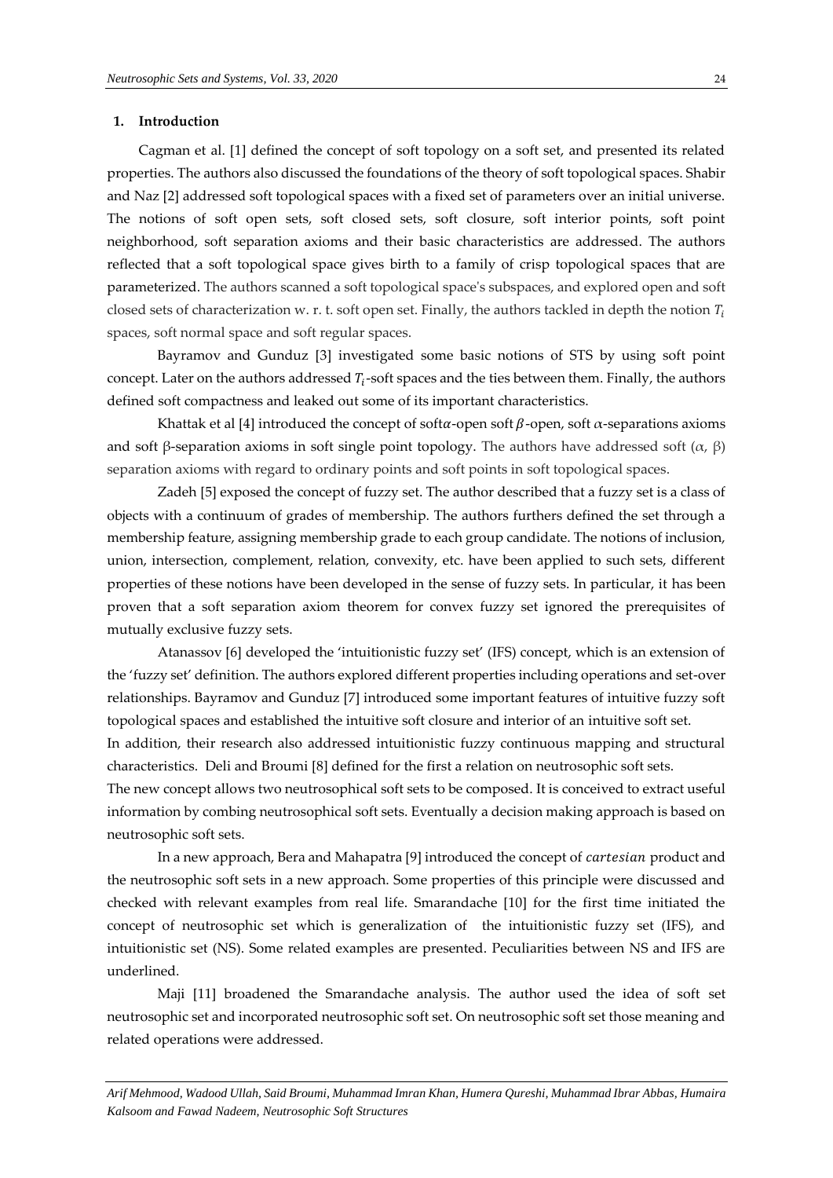## 1. Introduction

Cagman et al. [1] defined the concept of soft topology on a soft set, and presented its related properties. The authors also discussed the foundations of the theory of soft topological spaces. Shabir and Naz [2] addressed soft topological spaces with a fixed set of parameters over an initial universe. The notions of soft open sets, soft closed sets, soft closure, soft interior points, soft point neighborhood, soft separation axioms and their basic characteristics are addressed. The authors reflected that a soft topological space gives birth to a family of crisp topological spaces that are parameterized. The authors scanned a soft topological space's subspaces, and explored open and soft closed sets of characterization w. r. t. soft open set. Finally, the authors tackled in depth the notion $T_i$ spaces, soft normal space and soft regular spaces.

Bayramov and Gunduz [3] investigated some basic notions of STS by using soft point concept. Later on the authors addressed $T_i$-soft spaces and the ties between them. Finally, the authors defined soft compactness and leaked out some of its important characteristics.

Khattak et al [4] introduced the concept of soft$\alpha$-open soft $\beta$-open, soft $\alpha$-separations axioms and soft β-separation axioms in soft single point topology. The authors have addressed soft ($\alpha$, β) separation axioms with regard to ordinary points and soft points in soft topological spaces.

Zadeh [5] exposed the concept of fuzzy set. The author described that a fuzzy set is a class of objects with a continuum of grades of membership. The authors furthers defined the set through a membership feature, assigning membership grade to each group candidate. The notions of inclusion, union, intersection, complement, relation, convexity, etc. have been applied to such sets, different properties of these notions have been developed in the sense of fuzzy sets. In particular, it has been proven that a soft separation axiom theorem for convex fuzzy set ignored the prerequisites of mutually exclusive fuzzy sets.

Atanassov [6] developed the 'intuitionistic fuzzy set' (IFS) concept, which is an extension of the 'fuzzy set' definition. The authors explored different properties including operations and set-over relationships. Bayramov and Gunduz [7] introduced some important features of intuitive fuzzy soft topological spaces and established the intuitive soft closure and interior of an intuitive soft set.
In addition, their research also addressed intuitionistic fuzzy continuous mapping and structural characteristics. Deli and Broumi [8] defined for the first a relation on neutrosophic soft sets.
The new concept allows two neutrosophical soft sets to be composed. It is conceived to extract useful information by combing neutrosophical soft sets. Eventually a decision making approach is based on neutrosophic soft sets.

In a new approach, Bera and Mahapatra [9] introduced the concept of *cartesian* product and the neutrosophic soft sets in a new approach. Some properties of this principle were discussed and checked with relevant examples from real life. Smarandache [10] for the first time initiated the concept of neutrosophic set which is generalization of the intuitionistic fuzzy set (IFS), and intuitionistic set (NS). Some related examples are presented. Peculiarities between NS and IFS are underlined.

Maji [11] broadened the Smarandache analysis. The author used the idea of soft set neutrosophic set and incorporated neutrosophic soft set. On neutrosophic soft set those meaning and related operations were addressed.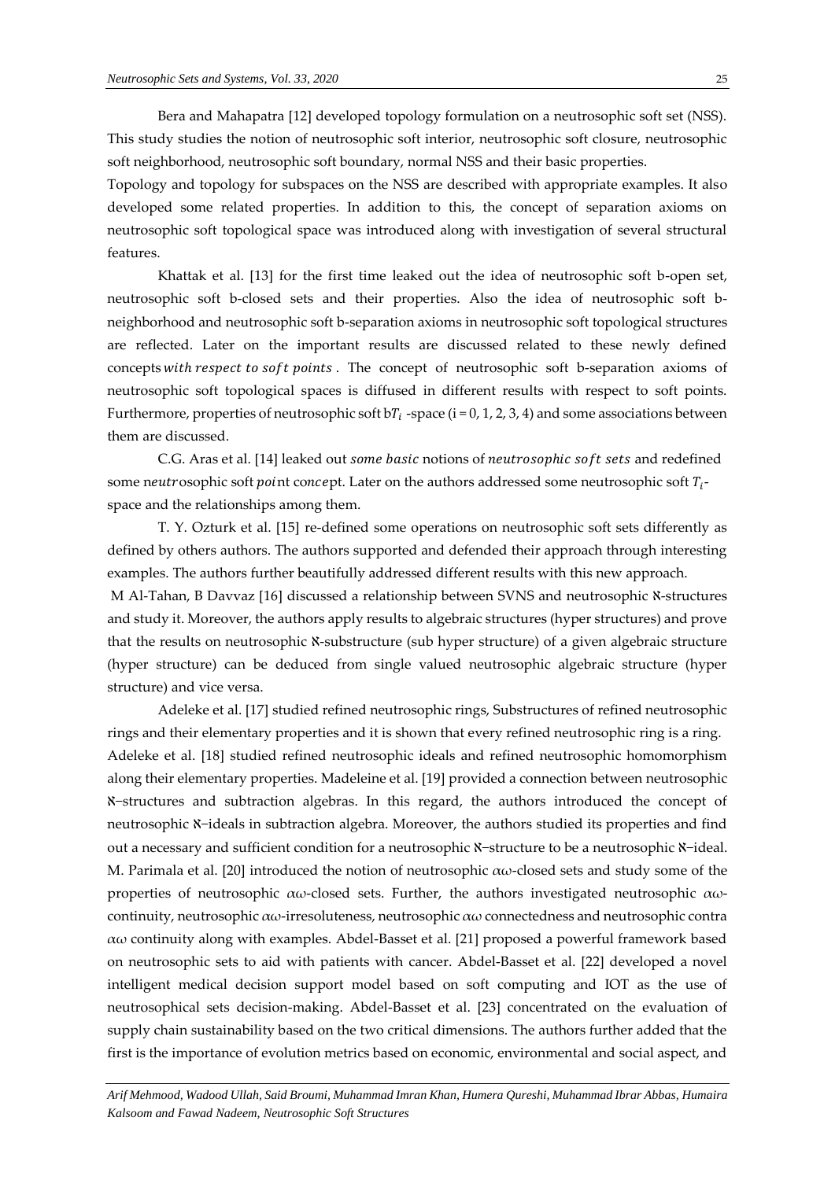Bera and Mahapatra [12] developed topology formulation on a neutrosophic soft set (NSS). This study studies the notion of neutrosophic soft interior, neutrosophic soft closure, neutrosophic soft neighborhood, neutrosophic soft boundary, normal NSS and their basic properties.

Topology and topology for subspaces on the NSS are described with appropriate examples. It also developed some related properties. In addition to this, the concept of separation axioms on neutrosophic soft topological space was introduced along with investigation of several structural features.

Khattak et al. [13] for the first time leaked out the idea of neutrosophic soft b-open set, neutrosophic soft b-closed sets and their properties. Also the idea of neutrosophic soft b-neighborhood and neutrosophic soft b-separation axioms in neutrosophic soft topological structures are reflected. Later on the important results are discussed related to these newly defined concepts *with respect to soft points*. The concept of neutrosophic soft b-separation axioms of neutrosophic soft topological spaces is diffused in different results with respect to soft points. Furthermore, properties of neutrosophic soft b$T_i$ -space (i = 0, 1, 2, 3, 4) and some associations between them are discussed.

C.G. Aras et al. [14] leaked out *some basic* notions of *neutrosophic soft sets* and redefined some neutrosophic soft point concept. Later on the authors addressed some neutrosophic soft $T_i$-space and the relationships among them.

T. Y. Ozturk et al. [15] re-defined some operations on neutrosophic soft sets differently as defined by others authors. The authors supported and defended their approach through interesting examples. The authors further beautifully addressed different results with this new approach.

M Al-Tahan, B Davvaz [16] discussed a relationship between SVNS and neutrosophic ℵ-structures and study it. Moreover, the authors apply results to algebraic structures (hyper structures) and prove that the results on neutrosophic ℵ-substructure (sub hyper structure) of a given algebraic structure (hyper structure) can be deduced from single valued neutrosophic algebraic structure (hyper structure) and vice versa.

Adeleke et al. [17] studied refined neutrosophic rings, Substructures of refined neutrosophic rings and their elementary properties and it is shown that every refined neutrosophic ring is a ring. Adeleke et al. [18] studied refined neutrosophic ideals and refined neutrosophic homomorphism along their elementary properties. Madeleine et al. [19] provided a connection between neutrosophic ℵ−structures and subtraction algebras. In this regard, the authors introduced the concept of neutrosophic ℵ−ideals in subtraction algebra. Moreover, the authors studied its properties and find out a necessary and sufficient condition for a neutrosophic ℵ−structure to be a neutrosophic ℵ−ideal. M. Parimala et al. [20] introduced the notion of neutrosophic $\alpha\omega$-closed sets and study some of the properties of neutrosophic $\alpha\omega$-closed sets. Further, the authors investigated neutrosophic $\alpha\omega$-continuity, neutrosophic $\alpha\omega$-irresoluteness, neutrosophic $\alpha\omega$ connectedness and neutrosophic contra $\alpha\omega$ continuity along with examples. Abdel-Basset et al. [21] proposed a powerful framework based on neutrosophic sets to aid with patients with cancer. Abdel-Basset et al. [22] developed a novel intelligent medical decision support model based on soft computing and IOT as the use of neutrosophical sets decision-making. Abdel-Basset et al. [23] concentrated on the evaluation of supply chain sustainability based on the two critical dimensions. The authors further added that the first is the importance of evolution metrics based on economic, environmental and social aspect, and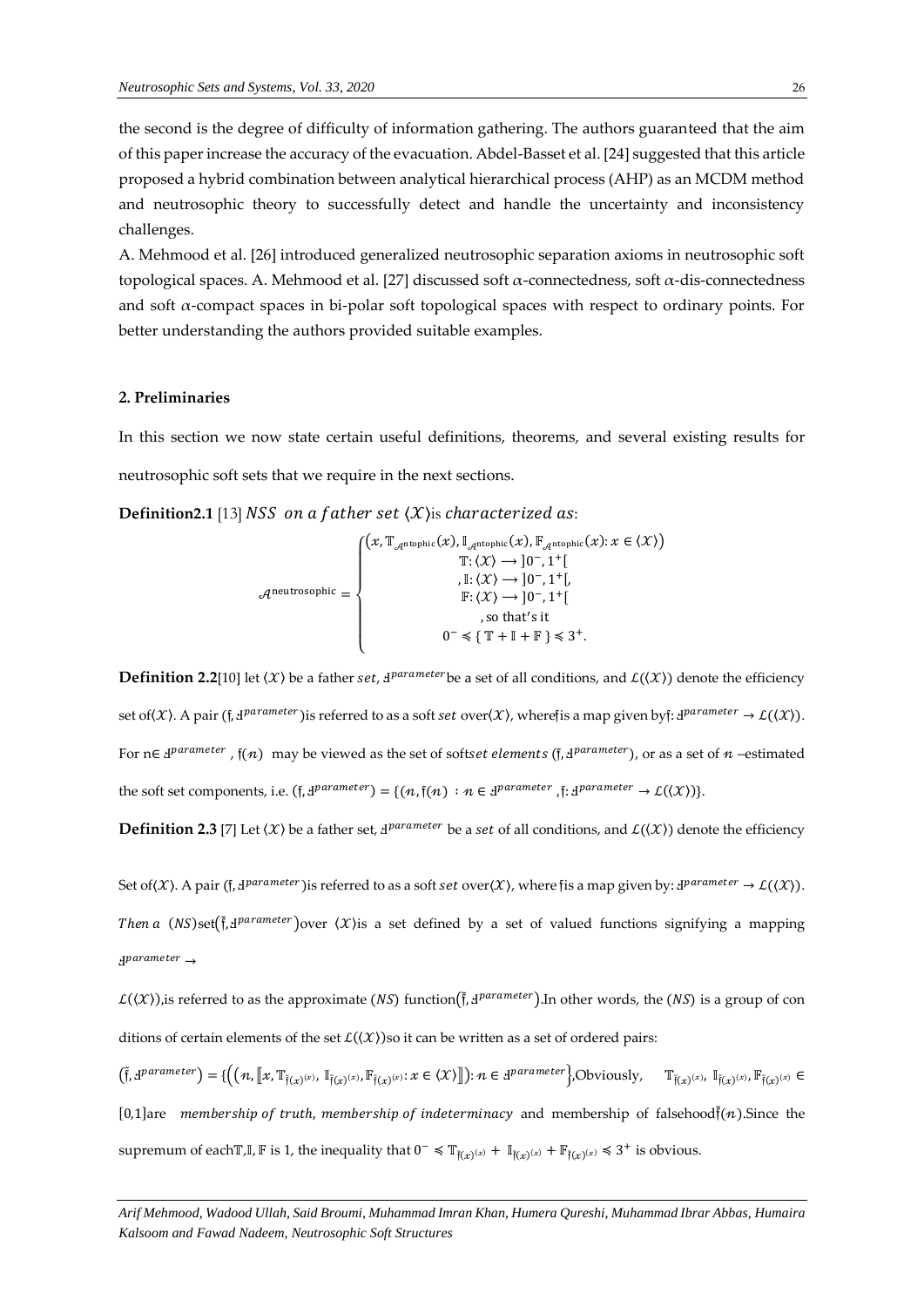the second is the degree of difficulty of information gathering. The authors guaranteed that the aim of this paper increase the accuracy of the evacuation. Abdel-Basset et al. [24] suggested that this article proposed a hybrid combination between analytical hierarchical process (AHP) as an MCDM method and neutrosophic theory to successfully detect and handle the uncertainty and inconsistency challenges.

A. Mehmood et al. [26] introduced generalized neutrosophic separation axioms in neutrosophic soft topological spaces. A. Mehmood et al. [27] discussed soft $\alpha$-connectedness, soft $\alpha$-dis-connectedness and soft $\alpha$-compact spaces in bi-polar soft topological spaces with respect to ordinary points. For better understanding the authors provided suitable examples.

## 2. Preliminaries

In this section we now state certain useful definitions, theorems, and several existing results for neutrosophic soft sets that we require in the next sections.

**Definition2.1** [13] $NSS\ on\ a\ father\ set\ \langle\mathcal{X}\rangle$is $characterized\ as$:

$$\mathcal{A}^{\text{neutrosophic}} = \begin{cases} \left(x, \mathbb{T}_{\mathcal{A}^{\text{ntophic}}}(x), \mathbb{I}_{\mathcal{A}^{\text{ntophic}}}(x), \mathbb{F}_{\mathcal{A}^{\text{ntophic}}}(x) : x \in \langle\mathcal{X}\rangle\right) \\ \mathbb{T} : \langle\mathcal{X}\rangle \longrightarrow ]0^-, 1^+[ \\ , \mathbb{I} : \langle\mathcal{X}\rangle \longrightarrow ]0^-, 1^+[, \\ \mathbb{F} : \langle\mathcal{X}\rangle \longrightarrow ]0^-, 1^+[ \\ \text{, so that's it} \\ 0^- \preccurlyeq \{\ \mathbb{T} + \mathbb{I} + \mathbb{F}\ \} \preccurlyeq 3^+. \end{cases}$$

**Definition 2.2**[10] let $\langle\mathcal{X}\rangle$ be a father $set$, $\text{ꟻ}^{parameter}$be a set of all conditions, and $\mathcal{L}(\langle\mathcal{X}\rangle)$ denote the efficiency set of$\langle\mathcal{X}\rangle$. A pair $(\mathfrak{f}, \text{ꟻ}^{parameter})$is referred to as a soft $set$ over$\langle\mathcal{X}\rangle$, where$\mathfrak{f}$is a map given by$\mathfrak{f}$: $\text{ꟻ}^{parameter} \rightarrow \mathcal{L}(\langle\mathcal{X}\rangle)$. For n$\in \text{ꟻ}^{parameter}$ , $\mathfrak{f}(n)$ may be viewed as the set of soft$set\ elements$ $(\mathfrak{f}, \text{ꟻ}^{parameter})$, or as a set of $n$ –estimated the soft set components, i.e. $(\mathfrak{f}, \text{ꟻ}^{parameter}) = \{(n, \mathfrak{f}(n)\ : n \in \text{ꟻ}^{parameter}\ , \mathfrak{f}: \text{ꟻ}^{parameter} \rightarrow \mathcal{L}(\langle\mathcal{X}\rangle)\}$.

**Definition 2.3** [7] Let $\langle\mathcal{X}\rangle$ be a father set, $\text{ꟻ}^{parameter}$ be a $set$ of all conditions, and $\mathcal{L}(\langle\mathcal{X}\rangle)$ denote the efficiency Set of$\langle\mathcal{X}\rangle$. A pair $(\mathfrak{f}, \text{ꟻ}^{parameter})$is referred to as a soft $set$ over$\langle\mathcal{X}\rangle$, where $\mathfrak{f}$is a map given by: $\text{ꟻ}^{parameter} \rightarrow \mathcal{L}(\langle\mathcal{X}\rangle)$. $Then\ a$ $(NS)$set$(\tilde{\mathfrak{f}}, \text{ꟻ}^{parameter})$over $\langle\mathcal{X}\rangle$is a set defined by a set of valued functions signifying a mapping $\text{ꟻ}^{parameter} \rightarrow$

$\mathcal{L}(\langle\mathcal{X}\rangle)$,is referred to as the approximate $(NS)$ function$(\tilde{\mathfrak{f}}, \text{ꟻ}^{parameter})$.In other words, the $(NS)$ is a group of con ditions of certain elements of the set $\mathcal{L}(\langle\mathcal{X}\rangle)$so it can be written as a set of ordered pairs:

$(\tilde{\mathfrak{f}}, \text{ꟻ}^{parameter}) = \{\left(\left(n, \left[\!\left[x, \mathbb{T}_{\tilde{\mathfrak{f}}(x)^{(x)}}, \mathbb{I}_{\tilde{\mathfrak{f}}(x)^{(x)}}, \mathbb{F}_{\tilde{\mathfrak{f}}(x)^{(x)}} : x \in \langle\mathcal{X}\rangle\right]\!\right]\right) : n \in \text{ꟻ}^{parameter}\right\}$,Obviously, $\mathbb{T}_{\tilde{\mathfrak{f}}(x)^{(x)}}, \mathbb{I}_{\tilde{\mathfrak{f}}(x)^{(x)}}, \mathbb{F}_{\tilde{\mathfrak{f}}(x)^{(x)}} \in$ [0,1]are $membership\ of\ truth$, $membership\ of\ indeterminacy$ and membership of falsehood$\tilde{\mathfrak{f}}(n)$.Since the supremum of each$\mathbb{T}$,$\mathbb{I}$, $\mathbb{F}$ is 1, the inequality that $0^- \preccurlyeq \mathbb{T}_{\tilde{\mathfrak{f}}(x)^{(x)}} + \mathbb{I}_{\tilde{\mathfrak{f}}(x)^{(x)}} + \mathbb{F}_{\tilde{\mathfrak{f}}(x)^{(x)}} \preccurlyeq 3^+$ is obvious.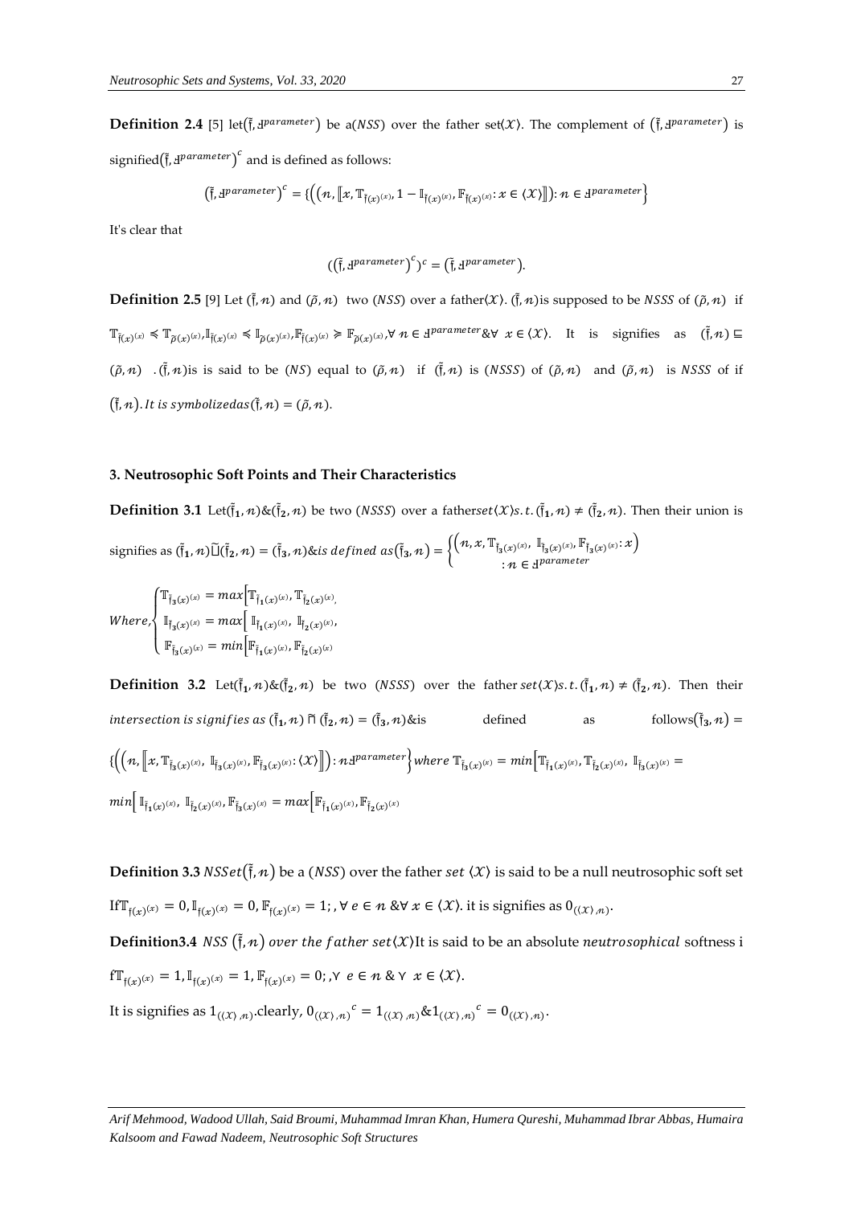**Definition 2.4** [5] let$(\tilde{\mathfrak{f}}, Ⅎ^{parameter})$ be a$(NSS)$ over the father set$\langle\mathcal{X}\rangle$. The complement of $(\tilde{\mathfrak{f}}, Ⅎ^{parameter})$ is signified$(\tilde{\mathfrak{f}}, Ⅎ^{parameter})^c$ and is defined as follows:

$$(\tilde{\mathfrak{f}}, Ⅎ^{parameter})^c = \{\left(\left(n, \left[\!\left[x, \mathbb{T}_{\mathfrak{f}(x)^{(x)}}, 1 - \mathbb{I}_{\mathfrak{f}(x)^{(x)}}, \mathbb{F}_{\mathfrak{f}(x)^{(x)}} : x \in \langle\mathcal{X}\rangle\right]\!\right]\right) : n \in Ⅎ^{parameter}\right\}$$

It's clear that

$$((\tilde{\mathfrak{f}}, Ⅎ^{parameter})^c)^c = (\tilde{\mathfrak{f}}, Ⅎ^{parameter}).$$

**Definition 2.5** [9] Let $(\tilde{\mathfrak{f}}, n)$ and $(\tilde{\rho}, n)$ two $(NSS)$ over a father$\langle\mathcal{X}\rangle$. $(\tilde{\mathfrak{f}}, n)$is supposed to be $NSSS$ of $(\tilde{\rho}, n)$ if $\mathbb{T}_{\mathfrak{f}(x)^{(x)}} \preccurlyeq \mathbb{T}_{\tilde{\rho}(x)^{(x)}}, \mathbb{I}_{\mathfrak{f}(x)^{(x)}} \preccurlyeq \mathbb{I}_{\tilde{\rho}(x)^{(x)}}, \mathbb{F}_{\mathfrak{f}(x)^{(x)}} \succcurlyeq \mathbb{F}_{\tilde{\rho}(x)^{(x)}}, \forall\, n \in Ⅎ^{parameter} \& \forall\, x \in \langle\mathcal{X}\rangle$. It is signifies as $(\tilde{\mathfrak{f}}, n) \sqsubseteq (\tilde{\rho}, n)$ . $(\tilde{\mathfrak{f}}, n)$is is said to be $(NS)$ equal to $(\tilde{\rho}, n)$ if $(\tilde{\mathfrak{f}}, n)$ is $(NSSS)$ of $(\tilde{\rho}, n)$ and $(\tilde{\rho}, n)$ is $NSSS$ of if $(\tilde{\mathfrak{f}}, n)$. *It is symbolizedas*$(\tilde{\mathfrak{f}}, n) = (\tilde{\rho}, n)$.

### 3. Neutrosophic Soft Points and Their Characteristics

**Definition 3.1** Let$(\tilde{\mathfrak{f}}_1, n)$&$(\tilde{\mathfrak{f}}_2, n)$ be two $(NSSS)$ over a father$set\langle\mathcal{X}\rangle s.t.\, (\tilde{\mathfrak{f}}_1, n) \neq (\tilde{\mathfrak{f}}_2, n)$. Then their union is signifies as $(\tilde{\mathfrak{f}}_1, n)\tilde{\sqcup}(\tilde{\mathfrak{f}}_2, n) = (\tilde{\mathfrak{f}}_3, n)$&*is defined as*$(\tilde{\mathfrak{f}}_3, n) = \left\{\begin{matrix}\left(n, x, \mathbb{T}_{\tilde{\mathfrak{f}}_3(x)^{(x)}}, \mathbb{I}_{\tilde{\mathfrak{f}}_3(x)^{(x)}}, \mathbb{F}_{\tilde{\mathfrak{f}}_3(x)^{(x)}} : x\right) \\ : n \in Ⅎ^{parameter}\end{matrix}\right.$

$$Where,\begin{cases}\mathbb{T}_{\tilde{\mathfrak{f}}_3(x)^{(x)}} = max\left[\mathbb{T}_{\tilde{\mathfrak{f}}_1(x)^{(x)}}, \mathbb{T}_{\tilde{\mathfrak{f}}_2(x)^{(x)}},\right. \\ \mathbb{I}_{\tilde{\mathfrak{f}}_3(x)^{(x)}} = max\left[\mathbb{I}_{\tilde{\mathfrak{f}}_1(x)^{(x)}}, \mathbb{I}_{\tilde{\mathfrak{f}}_2(x)^{(x)}},\right. \\ \mathbb{F}_{\tilde{\mathfrak{f}}_3(x)^{(x)}} = min\left[\mathbb{F}_{\tilde{\mathfrak{f}}_1(x)^{(x)}}, \mathbb{F}_{\tilde{\mathfrak{f}}_2(x)^{(x)}}\right.\end{cases}$$

**Definition 3.2** Let$(\tilde{\mathfrak{f}}_1, n)$&$(\tilde{\mathfrak{f}}_2, n)$ be two $(NSSS)$ over the father $set\langle\mathcal{X}\rangle s.t.\, (\tilde{\mathfrak{f}}_1, n) \neq (\tilde{\mathfrak{f}}_2, n)$. Then their *intersection is signifies as* $(\tilde{\mathfrak{f}}_1, n) \tilde{\sqcap} (\tilde{\mathfrak{f}}_2, n) = (\tilde{\mathfrak{f}}_3, n)$&is defined as follows$(\tilde{\mathfrak{f}}_3, n) = \{\left(\left(n, \left[\!\left[x, \mathbb{T}_{\tilde{\mathfrak{f}}_3(x)^{(x)}}, \mathbb{I}_{\tilde{\mathfrak{f}}_3(x)^{(x)}}, \mathbb{F}_{\tilde{\mathfrak{f}}_3(x)^{(x)}} : \langle\mathcal{X}\rangle\right]\!\right]\right) : nⅎ^{parameter}\right\}$ *where* $\mathbb{T}_{\tilde{\mathfrak{f}}_3(x)^{(x)}} = min\left[\mathbb{T}_{\tilde{\mathfrak{f}}_1(x)^{(x)}}, \mathbb{T}_{\tilde{\mathfrak{f}}_2(x)^{(x)}}, \mathbb{I}_{\tilde{\mathfrak{f}}_3(x)^{(x)}} = min\left[\mathbb{I}_{\tilde{\mathfrak{f}}_1(x)^{(x)}}, \mathbb{I}_{\tilde{\mathfrak{f}}_2(x)^{(x)}}, \mathbb{F}_{\tilde{\mathfrak{f}}_3(x)^{(x)}} = max\left[\mathbb{F}_{\tilde{\mathfrak{f}}_1(x)^{(x)}}, \mathbb{F}_{\tilde{\mathfrak{f}}_2(x)^{(x)}}\right.\right.\right.$

**Definition 3.3** $NSSet(\tilde{\mathfrak{f}}, n)$ be a $(NSS)$ over the father $set$ $\langle\mathcal{X}\rangle$ is said to be a null neutrosophic soft set If$\mathbb{T}_{\mathfrak{f}(x)^{(x)}} = 0, \mathbb{I}_{\mathfrak{f}(x)^{(x)}} = 0, \mathbb{F}_{\mathfrak{f}(x)^{(x)}} = 1;, \forall\, e \in n \,\&\forall\, x \in \langle\mathcal{X}\rangle$. it is signifies as $0_{(\langle\mathcal{X}\rangle, n)}$.

**Definition3.4** *NSS* $(\tilde{\mathfrak{f}}, n)$ *over the father set*$\langle\mathcal{X}\rangle$It is said to be an absolute *neutrosophical* softness i f$\mathbb{T}_{\mathfrak{f}(x)^{(x)}} = 1, \mathbb{I}_{\mathfrak{f}(x)^{(x)}} = 1, \mathbb{F}_{\mathfrak{f}(x)^{(x)}} = 0;, \curlyvee\, e \in n \,\&\curlyvee\, x \in \langle\mathcal{X}\rangle$.

It is signifies as $1_{(\langle\mathcal{X}\rangle, n)}$.clearly, ${0_{(\langle\mathcal{X}\rangle, n)}}^c = 1_{(\langle\mathcal{X}\rangle, n)}$&${1_{(\langle\mathcal{X}\rangle, n)}}^c = 0_{(\langle\mathcal{X}\rangle, n)}$.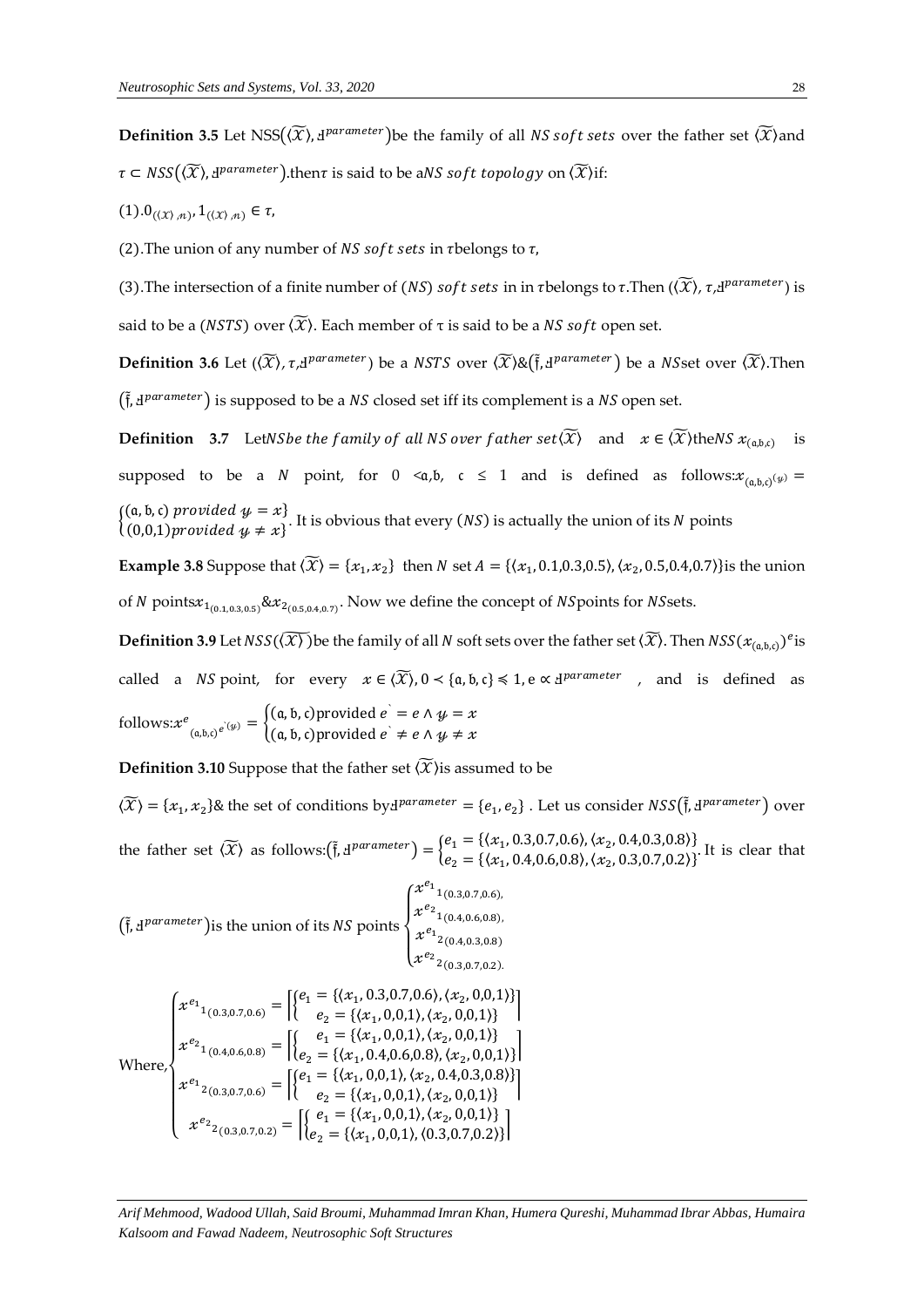**Definition 3.5** Let $NSS(\langle\widetilde{\mathcal{X}}\rangle, Ⅎ^{parameter})$be the family of all $NS\ soft\ sets$ over the father set $\langle\widetilde{\mathcal{X}}\rangle$and $\tau \subset NSS(\langle\widetilde{\mathcal{X}}\rangle, Ⅎ^{parameter})$.then$\tau$ is said to be a$NS\ soft\ topology$ on $\langle\widetilde{\mathcal{X}}\rangle$if:

(1).$0_{(\langle\mathcal{X}\rangle,\mathcal{n})}, 1_{(\langle\mathcal{X}\rangle,\mathcal{n})} \in \tau$,

(2).The union of any number of $NS\ soft\ sets$ in $\tau$belongs to $\tau$,

(3).The intersection of a finite number of $(NS)\ soft\ sets$ in in $\tau$belongs to $\tau$.Then $(\langle\widetilde{\mathcal{X}}\rangle, \tau, Ⅎ^{parameter})$ is said to be a $(NSTS)$ over $\langle\widetilde{\mathcal{X}}\rangle$. Each member of τ is said to be a $NS\ soft$ open set.

**Definition 3.6** Let $(\langle\widetilde{\mathcal{X}}\rangle, \tau, Ⅎ^{parameter})$ be a $NSTS$ over $\langle\widetilde{\mathcal{X}}\rangle$&$(\tilde{\mathfrak{f}}, Ⅎ^{parameter})$ be a $NS$set over $\langle\widetilde{\mathcal{X}}\rangle$.Then $(\tilde{\mathfrak{f}}, Ⅎ^{parameter})$ is supposed to be a $NS$ closed set iff its complement is a $NS$ open set.

**Definition 3.7** Let$NS$ *be the family of all* $NS$ *over father set* $\langle\widetilde{\mathcal{X}}\rangle$ and $x \in \langle\widetilde{\mathcal{X}}\rangle$the$NS$ $x_{(\mathfrak{a},\mathfrak{b},\mathfrak{c})}$ is supposed to be a $N$ point, for $0 < \mathfrak{a}, \mathfrak{b}, \ \mathfrak{c} \le 1$ and is defined as follows:$x_{(\mathfrak{a},\mathfrak{b},\mathfrak{c})}(y) = \begin{cases}(\mathfrak{a},\mathfrak{b},\mathfrak{c})\ provided\ y = x\\ (0,0,1) provided\ y \neq x\end{cases}$. It is obvious that every $(NS)$ is actually the union of its $N$ points

**Example 3.8** Suppose that $\langle\widetilde{\mathcal{X}}\rangle = \{x_1, x_2\}$ then $N$ set $A = \{\langle x_1, 0.1, 0.3, 0.5\rangle, \langle x_2, 0.5, 0.4, 0.7\rangle\}$is the union of $N$ points$x_{1_{(0.1,0.3,0.5)}}$&$x_{2_{(0.5,0.4,0.7)}}$. Now we define the concept of $NS$points for $NS$sets.

**Definition 3.9** Let $NSS(\langle\widetilde{\mathcal{X}}\rangle)$be the family of all $N$ soft sets over the father set $\langle\widetilde{\mathcal{X}}\rangle$. Then $NSS(x_{(\mathfrak{a},\mathfrak{b},\mathfrak{c})})^e$is called a $NS$ point, for every $x \in \langle\widetilde{\mathcal{X}}\rangle, 0 \prec \{\mathfrak{a},\mathfrak{b},\mathfrak{c}\} \preccurlyeq 1, e \propto Ⅎ^{parameter}$ , and is defined as follows:$x^e_{(\mathfrak{a},\mathfrak{b},\mathfrak{c})}{}_{e^`(y)} = \begin{cases}(\mathfrak{a},\mathfrak{b},\mathfrak{c}) \text{provided } e^` = e \wedge y = x\\ (\mathfrak{a},\mathfrak{b},\mathfrak{c}) \text{provided } e^` \neq e \wedge y \neq x\end{cases}$

**Definition 3.10** Suppose that the father set $\langle\widetilde{\mathcal{X}}\rangle$is assumed to be

$\langle\widetilde{\mathcal{X}}\rangle = \{x_1, x_2\}$& the set of conditions by$Ⅎ^{parameter} = \{e_1, e_2\}$ . Let us consider $NSS(\tilde{\mathfrak{f}}, Ⅎ^{parameter})$ over the father set $\langle\widetilde{\mathcal{X}}\rangle$ as follows:$(\tilde{\mathfrak{f}}, Ⅎ^{parameter}) = \begin{cases}e_1 = \{\langle x_1, 0.3, 0.7, 0.6\rangle, \langle x_2, 0.4, 0.3, 0.8\rangle\}\\ e_2 = \{\langle x_1, 0.4, 0.6, 0.8\rangle, \langle x_2, 0.3, 0.7, 0.2\rangle\}\end{cases}$. It is clear that $(\tilde{\mathfrak{f}}, Ⅎ^{parameter})$is the union of its $NS$ points $\begin{cases}x^{e_1}{}_{1(0.3,0.7,0.6),}\\ x^{e_2}{}_{1(0.4,0.6,0.8),}\\ x^{e_1}{}_{2(0.4,0.3,0.8)}\\ x^{e_2}{}_{2(0.3,0.7,0.2).}\end{cases}$

$$\text{Where,}\begin{cases}x^{e_1}{}_{1(0.3,0.7,0.6)} = \left[\begin{cases}e_1 = \{\langle x_1, 0.3,0.7,0.6\rangle, \langle x_2, 0,0,1\rangle\}\\ e_2 = \{\langle x_1, 0,0,1\rangle, \langle x_2, 0,0,1\rangle\}\end{cases}\right]\\ x^{e_2}{}_{1(0.4,0.6,0.8)} = \left[\begin{cases}e_1 = \{\langle x_1, 0,0,1\rangle, \langle x_2, 0,0,1\rangle\}\\ e_2 = \{\langle x_1, 0.4,0.6,0.8\rangle, \langle x_2, 0,0,1\rangle\}\end{cases}\right]\\ x^{e_1}{}_{2(0.3,0.7,0.6)} = \left[\begin{cases}e_1 = \{\langle x_1, 0,0,1\rangle, \langle x_2, 0.4,0.3,0.8\rangle\}\\ e_2 = \{\langle x_1, 0,0,1\rangle, \langle x_2, 0,0,1\rangle\}\end{cases}\right]\\ x^{e_2}{}_{2(0.3,0.7,0.2)} = \left[\begin{cases}e_1 = \{\langle x_1, 0,0,1\rangle, \langle x_2, 0,0,1\rangle\}\\ e_2 = \{\langle x_1, 0,0,1\rangle, \langle 0.3,0.7,0.2\rangle\}\end{cases}\right]\end{cases}$$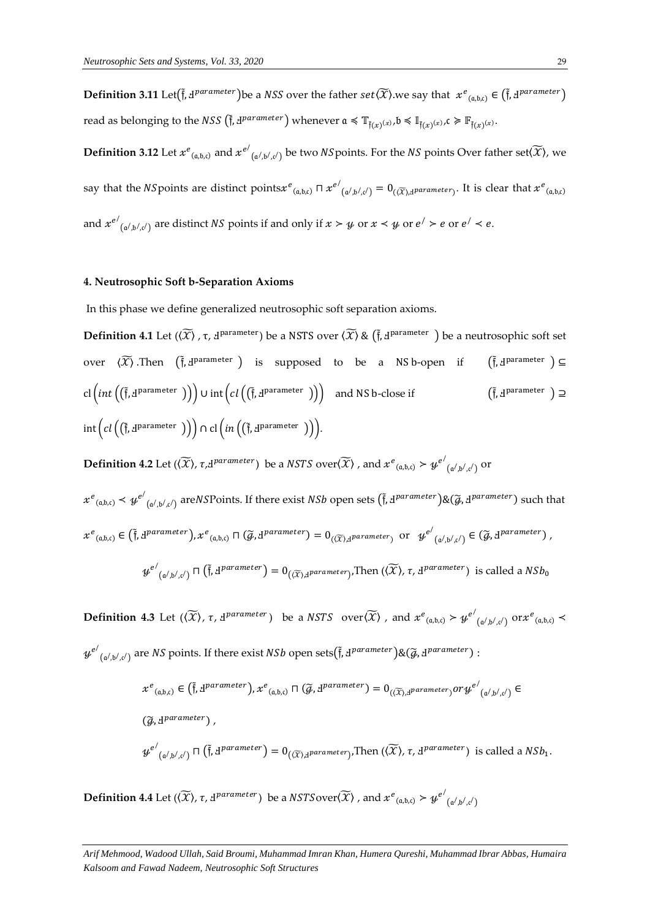**Definition 3.11** Let$(\tilde{\mathfrak{f}}, \text{Ⅎ}^{parameter})$be a $NSS$ over the father $set\langle\widetilde{\mathcal{X}}\rangle$.we say that $x^{e}{}_{(\mathfrak{a},\mathfrak{b},\mathfrak{c})} \in (\tilde{\mathfrak{f}}, \text{Ⅎ}^{parameter})$ read as belonging to the $NSS$ $(\tilde{\mathfrak{f}}, \text{Ⅎ}^{parameter})$ whenever $\mathfrak{a} \preccurlyeq \mathbb{T}_{\tilde{\mathfrak{f}}(x)^{(x)}}, \mathfrak{b} \preccurlyeq \mathbb{I}_{\tilde{\mathfrak{f}}(x)^{(x)}}, \mathfrak{c} \succcurlyeq \mathbb{F}_{\tilde{\mathfrak{f}}(x)^{(x)}}$.

**Definition 3.12** Let $x^{e}{}_{(\mathfrak{a},\mathfrak{b},\mathfrak{c})}$ and $x^{e'}{}_{(\mathfrak{a}',\mathfrak{b}',\mathfrak{c}')}$ be two $NS$points. For the $NS$ points Over father set$\langle\widetilde{\mathcal{X}}\rangle$, we say that the $NS$points are distinct points$x^{e}{}_{(\mathfrak{a},\mathfrak{b},\mathfrak{c})} \sqcap x^{e'}{}_{(\mathfrak{a}',\mathfrak{b}',\mathfrak{c}')} = 0_{(\langle\widetilde{\mathcal{X}}\rangle, \text{Ⅎ}^{parameter})}$. It is clear that $x^{e}{}_{(\mathfrak{a},\mathfrak{b},\mathfrak{c})}$ and $x^{e'}{}_{(\mathfrak{a}',\mathfrak{b}',\mathfrak{c}')}$ are distinct $NS$ points if and only if $x \succ y$ or $x \prec y$ or $e' \succ e$ or $e' \prec e$.

## 4. Neutrosophic Soft b-Separation Axioms

In this phase we define generalized neutrosophic soft separation axioms.

**Definition 4.1** Let $(\langle\widetilde{\mathcal{X}}\rangle, \tau, \text{Ⅎ}^{\text{parameter}})$ be a NSTS over $\langle\widetilde{\mathcal{X}}\rangle$ & $(\tilde{\mathfrak{f}}, \text{Ⅎ}^{\text{parameter}})$ be a neutrosophic soft set over $\langle\widetilde{\mathcal{X}}\rangle$ .Then $(\tilde{\mathfrak{f}}, \text{Ⅎ}^{\text{parameter}})$ is supposed to be a NS b-open if $(\tilde{\mathfrak{f}}, \text{Ⅎ}^{\text{parameter}}) \subseteq \text{cl}\left(int\left((\tilde{\mathfrak{f}}, \text{Ⅎ}^{\text{parameter}})\right)\right) \cup \text{int}\left(cl\left((\tilde{\mathfrak{f}}, \text{Ⅎ}^{\text{parameter}})\right)\right)$ and NS b-close if $(\tilde{\mathfrak{f}}, \text{Ⅎ}^{\text{parameter}}) \supseteq \text{int}\left(cl\left((\tilde{\mathfrak{f}}, \text{Ⅎ}^{\text{parameter}})\right)\right) \cap \text{cl}\left(in\left((\tilde{\mathfrak{f}}, \text{Ⅎ}^{\text{parameter}})\right)\right)$.

**Definition 4.2** Let $(\langle\widetilde{\mathcal{X}}\rangle, \tau, \text{Ⅎ}^{parameter})$ be a $NSTS$ over$\langle\widetilde{\mathcal{X}}\rangle$ , and $x^{e}{}_{(\mathfrak{a},\mathfrak{b},\mathfrak{c})} \succ y^{e'}{}_{(\mathfrak{a}',\mathfrak{b}',\mathfrak{c}')}$ or $x^{e}{}_{(\mathfrak{a},\mathfrak{b},\mathfrak{c})} \prec y^{e'}{}_{(\mathfrak{a}',\mathfrak{b}',\mathfrak{c}')}$ are$NS$Points. If there exist $NSb$ open sets $(\tilde{\mathfrak{f}}, \text{Ⅎ}^{parameter})$&$(\tilde{\mathcal{g}}, \text{Ⅎ}^{parameter})$ such that $x^{e}{}_{(\mathfrak{a},\mathfrak{b},\mathfrak{c})} \in (\tilde{\mathfrak{f}}, \text{Ⅎ}^{parameter}), x^{e}{}_{(\mathfrak{a},\mathfrak{b},\mathfrak{c})} \sqcap (\tilde{\mathcal{g}}, \text{Ⅎ}^{parameter}) = 0_{(\langle\widetilde{\mathcal{X}}\rangle, \text{Ⅎ}^{parameter})}$ or $y^{e'}{}_{(\mathfrak{a}',\mathfrak{b}',\mathfrak{c}')} \in (\tilde{\mathcal{g}}, \text{Ⅎ}^{parameter})$ ,

$$y^{e'}{}_{(\mathfrak{a}',\mathfrak{b}',\mathfrak{c}')} \sqcap (\tilde{\mathfrak{f}}, \text{Ⅎ}^{parameter}) = 0_{(\langle\widetilde{\mathcal{X}}\rangle, \text{Ⅎ}^{parameter})}$$ ,Then $(\langle\widetilde{\mathcal{X}}\rangle, \tau, \text{Ⅎ}^{parameter})$ is called a $NSb_0$

**Definition 4.3** Let $(\langle\widetilde{\mathcal{X}}\rangle, \tau, \text{Ⅎ}^{parameter})$ be a $NSTS$ over$\langle\widetilde{\mathcal{X}}\rangle$ , and $x^{e}{}_{(\mathfrak{a},\mathfrak{b},\mathfrak{c})} \succ y^{e'}{}_{(\mathfrak{a}',\mathfrak{b}',\mathfrak{c}')}$ or$x^{e}{}_{(\mathfrak{a},\mathfrak{b},\mathfrak{c})} \prec y^{e'}{}_{(\mathfrak{a}',\mathfrak{b}',\mathfrak{c}')}$ are $NS$ points. If there exist $NSb$ open sets$(\tilde{\mathfrak{f}}, \text{Ⅎ}^{parameter})$&$(\tilde{\mathcal{g}}, \text{Ⅎ}^{parameter})$ :

$$x^{e}{}_{(\mathfrak{a},\mathfrak{b},\mathfrak{c})} \in (\tilde{\mathfrak{f}}, \text{Ⅎ}^{parameter}), x^{e}{}_{(\mathfrak{a},\mathfrak{b},\mathfrak{c})} \sqcap (\tilde{\mathcal{g}}, \text{Ⅎ}^{parameter}) = 0_{(\langle\widetilde{\mathcal{X}}\rangle, \text{Ⅎ}^{parameter})} or\, y^{e'}{}_{(\mathfrak{a}',\mathfrak{b}',\mathfrak{c}')} \in (\tilde{\mathcal{g}}, \text{Ⅎ}^{parameter}),$$

$$y^{e'}{}_{(\mathfrak{a}',\mathfrak{b}',\mathfrak{c}')} \sqcap (\tilde{\mathfrak{f}}, \text{Ⅎ}^{parameter}) = 0_{(\langle\widetilde{\mathcal{X}}\rangle, \text{Ⅎ}^{parameter})}$$ ,Then $(\langle\widetilde{\mathcal{X}}\rangle, \tau, \text{Ⅎ}^{parameter})$ is called a $NSb_1$.

**Definition 4.4** Let $(\langle\widetilde{\mathcal{X}}\rangle, \tau, \text{Ⅎ}^{parameter})$ be a $NSTS$over$\langle\widetilde{\mathcal{X}}\rangle$ , and $x^{e}{}_{(\mathfrak{a},\mathfrak{b},\mathfrak{c})} \succ y^{e'}{}_{(\mathfrak{a}',\mathfrak{b}',\mathfrak{c}')}$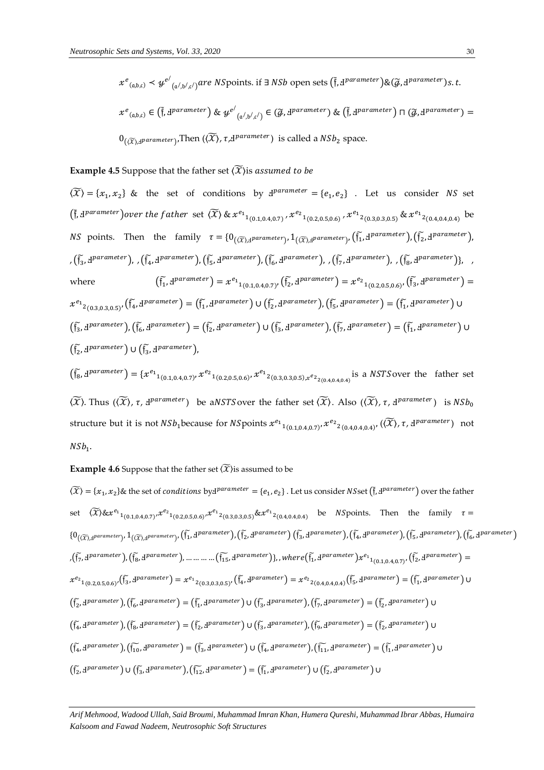$x^{e}{}_{(\mathrm{a},\mathrm{b},\mathrm{c})} \prec y^{e/}{}_{(\mathrm{a}/,\mathrm{b}/,\mathrm{c}/)}$ *are* $NS$points. if $\exists$ $NSb$ open sets $(\tilde{\mathfrak{f}}, \text{Ⅎ}^{parameter})$&$(\tilde{g}, \text{Ⅎ}^{parameter})$ $s.t.$

$x^{e}{}_{(\mathrm{a},\mathrm{b},\mathrm{c})} \in (\tilde{\mathfrak{f}}, \text{Ⅎ}^{parameter})$ & $y^{e/}{}_{(\mathrm{a}/,\mathrm{b}/,\mathrm{c}/)} \in (\tilde{g}, \text{Ⅎ}^{parameter})$ & $(\tilde{\mathfrak{f}}, \text{Ⅎ}^{parameter}) \sqcap (\tilde{g}, \text{Ⅎ}^{parameter}) = 0_{(\langle\widetilde{\mathcal{X}}\rangle, \text{Ⅎ}^{parameter})}$, Then $(\langle\widetilde{\mathcal{X}}\rangle, \tau, \text{Ⅎ}^{parameter})$ is called a $NSb_2$ space.

**Example 4.5** Suppose that the father set $\langle\widetilde{\mathcal{X}}\rangle$is *assumed to be*

$\langle\widetilde{\mathcal{X}}\rangle = \{x_1, x_2\}$ & the set of conditions by $\text{Ⅎ}^{parameter} = \{e_1, e_2\}$ . Let us consider $NS$ set $(\tilde{\mathfrak{f}}, \text{Ⅎ}^{parameter})$*over the father* set $\langle\widetilde{\mathcal{X}}\rangle$ & $x^{e_1}{}_{1(0.1,0.4,0.7)}$ , $x^{e_2}{}_{1(0.2,0.5,0.6)}$ , $x^{e_1}{}_{2(0.3,0.3,0.5)}$ & $x^{e_1}{}_{2(0.4,0.4,0.4)}$ be $NS$ points. Then the family $\tau = \{0_{(\langle\widetilde{\mathcal{X}}\rangle, \text{Ⅎ}^{parameter})}, 1_{(\langle\widetilde{\mathcal{X}}\rangle, \text{Ⅎ}^{parameter})}, (\tilde{\mathfrak{f}}_1, \text{Ⅎ}^{parameter}), (\tilde{\mathfrak{f}}_2, \text{Ⅎ}^{parameter}),$ $,(\tilde{\mathfrak{f}}_3, \text{Ⅎ}^{parameter}),$ $,(\tilde{\mathfrak{f}}_4, \text{Ⅎ}^{parameter}), (\tilde{\mathfrak{f}}_5, \text{Ⅎ}^{parameter}), (\tilde{\mathfrak{f}}_6, \text{Ⅎ}^{parameter}),$ $,(\tilde{\mathfrak{f}}_7, \text{Ⅎ}^{parameter}),$ $,(\tilde{\mathfrak{f}}_8, \text{Ⅎ}^{parameter})\}$, , where $(\tilde{\mathfrak{f}}_1, \text{Ⅎ}^{parameter}) = x^{e_1}{}_{1(0.1,0.4,0.7)}$, $(\tilde{\mathfrak{f}}_2, \text{Ⅎ}^{parameter}) = x^{e_2}{}_{1(0.2,0.5,0.6)}$, $(\tilde{\mathfrak{f}}_3, \text{Ⅎ}^{parameter}) = x^{e_1}{}_{2(0.3,0.3,0.5)}$, $(\tilde{\mathfrak{f}}_4, \text{Ⅎ}^{parameter}) = (\tilde{\mathfrak{f}}_1, \text{Ⅎ}^{parameter}) \cup (\tilde{\mathfrak{f}}_2, \text{Ⅎ}^{parameter})$, $(\tilde{\mathfrak{f}}_5, \text{Ⅎ}^{parameter}) = (\tilde{\mathfrak{f}}_1, \text{Ⅎ}^{parameter}) \cup (\tilde{\mathfrak{f}}_3, \text{Ⅎ}^{parameter})$, $(\tilde{\mathfrak{f}}_6, \text{Ⅎ}^{parameter}) = (\tilde{\mathfrak{f}}_2, \text{Ⅎ}^{parameter}) \cup (\tilde{\mathfrak{f}}_3, \text{Ⅎ}^{parameter})$, $(\tilde{\mathfrak{f}}_7, \text{Ⅎ}^{parameter}) = (\tilde{\mathfrak{f}}_1, \text{Ⅎ}^{parameter}) \cup (\tilde{\mathfrak{f}}_2, \text{Ⅎ}^{parameter}) \cup (\tilde{\mathfrak{f}}_3, \text{Ⅎ}^{parameter})$,

$(\tilde{\mathfrak{f}}_8, \text{Ⅎ}^{parameter}) = \{x^{e_1}{}_{1(0.1,0.4,0.7)}, x^{e_2}{}_{1(0.2,0.5,0.6)}, x^{e_1}{}_{2(0.3,0.3,0.5)}, x^{e_2}{}_{2(0.4,0.4,0.4)}$ is a $NSTS$over the father set $\langle\widetilde{\mathcal{X}}\rangle$. Thus $(\langle\widetilde{\mathcal{X}}\rangle, \tau, \text{Ⅎ}^{parameter})$ be a$NSTS$over the father set $\langle\widetilde{\mathcal{X}}\rangle$. Also $(\langle\widetilde{\mathcal{X}}\rangle, \tau, \text{Ⅎ}^{parameter})$ is $NSb_0$ structure but it is not $NSb_1$because for $NS$points $x^{e_1}{}_{1(0.1,0.4,0.7)}, x^{e_2}{}_{2(0.4,0.4,0.4)}$, $(\langle\widetilde{\mathcal{X}}\rangle, \tau, \text{Ⅎ}^{parameter})$ not $NSb_1$.

**Example 4.6** Suppose that the father set $\langle\widetilde{\mathcal{X}}\rangle$is assumed to be

$\langle\widetilde{\mathcal{X}}\rangle = \{x_1, x_2\}$& the set of *conditions* by$\text{Ⅎ}^{parameter} = \{e_1, e_2\}$ . Let us consider $NS$set $(\tilde{\mathfrak{f}}, \text{Ⅎ}^{parameter})$ over the father set $\langle\widetilde{\mathcal{X}}\rangle$&$x^{e_1}{}_{1(0.1,0.4,0.7)}, x^{e_2}{}_{1(0.2,0.5,0.6)}, x^{e_1}{}_{2(0.3,0.3,0.5)}$&$x^{e_1}{}_{2(0.4,0.4,0.4)}$ be $NS$points. Then the family $\tau = \{0_{(\langle\widetilde{\mathcal{X}}\rangle, \text{Ⅎ}^{parameter})}, 1_{(\langle\widetilde{\mathcal{X}}\rangle, \text{Ⅎ}^{parameter})}, (\tilde{\mathfrak{f}}_1, \text{Ⅎ}^{parameter}), (\tilde{\mathfrak{f}}_2, \text{Ⅎ}^{parameter})\ (\tilde{\mathfrak{f}}_3, \text{Ⅎ}^{parameter}), (\tilde{\mathfrak{f}}_4, \text{Ⅎ}^{parameter}), (\tilde{\mathfrak{f}}_5, \text{Ⅎ}^{parameter}), (\tilde{\mathfrak{f}}_6, \text{Ⅎ}^{parameter})$ $,(\tilde{\mathfrak{f}}_7, \text{Ⅎ}^{parameter}), (\tilde{\mathfrak{f}}_8, \text{Ⅎ}^{parameter}), \ldots\ldots\ldots\ldots (\tilde{\mathfrak{f}}_{15}, \text{Ⅎ}^{parameter})\}$, , *where*$(\tilde{\mathfrak{f}}_1, \text{Ⅎ}^{parameter}) x^{e_1}{}_{1(0.1,0.4,0.7)}$, $(\tilde{\mathfrak{f}}_2, \text{Ⅎ}^{parameter}) = x^{e_2}{}_{1(0.2,0.5,0.6)}$, $(\tilde{\mathfrak{f}}_3, \text{Ⅎ}^{parameter}) = x^{e_1}{}_{2(0.3,0.3,0.5)}$, $(\tilde{\mathfrak{f}}_4, \text{Ⅎ}^{parameter}) = x^{e_2}{}_{2(0.4,0.4,0.4)}$ $(\tilde{\mathfrak{f}}_5, \text{Ⅎ}^{parameter}) = (\tilde{\mathfrak{f}}_1, \text{Ⅎ}^{parameter}) \cup (\tilde{\mathfrak{f}}_2, \text{Ⅎ}^{parameter})$, $(\tilde{\mathfrak{f}}_6, \text{Ⅎ}^{parameter}) = (\tilde{\mathfrak{f}}_1, \text{Ⅎ}^{parameter}) \cup (\tilde{\mathfrak{f}}_3, \text{Ⅎ}^{parameter})$, $(\tilde{\mathfrak{f}}_7, \text{Ⅎ}^{parameter}) = (\tilde{\mathfrak{f}}_2, \text{Ⅎ}^{parameter}) \cup (\tilde{\mathfrak{f}}_4, \text{Ⅎ}^{parameter})$, $(\tilde{\mathfrak{f}}_8, \text{Ⅎ}^{parameter}) = (\tilde{\mathfrak{f}}_2, \text{Ⅎ}^{parameter}) \cup (\tilde{\mathfrak{f}}_3, \text{Ⅎ}^{parameter})$, $(\tilde{\mathfrak{f}}_9, \text{Ⅎ}^{parameter}) = (\tilde{\mathfrak{f}}_2, \text{Ⅎ}^{parameter}) \cup (\tilde{\mathfrak{f}}_4, \text{Ⅎ}^{parameter})$, $(\tilde{\mathfrak{f}}_{10}, \text{Ⅎ}^{parameter}) = (\tilde{\mathfrak{f}}_3, \text{Ⅎ}^{parameter}) \cup (\tilde{\mathfrak{f}}_4, \text{Ⅎ}^{parameter})$, $(\tilde{\mathfrak{f}}_{11}, \text{Ⅎ}^{parameter}) = (\tilde{\mathfrak{f}}_1, \text{Ⅎ}^{parameter}) \cup (\tilde{\mathfrak{f}}_2, \text{Ⅎ}^{parameter}) \cup (\tilde{\mathfrak{f}}_3, \text{Ⅎ}^{parameter})$, $(\tilde{\mathfrak{f}}_{12}, \text{Ⅎ}^{parameter}) = (\tilde{\mathfrak{f}}_1, \text{Ⅎ}^{parameter}) \cup (\tilde{\mathfrak{f}}_2, \text{Ⅎ}^{parameter}) \cup$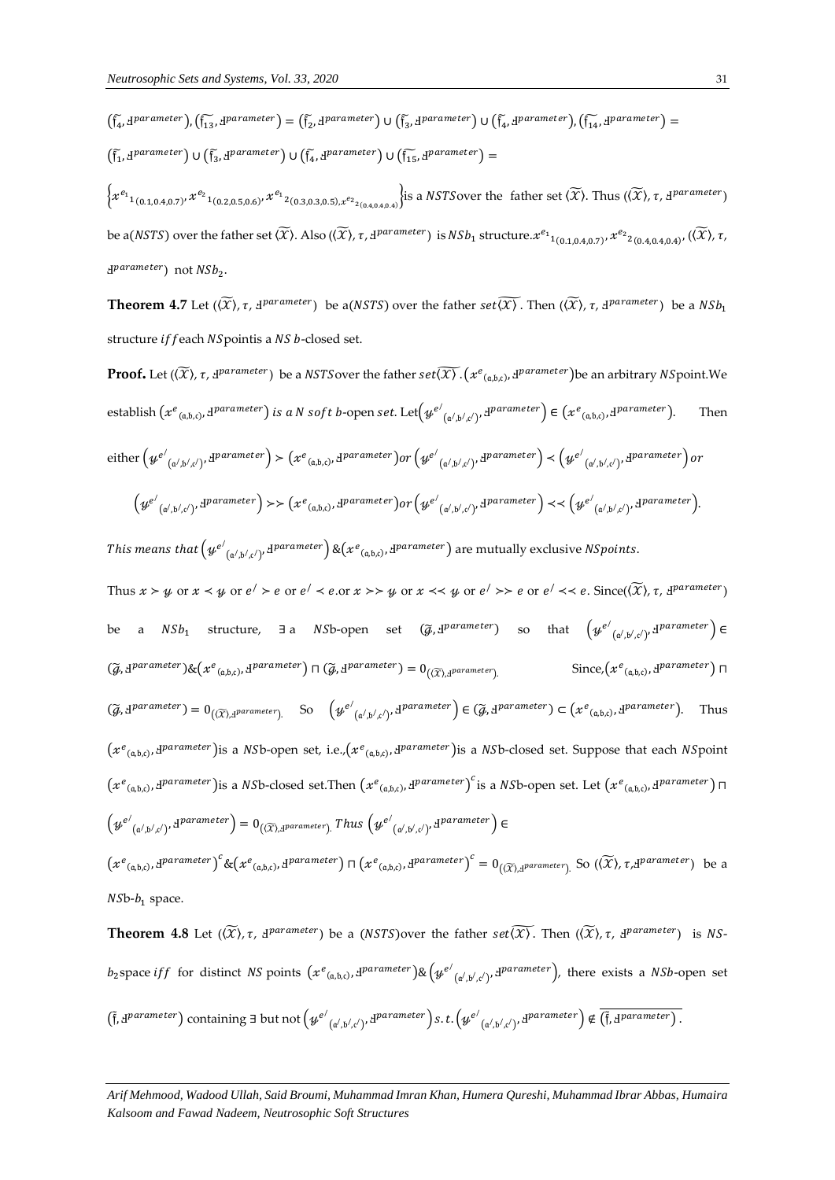$(\widetilde{\mathfrak{f}_4}, \mathfrak{Ⅎ}^{parameter}), (\widetilde{\mathfrak{f}_{13}}, \mathfrak{Ⅎ}^{parameter}) = (\widetilde{\mathfrak{f}_2}, \mathfrak{Ⅎ}^{parameter}) \cup (\widetilde{\mathfrak{f}_3}, \mathfrak{Ⅎ}^{parameter}) \cup (\widetilde{\mathfrak{f}_4}, \mathfrak{Ⅎ}^{parameter}), (\widetilde{\mathfrak{f}_{14}}, \mathfrak{Ⅎ}^{parameter}) = (\widetilde{\mathfrak{f}_1}, \mathfrak{Ⅎ}^{parameter}) \cup (\widetilde{\mathfrak{f}_3}, \mathfrak{Ⅎ}^{parameter}) \cup (\widetilde{\mathfrak{f}_4}, \mathfrak{Ⅎ}^{parameter}) \cup (\widetilde{\mathfrak{f}_{15}}, \mathfrak{Ⅎ}^{parameter}) =$

$\left\{x^{e_1}{}_{1(0.1,0.4,0.7)}, x^{e_2}{}_{1(0.2,0.5,0.6)}, x^{e_1}{}_{2(0.3,0.3,0.5)}, x^{e_2}{}_{2(0.4,0.4,0.4)}\right\}$ is a $NSTS$ over the father set $\langle\widetilde{\mathcal{X}}\rangle$. Thus $(\langle\widetilde{\mathcal{X}}\rangle, \tau, \mathfrak{Ⅎ}^{parameter})$ be a($NSTS$) over the father set $\langle\widetilde{\mathcal{X}}\rangle$. Also $(\langle\widetilde{\mathcal{X}}\rangle, \tau, \mathfrak{Ⅎ}^{parameter})$ is $NSb_1$ structure. $x^{e_1}{}_{1(0.1,0.4,0.7)}, x^{e_2}{}_{2(0.4,0.4,0.4)}, (\langle\widetilde{\mathcal{X}}\rangle, \tau, \mathfrak{Ⅎ}^{parameter})$ not $NSb_2$.

**Theorem 4.7** Let $(\langle\widetilde{\mathcal{X}}\rangle, \tau, \mathfrak{Ⅎ}^{parameter})$ be a($NSTS$) over the father $set\langle\widetilde{\mathcal{X}}\rangle$. Then $(\langle\widetilde{\mathcal{X}}\rangle, \tau, \mathfrak{Ⅎ}^{parameter})$ be a $NSb_1$ structure $iff$ each $NS$ point is a $NS$ $b$-closed set.

**Proof.** Let $(\langle\widetilde{\mathcal{X}}\rangle, \tau, \mathfrak{Ⅎ}^{parameter})$ be a $NSTS$ over the father $set\langle\widetilde{\mathcal{X}}\rangle$. $(x^{e}{}_{(\mathfrak{a},\mathfrak{b},\mathfrak{c})}, \mathfrak{Ⅎ}^{parameter})$ be an arbitrary $NS$ point. We establish $(x^{e}{}_{(\mathfrak{a},\mathfrak{b},\mathfrak{c})}, \mathfrak{Ⅎ}^{parameter})$ *is a N soft b*-open *set*. Let $\left(y^{e^{/}}{}_{(\mathfrak{a}^{/},\mathfrak{b}^{/},\mathfrak{c}^{/})}, \mathfrak{Ⅎ}^{parameter}\right) \in (x^{e}{}_{(\mathfrak{a},\mathfrak{b},\mathfrak{c})}, \mathfrak{Ⅎ}^{parameter})$. Then either $\left(y^{e^{/}}{}_{(\mathfrak{a}^{/},\mathfrak{b}^{/},\mathfrak{c}^{/})}, \mathfrak{Ⅎ}^{parameter}\right) \succ (x^{e}{}_{(\mathfrak{a},\mathfrak{b},\mathfrak{c})}, \mathfrak{Ⅎ}^{parameter})$ or $\left(y^{e^{/}}{}_{(\mathfrak{a}^{/},\mathfrak{b}^{/},\mathfrak{c}^{/})}, \mathfrak{Ⅎ}^{parameter}\right) \prec \left(y^{e^{/}}{}_{(\mathfrak{a}^{/},\mathfrak{b}^{/},\mathfrak{c}^{/})}, \mathfrak{Ⅎ}^{parameter}\right)$ or $\left(y^{e^{/}}{}_{(\mathfrak{a}^{/},\mathfrak{b}^{/},\mathfrak{c}^{/})}, \mathfrak{Ⅎ}^{parameter}\right) \succ\succ (x^{e}{}_{(\mathfrak{a},\mathfrak{b},\mathfrak{c})}, \mathfrak{Ⅎ}^{parameter})$ or $\left(y^{e^{/}}{}_{(\mathfrak{a}^{/},\mathfrak{b}^{/},\mathfrak{c}^{/})}, \mathfrak{Ⅎ}^{parameter}\right) \prec\prec \left(y^{e^{/}}{}_{(\mathfrak{a}^{/},\mathfrak{b}^{/},\mathfrak{c}^{/})}, \mathfrak{Ⅎ}^{parameter}\right)$.

*This means that* $\left(y^{e^{/}}{}_{(\mathfrak{a}^{/},\mathfrak{b}^{/},\mathfrak{c}^{/})}, \mathfrak{Ⅎ}^{parameter}\right) \& (x^{e}{}_{(\mathfrak{a},\mathfrak{b},\mathfrak{c})}, \mathfrak{Ⅎ}^{parameter})$ are mutually exclusive $NSpoints$.

Thus $x \succ y$ or $x \prec y$ or $e^{/} \succ e$ or $e^{/} \prec e$. or $x \succ\succ y$ or $x \prec\prec y$ or $e^{/} \succ\succ e$ or $e^{/} \prec\prec e$. Since$(\langle\widetilde{\mathcal{X}}\rangle, \tau, \mathfrak{Ⅎ}^{parameter})$ be a $NSb_1$ structure, $\exists$ a $NS$b-open set $(\widetilde{\mathcal{G}}, \mathfrak{Ⅎ}^{parameter})$ so that $\left(y^{e^{/}}{}_{(\mathfrak{a}^{/},\mathfrak{b}^{/},\mathfrak{c}^{/})}, \mathfrak{Ⅎ}^{parameter}\right) \in (\widetilde{\mathcal{G}}, \mathfrak{Ⅎ}^{parameter}) \& (x^{e}{}_{(\mathfrak{a},\mathfrak{b},\mathfrak{c})}, \mathfrak{Ⅎ}^{parameter}) \sqcap (\widetilde{\mathcal{G}}, \mathfrak{Ⅎ}^{parameter}) = 0_{(\langle\widetilde{\mathcal{X}}\rangle, \mathfrak{Ⅎ}^{parameter})}$. Since, $(x^{e}{}_{(\mathfrak{a},\mathfrak{b},\mathfrak{c})}, \mathfrak{Ⅎ}^{parameter}) \sqcap (\widetilde{\mathcal{G}}, \mathfrak{Ⅎ}^{parameter}) = 0_{(\langle\widetilde{\mathcal{X}}\rangle, \mathfrak{Ⅎ}^{parameter})}$. So $\left(y^{e^{/}}{}_{(\mathfrak{a}^{/},\mathfrak{b}^{/},\mathfrak{c}^{/})}, \mathfrak{Ⅎ}^{parameter}\right) \in (\widetilde{\mathcal{G}}, \mathfrak{Ⅎ}^{parameter}) \subset (x^{e}{}_{(\mathfrak{a},\mathfrak{b},\mathfrak{c})}, \mathfrak{Ⅎ}^{parameter})$. Thus $(x^{e}{}_{(\mathfrak{a},\mathfrak{b},\mathfrak{c})}, \mathfrak{Ⅎ}^{parameter})$ is a $NS$b-open set, i.e.,$(x^{e}{}_{(\mathfrak{a},\mathfrak{b},\mathfrak{c})}, \mathfrak{Ⅎ}^{parameter})$ is a $NS$b-closed set. Suppose that each $NS$point $(x^{e}{}_{(\mathfrak{a},\mathfrak{b},\mathfrak{c})}, \mathfrak{Ⅎ}^{parameter})$ is a $NS$b-closed set. Then $(x^{e}{}_{(\mathfrak{a},\mathfrak{b},\mathfrak{c})}, \mathfrak{Ⅎ}^{parameter})^{c}$ is a $NS$b-open set. Let $(x^{e}{}_{(\mathfrak{a},\mathfrak{b},\mathfrak{c})}, \mathfrak{Ⅎ}^{parameter}) \sqcap \left(y^{e^{/}}{}_{(\mathfrak{a}^{/},\mathfrak{b}^{/},\mathfrak{c}^{/})}, \mathfrak{Ⅎ}^{parameter}\right) = 0_{(\langle\widetilde{\mathcal{X}}\rangle, \mathfrak{Ⅎ}^{parameter})}$. *Thus* $\left(y^{e^{/}}{}_{(\mathfrak{a}^{/},\mathfrak{b}^{/},\mathfrak{c}^{/})}, \mathfrak{Ⅎ}^{parameter}\right) \in (x^{e}{}_{(\mathfrak{a},\mathfrak{b},\mathfrak{c})}, \mathfrak{Ⅎ}^{parameter})^{c} \& (x^{e}{}_{(\mathfrak{a},\mathfrak{b},\mathfrak{c})}, \mathfrak{Ⅎ}^{parameter}) \sqcap (x^{e}{}_{(\mathfrak{a},\mathfrak{b},\mathfrak{c})}, \mathfrak{Ⅎ}^{parameter})^{c} = 0_{(\langle\widetilde{\mathcal{X}}\rangle, \mathfrak{Ⅎ}^{parameter})}$. So $(\langle\widetilde{\mathcal{X}}\rangle, \tau, \mathfrak{Ⅎ}^{parameter})$ be a $NS$b-$b_1$ space.

**Theorem 4.8** Let $(\langle\widetilde{\mathcal{X}}\rangle, \tau, \mathfrak{Ⅎ}^{parameter})$ be a ($NSTS$)over the father $set\langle\widetilde{\mathcal{X}}\rangle$. Then $(\langle\widetilde{\mathcal{X}}\rangle, \tau, \mathfrak{Ⅎ}^{parameter})$ is $NS$-$b_2$space $iff$ for distinct $NS$ points $(x^{e}{}_{(\mathfrak{a},\mathfrak{b},\mathfrak{c})}, \mathfrak{Ⅎ}^{parameter}) \& \left(y^{e^{/}}{}_{(\mathfrak{a}^{/},\mathfrak{b}^{/},\mathfrak{c}^{/})}, \mathfrak{Ⅎ}^{parameter}\right)$, there exists a $NSb$-open set $(\tilde{\mathfrak{f}}, \mathfrak{Ⅎ}^{parameter})$ containing $\exists$ but not $\left(y^{e^{/}}{}_{(\mathfrak{a}^{/},\mathfrak{b}^{/},\mathfrak{c}^{/})}, \mathfrak{Ⅎ}^{parameter}\right)$ $s.t.$ $\left(y^{e^{/}}{}_{(\mathfrak{a}^{/},\mathfrak{b}^{/},\mathfrak{c}^{/})}, \mathfrak{Ⅎ}^{parameter}\right) \notin \overline{(\tilde{\mathfrak{f}}, \mathfrak{Ⅎ}^{parameter})}$.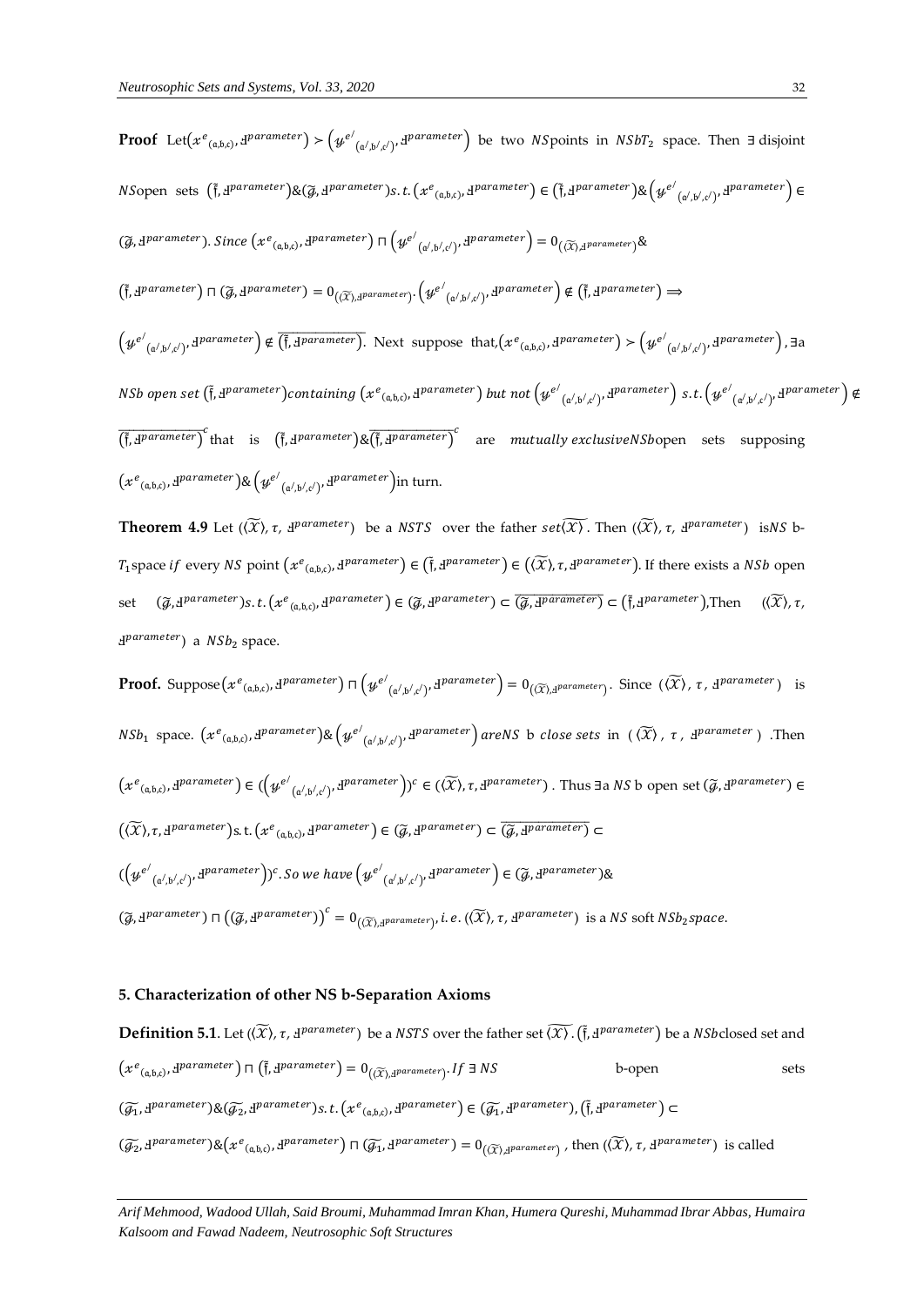**Proof** Let$\left(x^{e}{}_{(\mathfrak{a},\mathfrak{b},\mathfrak{c})}, ꟻ^{parameter}\right) \succ \left(y^{e'}{}_{(\mathfrak{a}',\mathfrak{b}',\mathfrak{c}')}, ꟻ^{parameter}\right)$ be two $NS$points in $NSbT_2$ space. Then $\exists$ disjoint $NS$open sets $\left(\tilde{\mathfrak{f}}, ꟻ^{parameter}\right)\&\left(\widetilde{\mathcal{G}}, ꟻ^{parameter}\right) s.t. \left(x^{e}{}_{(\mathfrak{a},\mathfrak{b},\mathfrak{c})}, ꟻ^{parameter}\right) \in \left(\tilde{\mathfrak{f}}, ꟻ^{parameter}\right) \& \left(y^{e'}{}_{(\mathfrak{a}',\mathfrak{b}',\mathfrak{c}')}, ꟻ^{parameter}\right) \in \left(\widetilde{\mathcal{G}}, ꟻ^{parameter}\right)$. *Since* $\left(x^{e}{}_{(\mathfrak{a},\mathfrak{b},\mathfrak{c})}, ꟻ^{parameter}\right) \sqcap \left(y^{e'}{}_{(\mathfrak{a}',\mathfrak{b}',\mathfrak{c}')}, ꟻ^{parameter}\right) = 0_{(\langle\widetilde{\mathcal{X}}\rangle, ꟻ^{parameter})}\&$ $\left(\tilde{\mathfrak{f}}, ꟻ^{parameter}\right) \sqcap \left(\widetilde{\mathcal{G}}, ꟻ^{parameter}\right) = 0_{(\langle\widetilde{\mathcal{X}}\rangle, ꟻ^{parameter})}. \left(y^{e'}{}_{(\mathfrak{a}',\mathfrak{b}',\mathfrak{c}')}, ꟻ^{parameter}\right) \notin \left(\tilde{\mathfrak{f}}, ꟻ^{parameter}\right) \Longrightarrow$ $\left(y^{e'}{}_{(\mathfrak{a}',\mathfrak{b}',\mathfrak{c}')}, ꟻ^{parameter}\right) \notin \overline{\left(\tilde{\mathfrak{f}}, ꟻ^{parameter}\right)}$. Next suppose that,$\left(x^{e}{}_{(\mathfrak{a},\mathfrak{b},\mathfrak{c})}, ꟻ^{parameter}\right) \succ \left(y^{e'}{}_{(\mathfrak{a}',\mathfrak{b}',\mathfrak{c}')}, ꟻ^{parameter}\right)$, $\exists$a *NSb open set* $\left(\tilde{\mathfrak{f}}, ꟻ^{parameter}\right)$*containing* $\left(x^{e}{}_{(\mathfrak{a},\mathfrak{b},\mathfrak{c})}, ꟻ^{parameter}\right)$ *but not* $\left(y^{e'}{}_{(\mathfrak{a}',\mathfrak{b}',\mathfrak{c}')}, ꟻ^{parameter}\right)$ *s.t.* $\left(y^{e'}{}_{(\mathfrak{a}',\mathfrak{b}',\mathfrak{c}')}, ꟻ^{parameter}\right) \notin \overline{\left(\tilde{\mathfrak{f}}, ꟻ^{parameter}\right)}^{c}$ that is $\left(\tilde{\mathfrak{f}}, ꟻ^{parameter}\right)\&\overline{\left(\tilde{\mathfrak{f}}, ꟻ^{parameter}\right)}^{c}$ are *mutually exclusiveNSb*open sets supposing $\left(x^{e}{}_{(\mathfrak{a},\mathfrak{b},\mathfrak{c})}, ꟻ^{parameter}\right)\&\left(y^{e'}{}_{(\mathfrak{a}',\mathfrak{b}',\mathfrak{c}')}, ꟻ^{parameter}\right)$in turn.

**Theorem 4.9** Let $(\langle\widetilde{\mathcal{X}}\rangle, \tau, ꟻ^{parameter})$ be a $NSTS$ over the father $set\widetilde{\langle\mathcal{X}\rangle}$. Then $(\langle\widetilde{\mathcal{X}}\rangle, \tau, ꟻ^{parameter})$ is$NS$ b-$T_1$space *if* every $NS$ point $\left(x^{e}{}_{(\mathfrak{a},\mathfrak{b},\mathfrak{c})}, ꟻ^{parameter}\right) \in \left(\tilde{\mathfrak{f}}, ꟻ^{parameter}\right) \in \left(\langle\widetilde{\mathcal{X}}\rangle, \tau, ꟻ^{parameter}\right)$. If there exists a $NSb$ open set $\left(\widetilde{\mathcal{G}}, ꟻ^{parameter}\right) s.t. \left(x^{e}{}_{(\mathfrak{a},\mathfrak{b},\mathfrak{c})}, ꟻ^{parameter}\right) \in \left(\widetilde{\mathcal{G}}, ꟻ^{parameter}\right) \subset \overline{\left(\widetilde{\mathcal{G}}, ꟻ^{parameter}\right)} \subset \left(\tilde{\mathfrak{f}}, ꟻ^{parameter}\right)$,Then $(\langle\widetilde{\mathcal{X}}\rangle, \tau, ꟻ^{parameter})$ a $NSb_2$ space.

**Proof.** Suppose$\left(x^{e}{}_{(\mathfrak{a},\mathfrak{b},\mathfrak{c})}, ꟻ^{parameter}\right) \sqcap \left(y^{e'}{}_{(\mathfrak{a}',\mathfrak{b}',\mathfrak{c}')}, ꟻ^{parameter}\right) = 0_{(\langle\widetilde{\mathcal{X}}\rangle, ꟻ^{parameter})}$. Since $(\langle\widetilde{\mathcal{X}}\rangle, \tau, ꟻ^{parameter})$ is $NSb_1$ space. $\left(x^{e}{}_{(\mathfrak{a},\mathfrak{b},\mathfrak{c})}, ꟻ^{parameter}\right)\&\left(y^{e'}{}_{(\mathfrak{a}',\mathfrak{b}',\mathfrak{c}')}, ꟻ^{parameter}\right)$ *areNS* b *close sets* in $(\langle\widetilde{\mathcal{X}}\rangle, \tau, ꟻ^{parameter})$ .Then $\left(x^{e}{}_{(\mathfrak{a},\mathfrak{b},\mathfrak{c})}, ꟻ^{parameter}\right) \in \left(\left(y^{e'}{}_{(\mathfrak{a}',\mathfrak{b}',\mathfrak{c}')}, ꟻ^{parameter}\right)\right)^{c} \in (\langle\widetilde{\mathcal{X}}\rangle, \tau, ꟻ^{parameter})$ . Thus $\exists$a $NS$ b open set $\left(\widetilde{\mathcal{G}}, ꟻ^{parameter}\right) \in \left(\langle\widetilde{\mathcal{X}}\rangle, \tau, ꟻ^{parameter}\right)$s. t. $\left(x^{e}{}_{(\mathfrak{a},\mathfrak{b},\mathfrak{c})}, ꟻ^{parameter}\right) \in \left(\widetilde{\mathcal{G}}, ꟻ^{parameter}\right) \subset \overline{\left(\widetilde{\mathcal{G}}, ꟻ^{parameter}\right)} \subset$ $\left(\left(y^{e'}{}_{(\mathfrak{a}',\mathfrak{b}',\mathfrak{c}')}, ꟻ^{parameter}\right)\right)^{c}$. *So we have* $\left(y^{e'}{}_{(\mathfrak{a}',\mathfrak{b}',\mathfrak{c}')}, ꟻ^{parameter}\right) \in \left(\widetilde{\mathcal{G}}, ꟻ^{parameter}\right)\&$ $\left(\widetilde{\mathcal{G}}, ꟻ^{parameter}\right) \sqcap \left(\left(\widetilde{\mathcal{G}}, ꟻ^{parameter}\right)\right)^{c} = 0_{(\langle\widetilde{\mathcal{X}}\rangle, ꟻ^{parameter})}$, *i.e.* $(\langle\widetilde{\mathcal{X}}\rangle, \tau, ꟻ^{parameter})$ is a $NS$ soft $NSb_2$*space.*

## 5. Characterization of other NS b-Separation Axioms

**Definition 5.1**. Let $(\langle\widetilde{\mathcal{X}}\rangle, \tau, ꟻ^{parameter})$ be a $NSTS$ over the father set $\widetilde{\langle\mathcal{X}\rangle}$. $\left(\tilde{\mathfrak{f}}, ꟻ^{parameter}\right)$ be a $NSb$closed set and $\left(x^{e}{}_{(\mathfrak{a},\mathfrak{b},\mathfrak{c})}, ꟻ^{parameter}\right) \sqcap \left(\tilde{\mathfrak{f}}, ꟻ^{parameter}\right) = 0_{(\langle\widetilde{\mathcal{X}}\rangle, ꟻ^{parameter})}$. *If* $\exists$ $NS$ b-open sets $\left(\widetilde{\mathcal{G}_1}, ꟻ^{parameter}\right)\&\left(\widetilde{\mathcal{G}_2}, ꟻ^{parameter}\right) s.t. \left(x^{e}{}_{(\mathfrak{a},\mathfrak{b},\mathfrak{c})}, ꟻ^{parameter}\right) \in \left(\widetilde{\mathcal{G}_1}, ꟻ^{parameter}\right), \left(\tilde{\mathfrak{f}}, ꟻ^{parameter}\right) \subset \left(\widetilde{\mathcal{G}_2}, ꟻ^{parameter}\right)\&\left(x^{e}{}_{(\mathfrak{a},\mathfrak{b},\mathfrak{c})}, ꟻ^{parameter}\right) \sqcap \left(\widetilde{\mathcal{G}_1}, ꟻ^{parameter}\right) = 0_{(\langle\widetilde{\mathcal{X}}\rangle, ꟻ^{parameter})}$ , then $(\langle\widetilde{\mathcal{X}}\rangle, \tau, ꟻ^{parameter})$ is called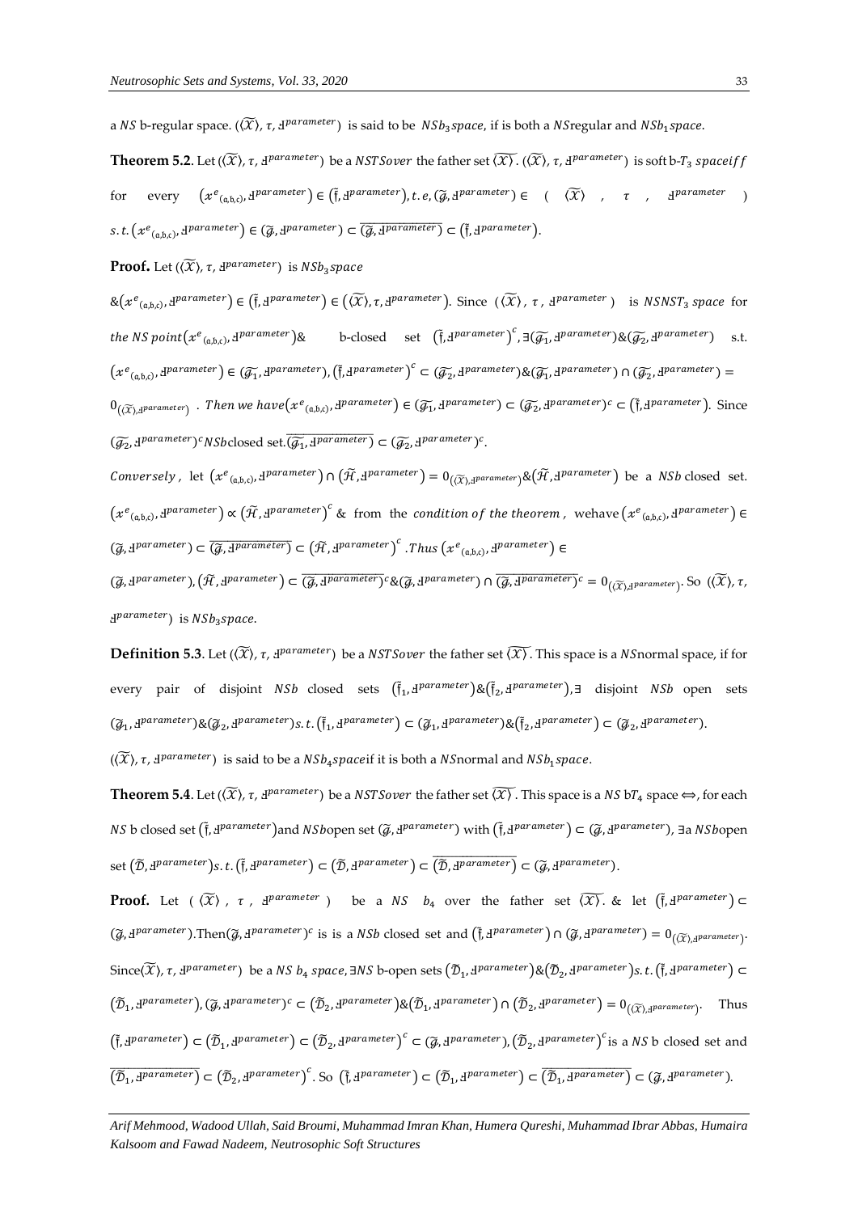a $NS$ b-regular space. $(\langle\widetilde{\mathcal{X}}\rangle, \tau, \text{ꟻ}^{parameter})$ is said to be $NSb_3 space$, if is both a $NS$regular and $NSb_1 space$.

**Theorem 5.2**. Let $(\langle\widetilde{\mathcal{X}}\rangle, \tau, \text{ꟻ}^{parameter})$ be a $NSTSover$ the father set $\widetilde{\langle\mathcal{X}\rangle}$. $(\langle\widetilde{\mathcal{X}}\rangle, \tau, \text{ꟻ}^{parameter})$ is soft b-$T_3$ $space iff$ for every $(x^{e}{}_{(\mathfrak{a},\mathfrak{b},\mathfrak{c})}, \text{ꟻ}^{parameter}) \in (\tilde{\mathfrak{f}}, \text{ꟻ}^{parameter}), t.e, (\widetilde{\mathcal{g}}, \text{ꟻ}^{parameter}) \in (\langle\widetilde{\mathcal{X}}\rangle, \tau, \text{ꟻ}^{parameter})$ $s.t. (x^{e}{}_{(\mathfrak{a},\mathfrak{b},\mathfrak{c})}, \text{ꟻ}^{parameter}) \in (\widetilde{\mathcal{g}}, \text{ꟻ}^{parameter}) \subset \overline{(\widetilde{\mathcal{g}}, \text{ꟻ}^{parameter})} \subset (\tilde{\mathfrak{f}}, \text{ꟻ}^{parameter})$.

**Proof.** Let $(\langle\widetilde{\mathcal{X}}\rangle, \tau, \text{ꟻ}^{parameter})$ is $NSb_3 space$ $\&(x^{e}{}_{(\mathfrak{a},\mathfrak{b},\mathfrak{c})}, \text{ꟻ}^{parameter}) \in (\tilde{\mathfrak{f}}, \text{ꟻ}^{parameter}) \in (\langle\widetilde{\mathcal{X}}\rangle, \tau, \text{ꟻ}^{parameter})$. Since $(\langle\widetilde{\mathcal{X}}\rangle, \tau, \text{ꟻ}^{parameter})$ is $NSNST_3$ $space$ for $the\ NS\ point(x^{e}{}_{(\mathfrak{a},\mathfrak{b},\mathfrak{c})}, \text{ꟻ}^{parameter})\&$ b-closed set $(\tilde{\mathfrak{f}}, \text{ꟻ}^{parameter})^{c}, \exists(\widetilde{\mathcal{g}_1}, \text{ꟻ}^{parameter})\&(\widetilde{\mathcal{g}_2}, \text{ꟻ}^{parameter})$ s.t. $(x^{e}{}_{(\mathfrak{a},\mathfrak{b},\mathfrak{c})}, \text{ꟻ}^{parameter}) \in (\widetilde{\mathcal{g}_1}, \text{ꟻ}^{parameter}), (\tilde{\mathfrak{f}}, \text{ꟻ}^{parameter})^{c} \subset (\widetilde{\mathcal{g}_2}, \text{ꟻ}^{parameter})\&(\widetilde{\mathcal{g}_1}, \text{ꟻ}^{parameter}) \cap (\widetilde{\mathcal{g}_2}, \text{ꟻ}^{parameter}) = 0_{(\langle\widetilde{\mathcal{X}}\rangle, \text{ꟻ}^{parameter})}$. $Then\ we\ have (x^{e}{}_{(\mathfrak{a},\mathfrak{b},\mathfrak{c})}, \text{ꟻ}^{parameter}) \in (\widetilde{\mathcal{g}_1}, \text{ꟻ}^{parameter}) \subset (\widetilde{\mathcal{g}_2}, \text{ꟻ}^{parameter})^{c} \subset (\tilde{\mathfrak{f}}, \text{ꟻ}^{parameter})$. Since $(\widetilde{\mathcal{g}_2}, \text{ꟻ}^{parameter})^{c} NSb$closed set. $\overline{(\widetilde{\mathcal{g}_1}, \text{ꟻ}^{parameter})} \subset (\widetilde{\mathcal{g}_2}, \text{ꟻ}^{parameter})^{c}$.

*Conversely*, let $(x^{e}{}_{(\mathfrak{a},\mathfrak{b},\mathfrak{c})}, \text{ꟻ}^{parameter}) \cap (\widetilde{\mathcal{H}}, \text{ꟻ}^{parameter}) = 0_{(\langle\widetilde{\mathcal{X}}\rangle, \text{ꟻ}^{parameter})}\&(\widetilde{\mathcal{H}}, \text{ꟻ}^{parameter})$ be a $NSb$ closed set. $(x^{e}{}_{(\mathfrak{a},\mathfrak{b},\mathfrak{c})}, \text{ꟻ}^{parameter}) \propto (\widetilde{\mathcal{H}}, \text{ꟻ}^{parameter})^{c}$ & from the *condition of the theorem*, wehave $(x^{e}{}_{(\mathfrak{a},\mathfrak{b},\mathfrak{c})}, \text{ꟻ}^{parameter}) \in (\widetilde{\mathcal{g}}, \text{ꟻ}^{parameter}) \subset \overline{(\widetilde{\mathcal{g}}, \text{ꟻ}^{parameter})} \subset (\widetilde{\mathcal{H}}, \text{ꟻ}^{parameter})^{c}$. $Thus$ $(x^{e}{}_{(\mathfrak{a},\mathfrak{b},\mathfrak{c})}, \text{ꟻ}^{parameter}) \in (\widetilde{\mathcal{g}}, \text{ꟻ}^{parameter}), (\widetilde{\mathcal{H}}, \text{ꟻ}^{parameter}) \subset \overline{(\widetilde{\mathcal{g}}, \text{ꟻ}^{parameter})}^{c}\&(\widetilde{\mathcal{g}}, \text{ꟻ}^{parameter}) \cap \overline{(\widetilde{\mathcal{g}}, \text{ꟻ}^{parameter})}^{c} = 0_{(\langle\widetilde{\mathcal{X}}\rangle, \text{ꟻ}^{parameter})}$. So $(\langle\widetilde{\mathcal{X}}\rangle, \tau, \text{ꟻ}^{parameter})$ is $NSb_3 space$.

**Definition 5.3**. Let $(\langle\widetilde{\mathcal{X}}\rangle, \tau, \text{ꟻ}^{parameter})$ be a $NSTSover$ the father set $\widetilde{\langle\mathcal{X}\rangle}$. This space is a $NS$normal space, if for every pair of disjoint $NSb$ closed sets $(\tilde{\mathfrak{f}}_1, \text{ꟻ}^{parameter})\&(\tilde{\mathfrak{f}}_2, \text{ꟻ}^{parameter}), \exists$ disjoint $NSb$ open sets $(\widetilde{\mathcal{g}}_1, \text{ꟻ}^{parameter})\&(\widetilde{\mathcal{g}}_2, \text{ꟻ}^{parameter}) s.t. (\tilde{\mathfrak{f}}_1, \text{ꟻ}^{parameter}) \subset (\widetilde{\mathcal{g}}_1, \text{ꟻ}^{parameter})\&(\tilde{\mathfrak{f}}_2, \text{ꟻ}^{parameter}) \subset (\widetilde{\mathcal{g}}_2, \text{ꟻ}^{parameter})$.

$(\langle\widetilde{\mathcal{X}}\rangle, \tau, \text{ꟻ}^{parameter})$ is said to be a $NSb_4 space$if it is both a $NS$normal and $NSb_1 space$.

**Theorem 5.4**. Let $(\langle\widetilde{\mathcal{X}}\rangle, \tau, \text{ꟻ}^{parameter})$ be a $NSTSover$ the father set $\widetilde{\langle\mathcal{X}\rangle}$. This space is a $NS$ b$T_4$ space $\Leftrightarrow$, for each $NS$ b closed set $(\tilde{\mathfrak{f}}, \text{ꟻ}^{parameter})$and $NSb$open set $(\widetilde{\mathcal{g}}, \text{ꟻ}^{parameter})$ with $(\tilde{\mathfrak{f}}, \text{ꟻ}^{parameter}) \subset (\widetilde{\mathcal{g}}, \text{ꟻ}^{parameter})$, $\exists$a $NSb$open set $(\widetilde{\mathcal{D}}, \text{ꟻ}^{parameter}) s.t. (\tilde{\mathfrak{f}}, \text{ꟻ}^{parameter}) \subset (\widetilde{\mathcal{D}}, \text{ꟻ}^{parameter}) \subset \overline{(\widetilde{\mathcal{D}}, \text{ꟻ}^{parameter})} \subset (\widetilde{\mathcal{g}}, \text{ꟻ}^{parameter})$.

**Proof.** Let $(\langle\widetilde{\mathcal{X}}\rangle, \tau, \text{ꟻ}^{parameter})$ be a $NS$ $b_4$ over the father set $\widetilde{\langle\mathcal{X}\rangle}$. & let $(\tilde{\mathfrak{f}}, \text{ꟻ}^{parameter}) \subset (\widetilde{\mathcal{g}}, \text{ꟻ}^{parameter})$.Then$(\widetilde{\mathcal{g}}, \text{ꟻ}^{parameter})^{c}$ is is a $NSb$ closed set and $(\tilde{\mathfrak{f}}, \text{ꟻ}^{parameter}) \cap (\widetilde{\mathcal{g}}, \text{ꟻ}^{parameter}) = 0_{(\langle\widetilde{\mathcal{X}}\rangle, \text{ꟻ}^{parameter})}$. Since$(\langle\widetilde{\mathcal{X}}\rangle, \tau, \text{ꟻ}^{parameter})$ be a $NS$ $b_4$ $space$, $\exists NS$ b-open sets $(\widetilde{\mathcal{D}}_1, \text{ꟻ}^{parameter})\&(\widetilde{\mathcal{D}}_2, \text{ꟻ}^{parameter}) s.t. (\tilde{\mathfrak{f}}, \text{ꟻ}^{parameter}) \subset (\widetilde{\mathcal{D}}_1, \text{ꟻ}^{parameter}), (\widetilde{\mathcal{g}}, \text{ꟻ}^{parameter})^{c} \subset (\widetilde{\mathcal{D}}_2, \text{ꟻ}^{parameter})\&(\widetilde{\mathcal{D}}_1, \text{ꟻ}^{parameter}) \cap (\widetilde{\mathcal{D}}_2, \text{ꟻ}^{parameter}) = 0_{(\langle\widetilde{\mathcal{X}}\rangle, \text{ꟻ}^{parameter})}$. Thus $(\tilde{\mathfrak{f}}, \text{ꟻ}^{parameter}) \subset (\widetilde{\mathcal{D}}_1, \text{ꟻ}^{parameter}) \subset (\widetilde{\mathcal{D}}_2, \text{ꟻ}^{parameter})^{c} \subset (\widetilde{\mathcal{g}}, \text{ꟻ}^{parameter}), (\widetilde{\mathcal{D}}_2, \text{ꟻ}^{parameter})^{c}$is a $NS$ b closed set and $\overline{(\widetilde{\mathcal{D}}_1, \text{ꟻ}^{parameter})} \subset (\widetilde{\mathcal{D}}_2, \text{ꟻ}^{parameter})^{c}$. So $(\tilde{\mathfrak{f}}, \text{ꟻ}^{parameter}) \subset (\widetilde{\mathcal{D}}_1, \text{ꟻ}^{parameter}) \subset \overline{(\widetilde{\mathcal{D}}_1, \text{ꟻ}^{parameter})} \subset (\widetilde{\mathcal{g}}, \text{ꟻ}^{parameter})$.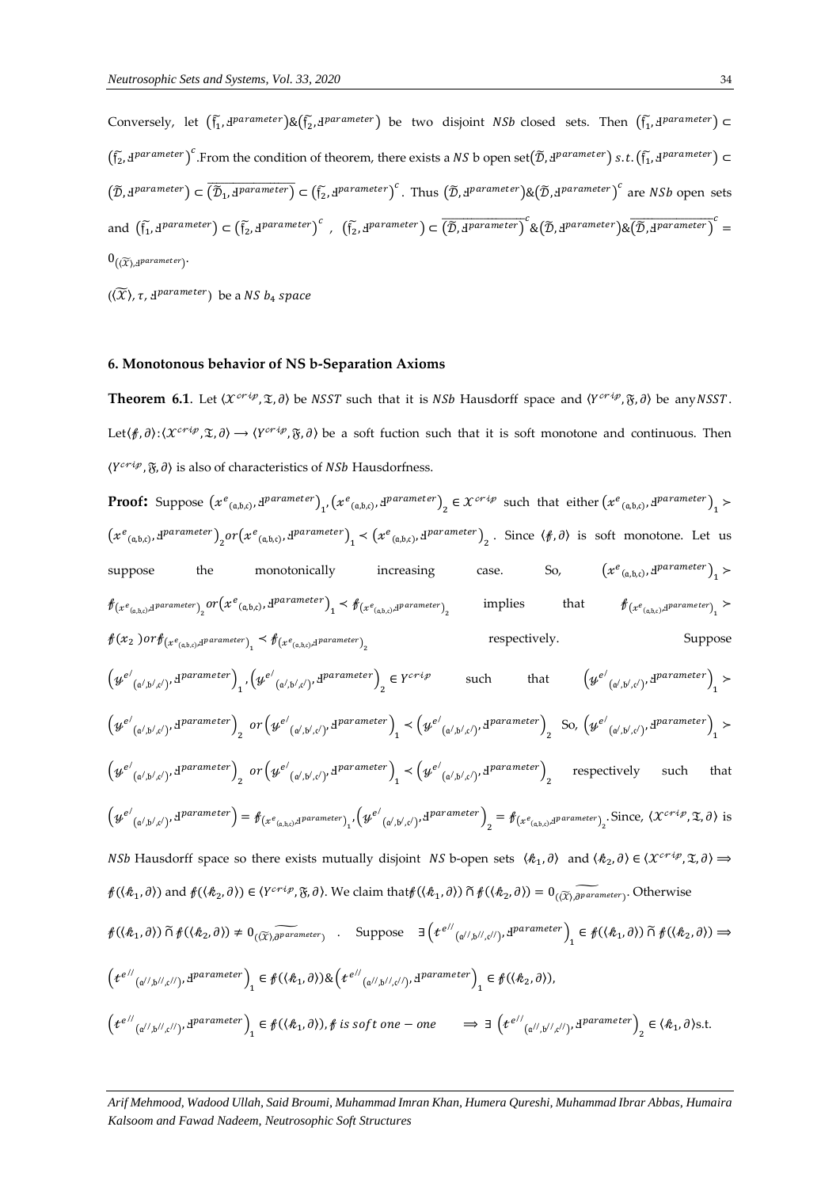Conversely, let $(\widetilde{\mathfrak{f}_1}, \mathfrak{ɟ}^{parameter})\&(\widetilde{\mathfrak{f}_2}, \mathfrak{ɟ}^{parameter})$ be two disjoint $NSb$ closed sets. Then $(\widetilde{\mathfrak{f}_1}, \mathfrak{ɟ}^{parameter}) \subset (\widetilde{\mathfrak{f}_2}, \mathfrak{ɟ}^{parameter})^c$. From the condition of theorem, there exists a $NS$ b open set$(\widetilde{\mathcal{D}}, \mathfrak{ɟ}^{parameter})$ $s.t.$ $(\widetilde{\mathfrak{f}_1}, \mathfrak{ɟ}^{parameter}) \subset (\widetilde{\mathcal{D}}, \mathfrak{ɟ}^{parameter}) \subset \overline{(\widetilde{\mathcal{D}}_1, \mathfrak{ɟ}^{parameter})} \subset (\widetilde{\mathfrak{f}_2}, \mathfrak{ɟ}^{parameter})^c$. Thus $(\widetilde{\mathcal{D}}, \mathfrak{ɟ}^{parameter})\&(\widetilde{\mathcal{D}}, \mathfrak{ɟ}^{parameter})^c$ are $NSb$ open sets and $(\widetilde{\mathfrak{f}_1}, \mathfrak{ɟ}^{parameter}) \subset (\widetilde{\mathfrak{f}_2}, \mathfrak{ɟ}^{parameter})^c$ , $(\widetilde{\mathfrak{f}_2}, \mathfrak{ɟ}^{parameter}) \subset \overline{(\widetilde{\mathcal{D}}, \mathfrak{ɟ}^{parameter})}^c \& (\widetilde{\mathcal{D}}, \mathfrak{ɟ}^{parameter}) \& \overline{(\widetilde{\mathcal{D}}, \mathfrak{ɟ}^{parameter})}^c = 0_{(\langle\widetilde{\mathcal{X}}\rangle, \mathfrak{ɟ}^{parameter})}$.

$(\langle\widetilde{\mathcal{X}}\rangle, \tau, \mathfrak{ɟ}^{parameter})$ be a $NS\ b_4\ space$

## 6. Monotonous behavior of NS b-Separation Axioms

**Theorem 6.1**. Let $\langle \mathcal{X}^{crisp}, \mathfrak{T}, \partial\rangle$ be $NSST$ such that it is $NSb$ Hausdorff space and $\langle Y^{crisp}, \mathfrak{F}, \partial\rangle$ be any $NSST$. Let$\langle \mathscr{f}, \partial\rangle : \langle \mathcal{X}^{crisp}, \mathfrak{T}, \partial\rangle \longrightarrow \langle Y^{crisp}, \mathfrak{F}, \partial\rangle$ be a soft fuction such that it is soft monotone and continuous. Then $\langle Y^{crisp}, \mathfrak{F}, \partial\rangle$ is also of characteristics of $NSb$ Hausdorfness.

**Proof:** Suppose $(x^{e}{}_{(\mathfrak{a},\mathfrak{b},\mathfrak{c})}, \mathfrak{ɟ}^{parameter})_1, (x^{e}{}_{(\mathfrak{a},\mathfrak{b},\mathfrak{c})}, \mathfrak{ɟ}^{parameter})_2 \in \mathcal{X}^{crisp}$ such that either $(x^{e}{}_{(\mathfrak{a},\mathfrak{b},\mathfrak{c})}, \mathfrak{ɟ}^{parameter})_1 \succ (x^{e}{}_{(\mathfrak{a},\mathfrak{b},\mathfrak{c})}, \mathfrak{ɟ}^{parameter})_2 or (x^{e}{}_{(\mathfrak{a},\mathfrak{b},\mathfrak{c})}, \mathfrak{ɟ}^{parameter})_1 \prec (x^{e}{}_{(\mathfrak{a},\mathfrak{b},\mathfrak{c})}, \mathfrak{ɟ}^{parameter})_2$ . Since $\langle \mathscr{f}, \partial\rangle$ is soft monotone. Let us suppose the monotonically increasing case. So, $(x^{e}{}_{(\mathfrak{a},\mathfrak{b},\mathfrak{c})}, \mathfrak{ɟ}^{parameter})_1 \succ \mathscr{f}_{(x^{e}{}_{(\mathfrak{a},\mathfrak{b},\mathfrak{c})}\mathfrak{ɟ}^{parameter})_2} or (x^{e}{}_{(\mathfrak{a},\mathfrak{b},\mathfrak{c})}, \mathfrak{ɟ}^{parameter})_1 \prec \mathscr{f}_{(x^{e}{}_{(\mathfrak{a},\mathfrak{b},\mathfrak{c})}\mathfrak{ɟ}^{parameter})_2}$ implies that $\mathscr{f}_{(x^{e}{}_{(\mathfrak{a},\mathfrak{b},\mathfrak{c})}\mathfrak{ɟ}^{parameter})_1} \succ \mathscr{f}(x_2) or \mathscr{f}_{(x^{e}{}_{(\mathfrak{a},\mathfrak{b},\mathfrak{c})}\mathfrak{ɟ}^{parameter})_1} \prec \mathscr{f}_{(x^{e}{}_{(\mathfrak{a},\mathfrak{b},\mathfrak{c})}\mathfrak{ɟ}^{parameter})_2}$ respectively. Suppose $(y^{e'}{}_{(\mathfrak{a}',\mathfrak{b}',\mathfrak{c}')}, \mathfrak{ɟ}^{parameter})_1, (y^{e'}{}_{(\mathfrak{a}',\mathfrak{b}',\mathfrak{c}')}, \mathfrak{ɟ}^{parameter})_2 \in Y^{crisp}$ such that $(y^{e'}{}_{(\mathfrak{a}',\mathfrak{b}',\mathfrak{c}')}, \mathfrak{ɟ}^{parameter})_1 \succ (y^{e'}{}_{(\mathfrak{a}',\mathfrak{b}',\mathfrak{c}')}, \mathfrak{ɟ}^{parameter})_2$ $or$ $(y^{e'}{}_{(\mathfrak{a}',\mathfrak{b}',\mathfrak{c}')}, \mathfrak{ɟ}^{parameter})_1 \prec (y^{e'}{}_{(\mathfrak{a}',\mathfrak{b}',\mathfrak{c}')}, \mathfrak{ɟ}^{parameter})_2$. So, $(y^{e'}{}_{(\mathfrak{a}',\mathfrak{b}',\mathfrak{c}')}, \mathfrak{ɟ}^{parameter})_1 \succ (y^{e'}{}_{(\mathfrak{a}',\mathfrak{b}',\mathfrak{c}')}, \mathfrak{ɟ}^{parameter})_2$ $or$ $(y^{e'}{}_{(\mathfrak{a}',\mathfrak{b}',\mathfrak{c}')}, \mathfrak{ɟ}^{parameter})_1 \prec (y^{e'}{}_{(\mathfrak{a}',\mathfrak{b}',\mathfrak{c}')}, \mathfrak{ɟ}^{parameter})_2$ respectively such that $(y^{e'}{}_{(\mathfrak{a}',\mathfrak{b}',\mathfrak{c}')}, \mathfrak{ɟ}^{parameter}) = \mathscr{f}_{(x^{e}{}_{(\mathfrak{a},\mathfrak{b},\mathfrak{c})}\mathfrak{ɟ}^{parameter})_1}, (y^{e'}{}_{(\mathfrak{a}',\mathfrak{b}',\mathfrak{c}')}, \mathfrak{ɟ}^{parameter})_2 = \mathscr{f}_{(x^{e}{}_{(\mathfrak{a},\mathfrak{b},\mathfrak{c})}\mathfrak{ɟ}^{parameter})_2}$. Since, $\langle \mathcal{X}^{crisp}, \mathfrak{T}, \partial\rangle$ is $NSb$ Hausdorff space so there exists mutually disjoint $NS$ b-open sets $\langle k_1, \partial\rangle$ and $\langle k_2, \partial\rangle \in \langle \mathcal{X}^{crisp}, \mathfrak{T}, \partial\rangle \Longrightarrow \mathscr{f}(\langle k_1, \partial\rangle)$ and $\mathscr{f}(\langle k_2, \partial\rangle) \in \langle Y^{crisp}, \mathfrak{F}, \partial\rangle$. We claim that$\mathscr{f}(\langle k_1, \partial\rangle)\ \widetilde{\cap}\ \mathscr{f}(\langle k_2, \partial\rangle) = 0_{(\langle\widetilde{\mathcal{X}}\rangle, \widetilde{\partial^{parameter}})}$. Otherwise $\mathscr{f}(\langle k_1, \partial\rangle)\ \widetilde{\cap}\ \mathscr{f}(\langle k_2, \partial\rangle) \neq 0_{(\langle\widetilde{\mathcal{X}}\rangle, \widetilde{\partial^{parameter}})}$ . Suppose $\exists\ (t^{e''}{}_{(\mathfrak{a}'',\mathfrak{b}'',\mathfrak{c}'')}, \mathfrak{ɟ}^{parameter})_1 \in \mathscr{f}(\langle k_1, \partial\rangle)\ \widetilde{\cap}\ \mathscr{f}(\langle k_2, \partial\rangle) \Longrightarrow$

$(t^{e''}{}_{(\mathfrak{a}'',\mathfrak{b}'',\mathfrak{c}'')}, \mathfrak{ɟ}^{parameter})_1 \in \mathscr{f}(\langle k_1, \partial\rangle)\&(t^{e''}{}_{(\mathfrak{a}'',\mathfrak{b}'',\mathfrak{c}'')}, \mathfrak{ɟ}^{parameter})_1 \in \mathscr{f}(\langle k_2, \partial\rangle)$,

$(t^{e''}{}_{(\mathfrak{a}'',\mathfrak{b}'',\mathfrak{c}'')}, \mathfrak{ɟ}^{parameter})_1 \in \mathscr{f}(\langle k_1, \partial\rangle)$, $\mathscr{f}$ $is\ soft\ one - one$ $\quad \Longrightarrow \exists\ (t^{e''}{}_{(\mathfrak{a}'',\mathfrak{b}'',\mathfrak{c}'')}, \mathfrak{ɟ}^{parameter})_2 \in \langle k_1, \partial\rangle$s.t.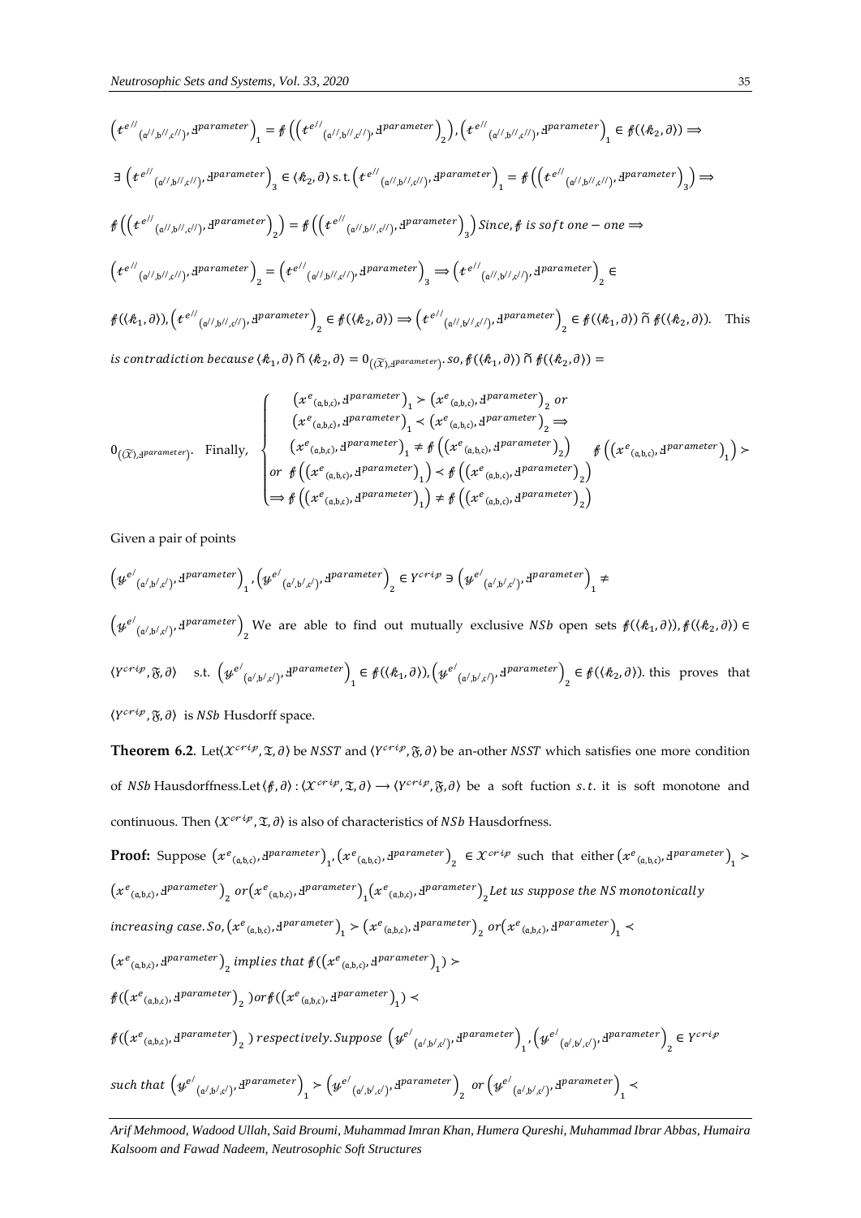$\left(t^{e^{//}}{}_{(\mathfrak{a}^{//},\mathfrak{b}^{//},\mathfrak{c}^{//})}, ⅎ^{parameter}\right)_1 = \oint\left(\left(t^{e^{//}}{}_{(\mathfrak{a}^{//},\mathfrak{b}^{//},\mathfrak{c}^{//})}, ⅎ^{parameter}\right)_2\right), \left(t^{e^{//}}{}_{(\mathfrak{a}^{//},\mathfrak{b}^{//},\mathfrak{c}^{//})}, ⅎ^{parameter}\right)_1 \in \oint(\langle \mathscr{k}_2, \partial\rangle) \Rightarrow$

$\exists \left(t^{e^{//}}{}_{(\mathfrak{a}^{//},\mathfrak{b}^{//},\mathfrak{c}^{//})}, ⅎ^{parameter}\right)_3 \in \langle \mathscr{k}_2, \partial\rangle$ s.t. $\left(t^{e^{//}}{}_{(\mathfrak{a}^{//},\mathfrak{b}^{//},\mathfrak{c}^{//})}, ⅎ^{parameter}\right)_1 = \oint\left(\left(t^{e^{//}}{}_{(\mathfrak{a}^{//},\mathfrak{b}^{//},\mathfrak{c}^{//})}, ⅎ^{parameter}\right)_3\right) \Rightarrow$

$\oint\left(\left(t^{e^{//}}{}_{(\mathfrak{a}^{//},\mathfrak{b}^{//},\mathfrak{c}^{//})}, ⅎ^{parameter}\right)_2\right) = \oint\left(\left(t^{e^{//}}{}_{(\mathfrak{a}^{//},\mathfrak{b}^{//},\mathfrak{c}^{//})}, ⅎ^{parameter}\right)_3\right)$ *Since,* $\oint$ *is soft one − one* $\Rightarrow$

$\left(t^{e^{//}}{}_{(\mathfrak{a}^{//},\mathfrak{b}^{//},\mathfrak{c}^{//})}, ⅎ^{parameter}\right)_2 = \left(t^{e^{//}}{}_{(\mathfrak{a}^{//},\mathfrak{b}^{//},\mathfrak{c}^{//})}, ⅎ^{parameter}\right)_3 \Rightarrow \left(t^{e^{//}}{}_{(\mathfrak{a}^{//},\mathfrak{b}^{//},\mathfrak{c}^{//})}, ⅎ^{parameter}\right)_2 \in$

$\oint(\langle \mathscr{k}_1, \partial\rangle), \left(t^{e^{//}}{}_{(\mathfrak{a}^{//},\mathfrak{b}^{//},\mathfrak{c}^{//})}, ⅎ^{parameter}\right)_2 \in \oint(\langle \mathscr{k}_2, \partial\rangle) \Rightarrow \left(t^{e^{//}}{}_{(\mathfrak{a}^{//},\mathfrak{b}^{//},\mathfrak{c}^{//})}, ⅎ^{parameter}\right)_2 \in \oint(\langle \mathscr{k}_1, \partial\rangle) \tilde{\cap} \oint(\langle \mathscr{k}_2, \partial\rangle)$. This *is contradiction because* $\langle \mathscr{k}_1, \partial\rangle \tilde{\cap} \langle \mathscr{k}_2, \partial\rangle = 0_{(\langle\widetilde{\mathfrak{X}}\rangle, ⅎ^{parameter})}$. *so,* $\oint(\langle \mathscr{k}_1, \partial\rangle) \tilde{\cap} \oint(\langle \mathscr{k}_2, \partial\rangle) =$

$0_{(\langle\widetilde{\mathfrak{X}}\rangle, ⅎ^{parameter})}$. Finally,

$$\begin{cases} \left(x^{e}{}_{(\mathfrak{a},\mathfrak{b},\mathfrak{c})}, ⅎ^{parameter}\right)_1 \succ \left(x^{e}{}_{(\mathfrak{a},\mathfrak{b},\mathfrak{c})}, ⅎ^{parameter}\right)_2 \text{ or} \\ \left(x^{e}{}_{(\mathfrak{a},\mathfrak{b},\mathfrak{c})}, ⅎ^{parameter}\right)_1 \prec \left(x^{e}{}_{(\mathfrak{a},\mathfrak{b},\mathfrak{c})}, ⅎ^{parameter}\right)_2 \Rightarrow \\ \left(x^{e}{}_{(\mathfrak{a},\mathfrak{b},\mathfrak{c})}, ⅎ^{parameter}\right)_1 \neq \oint\left(\left(x^{e}{}_{(\mathfrak{a},\mathfrak{b},\mathfrak{c})}, ⅎ^{parameter}\right)_2\right) \quad \oint\left(\left(x^{e}{}_{(\mathfrak{a},\mathfrak{b},\mathfrak{c})}, ⅎ^{parameter}\right)_1\right) \succ \\ \text{or } \oint\left(\left(x^{e}{}_{(\mathfrak{a},\mathfrak{b},\mathfrak{c})}, ⅎ^{parameter}\right)_1\right) \prec \oint\left(\left(x^{e}{}_{(\mathfrak{a},\mathfrak{b},\mathfrak{c})}, ⅎ^{parameter}\right)_2\right) \\ \Rightarrow \oint\left(\left(x^{e}{}_{(\mathfrak{a},\mathfrak{b},\mathfrak{c})}, ⅎ^{parameter}\right)_1\right) \neq \oint\left(\left(x^{e}{}_{(\mathfrak{a},\mathfrak{b},\mathfrak{c})}, ⅎ^{parameter}\right)_2\right) \end{cases}$$

Given a pair of points

$\left(\mathscr{y}^{e^{/}}{}_{(\mathfrak{a}^{/},\mathfrak{b}^{/},\mathfrak{c}^{/})}, ⅎ^{parameter}\right)_1, \left(\mathscr{y}^{e^{/}}{}_{(\mathfrak{a}^{/},\mathfrak{b}^{/},\mathfrak{c}^{/})}, ⅎ^{parameter}\right)_2 \in Y^{crip} \ni \left(\mathscr{y}^{e^{/}}{}_{(\mathfrak{a}^{/},\mathfrak{b}^{/},\mathfrak{c}^{/})}, ⅎ^{parameter}\right)_1 \neq$

$\left(\mathscr{y}^{e^{/}}{}_{(\mathfrak{a}^{/},\mathfrak{b}^{/},\mathfrak{c}^{/})}, ⅎ^{parameter}\right)_2$ We are able to find out mutually exclusive $NSb$ open sets $\oint(\langle \mathscr{k}_1, \partial\rangle), \oint(\langle \mathscr{k}_2, \partial\rangle) \in \langle Y^{crip}, \mathfrak{F}, \partial\rangle$ s.t. $\left(\mathscr{y}^{e^{/}}{}_{(\mathfrak{a}^{/},\mathfrak{b}^{/},\mathfrak{c}^{/})}, ⅎ^{parameter}\right)_1 \in \oint(\langle \mathscr{k}_1, \partial\rangle), \left(\mathscr{y}^{e^{/}}{}_{(\mathfrak{a}^{/},\mathfrak{b}^{/},\mathfrak{c}^{/})}, ⅎ^{parameter}\right)_2 \in \oint(\langle \mathscr{k}_2, \partial\rangle)$. this proves that $\langle Y^{crip}, \mathfrak{F}, \partial\rangle$ is $NSb$ Husdorff space.

**Theorem 6.2**. Let$\langle \mathcal{X}^{crip}, \mathfrak{T}, \partial\rangle$ be $NSST$ and $\langle Y^{crip}, \mathfrak{F}, \partial\rangle$ be an-other $NSST$ which satisfies one more condition of $NSb$ Hausdorffness.Let$\langle \oint, \partial\rangle : \langle \mathcal{X}^{crip}, \mathfrak{T}, \partial\rangle \longrightarrow \langle Y^{crip}, \mathfrak{F}, \partial\rangle$ be a soft fuction $s.t.$ it is soft monotone and continuous. Then $\langle \mathcal{X}^{crip}, \mathfrak{T}, \partial\rangle$ is also of characteristics of $NSb$ Hausdorfness.

**Proof:** Suppose $\left(x^{e}{}_{(\mathfrak{a},\mathfrak{b},\mathfrak{c})}, ⅎ^{parameter}\right)_1, \left(x^{e}{}_{(\mathfrak{a},\mathfrak{b},\mathfrak{c})}, ⅎ^{parameter}\right)_2 \in \mathcal{X}^{crip}$ such that either $\left(x^{e}{}_{(\mathfrak{a},\mathfrak{b},\mathfrak{c})}, ⅎ^{parameter}\right)_1 \succ \left(x^{e}{}_{(\mathfrak{a},\mathfrak{b},\mathfrak{c})}, ⅎ^{parameter}\right)_2$ $or\left(x^{e}{}_{(\mathfrak{a},\mathfrak{b},\mathfrak{c})}, ⅎ^{parameter}\right)_1\left(x^{e}{}_{(\mathfrak{a},\mathfrak{b},\mathfrak{c})}, ⅎ^{parameter}\right)_2$ *Let us suppose the NS monotonically increasing case. So,* $\left(x^{e}{}_{(\mathfrak{a},\mathfrak{b},\mathfrak{c})}, ⅎ^{parameter}\right)_1 \succ \left(x^{e}{}_{(\mathfrak{a},\mathfrak{b},\mathfrak{c})}, ⅎ^{parameter}\right)_2$ *or* $\left(x^{e}{}_{(\mathfrak{a},\mathfrak{b},\mathfrak{c})}, ⅎ^{parameter}\right)_1 \prec \left(x^{e}{}_{(\mathfrak{a},\mathfrak{b},\mathfrak{c})}, ⅎ^{parameter}\right)_2$ *implies that* $\oint(\left(x^{e}{}_{(\mathfrak{a},\mathfrak{b},\mathfrak{c})}, ⅎ^{parameter}\right)_1) \succ \oint(\left(x^{e}{}_{(\mathfrak{a},\mathfrak{b},\mathfrak{c})}, ⅎ^{parameter}\right)_2)$ *or* $\oint(\left(x^{e}{}_{(\mathfrak{a},\mathfrak{b},\mathfrak{c})}, ⅎ^{parameter}\right)_1) \prec \oint(\left(x^{e}{}_{(\mathfrak{a},\mathfrak{b},\mathfrak{c})}, ⅎ^{parameter}\right)_2)$ *respectively. Suppose* $\left(\mathscr{y}^{e^{/}}{}_{(\mathfrak{a}^{/},\mathfrak{b}^{/},\mathfrak{c}^{/})}, ⅎ^{parameter}\right)_1, \left(\mathscr{y}^{e^{/}}{}_{(\mathfrak{a}^{/},\mathfrak{b}^{/},\mathfrak{c}^{/})}, ⅎ^{parameter}\right)_2 \in Y^{crip}$ *such that* $\left(\mathscr{y}^{e^{/}}{}_{(\mathfrak{a}^{/},\mathfrak{b}^{/},\mathfrak{c}^{/})}, ⅎ^{parameter}\right)_1 \succ \left(\mathscr{y}^{e^{/}}{}_{(\mathfrak{a}^{/},\mathfrak{b}^{/},\mathfrak{c}^{/})}, ⅎ^{parameter}\right)_2$ *or* $\left(\mathscr{y}^{e^{/}}{}_{(\mathfrak{a}^{/},\mathfrak{b}^{/},\mathfrak{c}^{/})}, ⅎ^{parameter}\right)_1 \prec$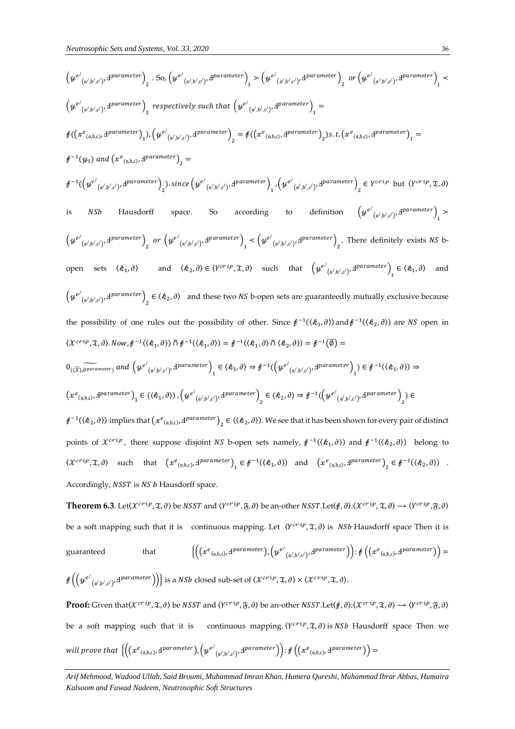$\left(\mathcal{y}^{e'}{}_{(\mathfrak{a}',\mathfrak{b}',\mathfrak{c}')}, \text{ɟ}^{parameter}\right)_2$ . So, $\left(\mathcal{y}^{e'}{}_{(\mathfrak{a}',\mathfrak{b}',\mathfrak{c}')}, \text{ɟ}^{parameter}\right)_1 \succ \left(\mathcal{y}^{e'}{}_{(\mathfrak{a}',\mathfrak{b}',\mathfrak{c}')}, \text{ɟ}^{parameter}\right)_2$ *or* $\left(\mathcal{y}^{e'}{}_{(\mathfrak{a}',\mathfrak{b}',\mathfrak{c}')}, \text{ɟ}^{parameter}\right)_1 \prec \left(\mathcal{y}^{e'}{}_{(\mathfrak{a}',\mathfrak{b}',\mathfrak{c}')}, \text{ɟ}^{parameter}\right)_2$ *respectively such that* $\left(\mathcal{y}^{e'}{}_{(\mathfrak{a}',\mathfrak{b}',\mathfrak{c}')}, \text{ɟ}^{parameter}\right)_1 = \not{f}(\left(x^{e}{}_{(\mathfrak{a},\mathfrak{b},\mathfrak{c})}, \text{ɟ}^{parameter}\right)_1), \left(\mathcal{y}^{e'}{}_{(\mathfrak{a}',\mathfrak{b}',\mathfrak{c}')}, \text{ɟ}^{parameter}\right)_2 = \not{f}(\left(x^{e}{}_{(\mathfrak{a},\mathfrak{b},\mathfrak{c})}, \text{ɟ}^{parameter}\right)_2) s.t. \left(x^{e}{}_{(\mathfrak{a},\mathfrak{b},\mathfrak{c})}, \text{ɟ}^{parameter}\right)_1 = \not{f}^{-1}(\mathcal{y}_1)$ *and* $\left(x^{e}{}_{(\mathfrak{a},\mathfrak{b},\mathfrak{c})}, \text{ɟ}^{parameter}\right)_2 = \not{f}^{-1}(\left(\mathcal{y}^{e'}{}_{(\mathfrak{a}',\mathfrak{b}',\mathfrak{c}')}, \text{ɟ}^{parameter}\right)_2)$. *since* $\left(\mathcal{y}^{e'}{}_{(\mathfrak{a}',\mathfrak{b}',\mathfrak{c}')}, \text{ɟ}^{parameter}\right)_1, \left(\mathcal{y}^{e'}{}_{(\mathfrak{a}',\mathfrak{b}',\mathfrak{c}')}, \text{ɟ}^{parameter}\right)_2 \in Y^{crip}$ but $\langle Y^{crip}, \mathfrak{T}, \partial\rangle$ is *NSb* Hausdorff space. So according to definition $\left(\mathcal{y}^{e'}{}_{(\mathfrak{a}',\mathfrak{b}',\mathfrak{c}')}, \text{ɟ}^{parameter}\right)_1 \succ \left(\mathcal{y}^{e'}{}_{(\mathfrak{a}',\mathfrak{b}',\mathfrak{c}')}, \text{ɟ}^{parameter}\right)_2$ *or* $\left(\mathcal{y}^{e'}{}_{(\mathfrak{a}',\mathfrak{b}',\mathfrak{c}')}, \text{ɟ}^{parameter}\right)_1 \prec \left(\mathcal{y}^{e'}{}_{(\mathfrak{a}',\mathfrak{b}',\mathfrak{c}')}, \text{ɟ}^{parameter}\right)_2$. There definitely exists *NS* b-open sets $\langle \mathcal{k}_1, \partial\rangle$ and $\langle \mathcal{k}_2, \partial\rangle \in \langle Y^{crip}, \mathfrak{T}, \partial\rangle$ such that $\left(\mathcal{y}^{e'}{}_{(\mathfrak{a}',\mathfrak{b}',\mathfrak{c}')}, \text{ɟ}^{parameter}\right)_1 \in \langle \mathcal{k}_1, \partial\rangle$ and $\left(\mathcal{y}^{e'}{}_{(\mathfrak{a}',\mathfrak{b}',\mathfrak{c}')}, \text{ɟ}^{parameter}\right)_2 \in \langle \mathcal{k}_2, \partial\rangle$ and these two *NS* b-open sets are guaranteedly mutually exclusive because the possibility of one rules out the possibility of other. Since $\not{f}^{-1}(\langle \mathcal{k}_1, \partial\rangle)$ and $\not{f}^{-1}(\langle \mathcal{k}_2, \partial\rangle)$ are *NS* open in $\langle \mathcal{X}^{crip}, \mathfrak{T}, \partial\rangle$. *Now*, $\not{f}^{-1}(\langle \mathcal{k}_1, \partial\rangle) \tilde{\cap} \not{f}^{-1}(\langle \mathcal{k}_1, \partial\rangle) = \not{f}^{-1}(\langle \mathcal{k}_1, \partial\rangle \tilde{\cap} \langle \mathcal{k}_2, \partial\rangle) = \not{f}^{-1}(\tilde{\emptyset}) = 0_{\widetilde{(\tilde{\mathfrak{X}}), \partial^{parameter})}}$ *and* $\left(\mathcal{y}^{e'}{}_{(\mathfrak{a}',\mathfrak{b}',\mathfrak{c}')}, \text{ɟ}^{parameter}\right)_1 \in \langle \mathcal{k}_1, \partial\rangle \Rightarrow \not{f}^{-1}(\left(\mathcal{y}^{e'}{}_{(\mathfrak{a}',\mathfrak{b}',\mathfrak{c}')}, \text{ɟ}^{parameter}\right)_1) \in \not{f}^{-1}(\langle \mathcal{k}_1, \partial\rangle) \Rightarrow \left(x^{e}{}_{(\mathfrak{a},\mathfrak{b},\mathfrak{c})}, \text{ɟ}^{parameter}\right)_1 \in (\langle \mathcal{k}_1, \partial\rangle)$, $\left(\mathcal{y}^{e'}{}_{(\mathfrak{a}',\mathfrak{b}',\mathfrak{c}')}, \text{ɟ}^{parameter}\right)_2 \in \langle \mathcal{k}_2, \partial\rangle \Rightarrow \not{f}^{-1}(\left(\mathcal{y}^{e'}{}_{(\mathfrak{a}',\mathfrak{b}',\mathfrak{c}')}, \text{ɟ}^{parameter}\right)_2) \in \not{f}^{-1}(\langle \mathcal{k}_2, \partial\rangle)$ implies that $\left(x^{e}{}_{(\mathfrak{a},\mathfrak{b},\mathfrak{c})}, \text{ɟ}^{parameter}\right)_2 \in (\langle \mathcal{k}_2, \partial\rangle)$. We see that it has been shown for every pair of distinct points of $\mathcal{X}^{crip}$, there suppose disjoint *NS* b-open sets namely, $\not{f}^{-1}(\langle \mathcal{k}_1, \partial\rangle)$ and $\not{f}^{-1}(\langle \mathcal{k}_2, \partial\rangle)$ belong to $\langle \mathcal{X}^{crip}, \mathfrak{T}, \partial\rangle$ such that $\left(x^{e}{}_{(\mathfrak{a},\mathfrak{b},\mathfrak{c})}, \text{ɟ}^{parameter}\right)_1 \in \not{f}^{-1}(\langle \mathcal{k}_1, \partial\rangle)$ and $\left(x^{e}{}_{(\mathfrak{a},\mathfrak{b},\mathfrak{c})}, \text{ɟ}^{parameter}\right)_2 \in \not{f}^{-1}(\langle \mathcal{k}_2, \partial\rangle)$ . Accordingly, *NSST* is *NS b* Hausdorff space.

**Theorem 6.3**. Let $\langle \mathcal{X}^{crip}, \mathfrak{T}, \partial\rangle$ be *NSST* and $\langle Y^{crip}, \mathfrak{F}, \partial\rangle$ be an-other *NSST*. Let $\langle \not{f}, \partial\rangle : \langle \mathcal{X}^{crip}, \mathfrak{T}, \partial\rangle \longrightarrow \langle Y^{crip}, \mathfrak{F}, \partial\rangle$ be a soft mapping such that it is continuous mapping. Let $\langle Y^{crip}, \mathfrak{T}, \partial\rangle$ is *NSb* Hausdorff space Then it is guaranteed that $\left\{\left(\left(x^{e}{}_{(\mathfrak{a},\mathfrak{b},\mathfrak{c})}, \text{ɟ}^{parameter}\right), \left(\mathcal{y}^{e'}{}_{(\mathfrak{a}',\mathfrak{b}',\mathfrak{c}')}, \text{ɟ}^{parameter}\right)\right) : \not{f}\left(\left(x^{e}{}_{(\mathfrak{a},\mathfrak{b},\mathfrak{c})}, \text{ɟ}^{parameter}\right)\right) = \not{f}\left(\left(\mathcal{y}^{e'}{}_{(\mathfrak{a}',\mathfrak{b}',\mathfrak{c}')}, \text{ɟ}^{parameter}\right)\right)\right\}$ is a *NSb* closed sub-set of $\langle \mathcal{X}^{crip}, \mathfrak{T}, \partial\rangle \times \langle \mathcal{X}^{crip}, \mathfrak{T}, \partial\rangle$.

**Proof:** Given that $\langle \mathcal{X}^{crip}, \mathfrak{T}, \partial\rangle$ be *NSST* and $\langle Y^{crip}, \mathfrak{F}, \partial\rangle$ be an-other *NSST*. Let $\langle \not{f}, \partial\rangle : \langle \mathcal{X}^{crip}, \mathfrak{T}, \partial\rangle \longrightarrow \langle Y^{crip}, \mathfrak{F}, \partial\rangle$ be a soft mapping such that it is continuous mapping. $\langle Y^{crip}, \mathfrak{T}, \partial\rangle$ is *NSb* Hausdorff space Then we *will prove that* $\left\{\left(\left(x^{e}{}_{(\mathfrak{a},\mathfrak{b},\mathfrak{c})}, \text{ɟ}^{parameter}\right), \left(\mathcal{y}^{e'}{}_{(\mathfrak{a}',\mathfrak{b}',\mathfrak{c}')}, \text{ɟ}^{parameter}\right)\right) : \not{f}\left(\left(x^{e}{}_{(\mathfrak{a},\mathfrak{b},\mathfrak{c})}, \text{ɟ}^{parameter}\right)\right) = \right.$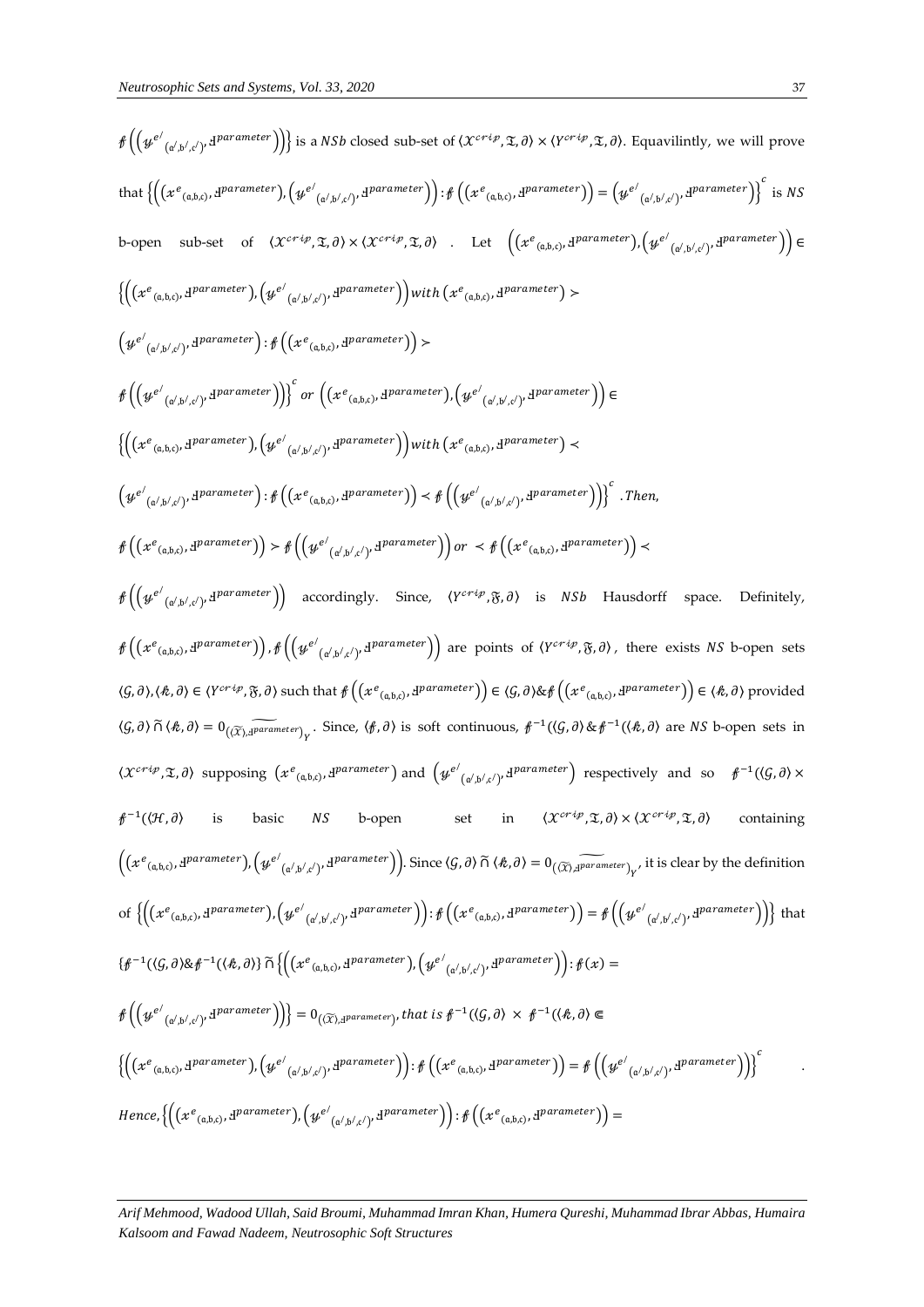$\not{f}\left(\left(\mathcal{Y}^{e'}{}_{(\mathfrak{a}',\mathfrak{b}',\mathfrak{c}')}, \text{ɻ}^{parameter}\right)\right)\}$ is a $NSb$ closed sub-set of $\langle \mathcal{X}^{crip}, \mathfrak{T}, \partial\rangle \times \langle Y^{crip}, \mathfrak{T}, \partial\rangle$. Equavilintly, we will prove that $\left\{\left(\left(x^{e}{}_{(\mathfrak{a},\mathfrak{b},\mathfrak{c})}, \text{ɻ}^{parameter}\right), \left(\mathcal{Y}^{e'}{}_{(\mathfrak{a}',\mathfrak{b}',\mathfrak{c}')}, \text{ɻ}^{parameter}\right)\right) : \not{f}\left(\left(x^{e}{}_{(\mathfrak{a},\mathfrak{b},\mathfrak{c})}, \text{ɻ}^{parameter}\right)\right) = \left(\mathcal{Y}^{e'}{}_{(\mathfrak{a}',\mathfrak{b}',\mathfrak{c}')}, \text{ɻ}^{parameter}\right)\right\}^{c}$ is $NS$ b-open sub-set of $\langle \mathcal{X}^{crip}, \mathfrak{T}, \partial\rangle \times \langle \mathcal{X}^{crip}, \mathfrak{T}, \partial\rangle$ . Let $\left(\left(x^{e}{}_{(\mathfrak{a},\mathfrak{b},\mathfrak{c})}, \text{ɻ}^{parameter}\right), \left(\mathcal{Y}^{e'}{}_{(\mathfrak{a}',\mathfrak{b}',\mathfrak{c}')}, \text{ɻ}^{parameter}\right)\right) \in \left\{\left(\left(x^{e}{}_{(\mathfrak{a},\mathfrak{b},\mathfrak{c})}, \text{ɻ}^{parameter}\right), \left(\mathcal{Y}^{e'}{}_{(\mathfrak{a}',\mathfrak{b}',\mathfrak{c}')}, \text{ɻ}^{parameter}\right)\right) with \left(x^{e}{}_{(\mathfrak{a},\mathfrak{b},\mathfrak{c})}, \text{ɻ}^{parameter}\right) \succ \left(\mathcal{Y}^{e'}{}_{(\mathfrak{a}',\mathfrak{b}',\mathfrak{c}')}, \text{ɻ}^{parameter}\right) : \not{f}\left(\left(x^{e}{}_{(\mathfrak{a},\mathfrak{b},\mathfrak{c})}, \text{ɻ}^{parameter}\right)\right) \succ \not{f}\left(\left(\mathcal{Y}^{e'}{}_{(\mathfrak{a}',\mathfrak{b}',\mathfrak{c}')}, \text{ɻ}^{parameter}\right)\right)\right\}^{c} or \left(\left(x^{e}{}_{(\mathfrak{a},\mathfrak{b},\mathfrak{c})}, \text{ɻ}^{parameter}\right), \left(\mathcal{Y}^{e'}{}_{(\mathfrak{a}',\mathfrak{b}',\mathfrak{c}')}, \text{ɻ}^{parameter}\right)\right) \in \left\{\left(\left(x^{e}{}_{(\mathfrak{a},\mathfrak{b},\mathfrak{c})}, \text{ɻ}^{parameter}\right), \left(\mathcal{Y}^{e'}{}_{(\mathfrak{a}',\mathfrak{b}',\mathfrak{c}')}, \text{ɻ}^{parameter}\right)\right) with \left(x^{e}{}_{(\mathfrak{a},\mathfrak{b},\mathfrak{c})}, \text{ɻ}^{parameter}\right) \prec \left(\mathcal{Y}^{e'}{}_{(\mathfrak{a}',\mathfrak{b}',\mathfrak{c}')}, \text{ɻ}^{parameter}\right) : \not{f}\left(\left(x^{e}{}_{(\mathfrak{a},\mathfrak{b},\mathfrak{c})}, \text{ɻ}^{parameter}\right)\right) \prec \not{f}\left(\left(\mathcal{Y}^{e'}{}_{(\mathfrak{a}',\mathfrak{b}',\mathfrak{c}')}, \text{ɻ}^{parameter}\right)\right)\right\}^{c}$. Then, $\not{f}\left(\left(x^{e}{}_{(\mathfrak{a},\mathfrak{b},\mathfrak{c})}, \text{ɻ}^{parameter}\right)\right) \succ \not{f}\left(\left(\mathcal{Y}^{e'}{}_{(\mathfrak{a}',\mathfrak{b}',\mathfrak{c}')}, \text{ɻ}^{parameter}\right)\right) or \prec \not{f}\left(\left(x^{e}{}_{(\mathfrak{a},\mathfrak{b},\mathfrak{c})}, \text{ɻ}^{parameter}\right)\right) \prec \not{f}\left(\left(\mathcal{Y}^{e'}{}_{(\mathfrak{a}',\mathfrak{b}',\mathfrak{c}')}, \text{ɻ}^{parameter}\right)\right)$ accordingly. Since, $\langle Y^{crip}, \mathfrak{F}, \partial\rangle$ is $NSb$ Hausdorff space. Definitely, $\not{f}\left(\left(x^{e}{}_{(\mathfrak{a},\mathfrak{b},\mathfrak{c})}, \text{ɻ}^{parameter}\right)\right), \not{f}\left(\left(\mathcal{Y}^{e'}{}_{(\mathfrak{a}',\mathfrak{b}',\mathfrak{c}')}, \text{ɻ}^{parameter}\right)\right)$ are points of $\langle Y^{crip}, \mathfrak{F}, \partial\rangle$, there exists $NS$ b-open sets $\langle \mathcal{G}, \partial\rangle, \langle \mathcal{k}, \partial\rangle \in \langle Y^{crip}, \mathfrak{F}, \partial\rangle$ such that $\not{f}\left(\left(x^{e}{}_{(\mathfrak{a},\mathfrak{b},\mathfrak{c})}, \text{ɻ}^{parameter}\right)\right) \in \langle \mathcal{G}, \partial\rangle \& \not{f}\left(\left(x^{e}{}_{(\mathfrak{a},\mathfrak{b},\mathfrak{c})}, \text{ɻ}^{parameter}\right)\right) \in \langle \mathcal{k}, \partial\rangle$ provided $\langle \mathcal{G}, \partial\rangle \,\tilde{\cap}\, \langle \mathcal{k}, \partial\rangle = 0_{(\widetilde{(\mathfrak{X})}, \widetilde{\text{ɻ}^{parameter}})_{Y}}$. Since, $\langle \not{f}, \partial\rangle$ is soft continuous, $\not{f}^{-1}(\langle \mathcal{G}, \partial\rangle \& \not{f}^{-1}(\langle \mathcal{k}, \partial\rangle$ are $NS$ b-open sets in $\langle \mathcal{X}^{crip}, \mathfrak{T}, \partial\rangle$ supposing $\left(x^{e}{}_{(\mathfrak{a},\mathfrak{b},\mathfrak{c})}, \text{ɻ}^{parameter}\right)$ and $\left(\mathcal{Y}^{e'}{}_{(\mathfrak{a}',\mathfrak{b}',\mathfrak{c}')}, \text{ɻ}^{parameter}\right)$ respectively and so $\not{f}^{-1}(\langle \mathcal{G}, \partial\rangle \times \not{f}^{-1}(\langle \mathcal{H}, \partial\rangle$ is basic $NS$ b-open set in $\langle \mathcal{X}^{crip}, \mathfrak{T}, \partial\rangle \times \langle \mathcal{X}^{crip}, \mathfrak{T}, \partial\rangle$ containing $\left(\left(x^{e}{}_{(\mathfrak{a},\mathfrak{b},\mathfrak{c})}, \text{ɻ}^{parameter}\right), \left(\mathcal{Y}^{e'}{}_{(\mathfrak{a}',\mathfrak{b}',\mathfrak{c}')}, \text{ɻ}^{parameter}\right)\right)$. Since $\langle \mathcal{G}, \partial\rangle \,\tilde{\cap}\, \langle \mathcal{k}, \partial\rangle = 0_{(\widetilde{(\mathfrak{X})}, \widetilde{\text{ɻ}^{parameter}})_{Y}}$, it is clear by the definition of $\left\{\left(\left(x^{e}{}_{(\mathfrak{a},\mathfrak{b},\mathfrak{c})}, \text{ɻ}^{parameter}\right), \left(\mathcal{Y}^{e'}{}_{(\mathfrak{a}',\mathfrak{b}',\mathfrak{c}')}, \text{ɻ}^{parameter}\right)\right) : \not{f}\left(\left(x^{e}{}_{(\mathfrak{a},\mathfrak{b},\mathfrak{c})}, \text{ɻ}^{parameter}\right)\right) = \not{f}\left(\left(\mathcal{Y}^{e'}{}_{(\mathfrak{a}',\mathfrak{b}',\mathfrak{c}')}, \text{ɻ}^{parameter}\right)\right)\right\}$ that $\{\not{f}^{-1}(\langle \mathcal{G}, \partial\rangle \& \not{f}^{-1}(\langle \mathcal{k}, \partial\rangle\} \,\tilde{\cap}\, \left\{\left(\left(x^{e}{}_{(\mathfrak{a},\mathfrak{b},\mathfrak{c})}, \text{ɻ}^{parameter}\right), \left(\mathcal{Y}^{e'}{}_{(\mathfrak{a}',\mathfrak{b}',\mathfrak{c}')}, \text{ɻ}^{parameter}\right)\right) : \not{f}(x) = \not{f}\left(\left(\mathcal{Y}^{e'}{}_{(\mathfrak{a}',\mathfrak{b}',\mathfrak{c}')}, \text{ɻ}^{parameter}\right)\right)\right\} = 0_{(\widetilde{(\mathfrak{X})}, \text{ɻ}^{parameter})}$, that is $\not{f}^{-1}(\langle \mathcal{G}, \partial\rangle \times \not{f}^{-1}(\langle \mathcal{k}, \partial\rangle \Subset \left\{\left(\left(x^{e}{}_{(\mathfrak{a},\mathfrak{b},\mathfrak{c})}, \text{ɻ}^{parameter}\right), \left(\mathcal{Y}^{e'}{}_{(\mathfrak{a}',\mathfrak{b}',\mathfrak{c}')}, \text{ɻ}^{parameter}\right)\right) : \not{f}\left(\left(x^{e}{}_{(\mathfrak{a},\mathfrak{b},\mathfrak{c})}, \text{ɻ}^{parameter}\right)\right) = \not{f}\left(\left(\mathcal{Y}^{e'}{}_{(\mathfrak{a}',\mathfrak{b}',\mathfrak{c}')}, \text{ɻ}^{parameter}\right)\right)\right\}^{c}$ . Hence, $\left\{\left(\left(x^{e}{}_{(\mathfrak{a},\mathfrak{b},\mathfrak{c})}, \text{ɻ}^{parameter}\right), \left(\mathcal{Y}^{e'}{}_{(\mathfrak{a}',\mathfrak{b}',\mathfrak{c}')}, \text{ɻ}^{parameter}\right)\right) : \not{f}\left(\left(x^{e}{}_{(\mathfrak{a},\mathfrak{b},\mathfrak{c})}, \text{ɻ}^{parameter}\right)\right) = \right.$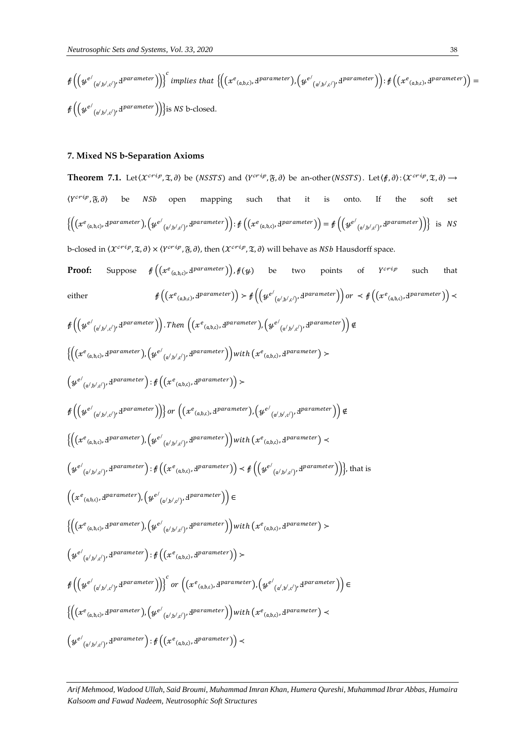$\not{f}\left(\left(y^{e'}{}_{(\mathfrak{a}',\mathfrak{b}',\mathfrak{c}')}, \text{Ⅎ}^{parameter}\right)\right)\Big\}^{c}$ *implies that* $\left\{\left(\left(x^{e}{}_{(\mathfrak{a},\mathfrak{b},\mathfrak{c})}, \text{Ⅎ}^{parameter}\right), \left(y^{e'}{}_{(\mathfrak{a}',\mathfrak{b}',\mathfrak{c}')}, \text{Ⅎ}^{parameter}\right)\right) : \not{f}\left(\left(x^{e}{}_{(\mathfrak{a},\mathfrak{b},\mathfrak{c})}, \text{Ⅎ}^{parameter}\right)\right) = \not{f}\left(\left(y^{e'}{}_{(\mathfrak{a}',\mathfrak{b}',\mathfrak{c}')}, \text{Ⅎ}^{parameter}\right)\right)\right\}$ is $NS$ b-closed.

## 7. Mixed NS b-Separation Axioms

**Theorem 7.1.** Let $\langle \mathcal{X}^{crisp}, \mathfrak{T}, \partial\rangle$ be $(NSSTS)$ and $\langle Y^{crisp}, \mathfrak{F}, \partial\rangle$ be an-other $(NSSTS)$. Let $\langle \not{f}, \partial\rangle : \langle \mathcal{X}^{crisp}, \mathfrak{T}, \partial\rangle \longrightarrow \langle Y^{crisp}, \mathfrak{F}, \partial\rangle$ be $NSb$ open mapping such that it is onto. If the soft set $\left\{\left(\left(x^{e}{}_{(\mathfrak{a},\mathfrak{b},\mathfrak{c})}, \text{Ⅎ}^{parameter}\right), \left(y^{e'}{}_{(\mathfrak{a}',\mathfrak{b}',\mathfrak{c}')}, \text{Ⅎ}^{parameter}\right)\right) : \not{f}\left(\left(x^{e}{}_{(\mathfrak{a},\mathfrak{b},\mathfrak{c})}, \text{Ⅎ}^{parameter}\right)\right) = \not{f}\left(\left(y^{e'}{}_{(\mathfrak{a}',\mathfrak{b}',\mathfrak{c}')}, \text{Ⅎ}^{parameter}\right)\right)\right\}$ is $NS$ b-closed in $\langle \mathcal{X}^{crisp}, \mathfrak{T}, \partial\rangle \times \langle Y^{crisp}, \mathfrak{F}, \partial\rangle$, then $\langle \mathcal{X}^{crisp}, \mathfrak{T}, \partial\rangle$ will behave as $NSb$ Hausdorff space.

**Proof:** Suppose $\not{f}\left(\left(x^{e}{}_{(\mathfrak{a},\mathfrak{b},\mathfrak{c})}, \text{Ⅎ}^{parameter}\right)\right), \not{f}(y)$ be two points of $Y^{crisp}$ such that either $\not{f}\left(\left(x^{e}{}_{(\mathfrak{a},\mathfrak{b},\mathfrak{c})}, \text{Ⅎ}^{parameter}\right)\right) \succ \not{f}\left(\left(y^{e'}{}_{(\mathfrak{a}',\mathfrak{b}',\mathfrak{c}')}, \text{Ⅎ}^{parameter}\right)\right)$ *or* $\prec \not{f}\left(\left(x^{e}{}_{(\mathfrak{a},\mathfrak{b},\mathfrak{c})}, \text{Ⅎ}^{parameter}\right)\right) \prec \not{f}\left(\left(y^{e'}{}_{(\mathfrak{a}',\mathfrak{b}',\mathfrak{c}')}, \text{Ⅎ}^{parameter}\right)\right)$. *Then* $\left(\left(x^{e}{}_{(\mathfrak{a},\mathfrak{b},\mathfrak{c})}, \text{Ⅎ}^{parameter}\right), \left(y^{e'}{}_{(\mathfrak{a}',\mathfrak{b}',\mathfrak{c}')}, \text{Ⅎ}^{parameter}\right)\right) \notin \left\{\left(\left(x^{e}{}_{(\mathfrak{a},\mathfrak{b},\mathfrak{c})}, \text{Ⅎ}^{parameter}\right), \left(y^{e'}{}_{(\mathfrak{a}',\mathfrak{b}',\mathfrak{c}')}, \text{Ⅎ}^{parameter}\right)\right) \textit{with } \left(x^{e}{}_{(\mathfrak{a},\mathfrak{b},\mathfrak{c})}, \text{Ⅎ}^{parameter}\right) \succ \left(y^{e'}{}_{(\mathfrak{a}',\mathfrak{b}',\mathfrak{c}')}, \text{Ⅎ}^{parameter}\right) : \not{f}\left(\left(x^{e}{}_{(\mathfrak{a},\mathfrak{b},\mathfrak{c})}, \text{Ⅎ}^{parameter}\right)\right) \succ \not{f}\left(\left(y^{e'}{}_{(\mathfrak{a}',\mathfrak{b}',\mathfrak{c}')}, \text{Ⅎ}^{parameter}\right)\right)\right\}$ *or* $\left(\left(x^{e}{}_{(\mathfrak{a},\mathfrak{b},\mathfrak{c})}, \text{Ⅎ}^{parameter}\right), \left(y^{e'}{}_{(\mathfrak{a}',\mathfrak{b}',\mathfrak{c}')}, \text{Ⅎ}^{parameter}\right)\right) \notin \left\{\left(\left(x^{e}{}_{(\mathfrak{a},\mathfrak{b},\mathfrak{c})}, \text{Ⅎ}^{parameter}\right), \left(y^{e'}{}_{(\mathfrak{a}',\mathfrak{b}',\mathfrak{c}')}, \text{Ⅎ}^{parameter}\right)\right) \textit{with } \left(x^{e}{}_{(\mathfrak{a},\mathfrak{b},\mathfrak{c})}, \text{Ⅎ}^{parameter}\right) \prec \left(y^{e'}{}_{(\mathfrak{a}',\mathfrak{b}',\mathfrak{c}')}, \text{Ⅎ}^{parameter}\right) : \not{f}\left(\left(x^{e}{}_{(\mathfrak{a},\mathfrak{b},\mathfrak{c})}, \text{Ⅎ}^{parameter}\right)\right) \prec \not{f}\left(\left(y^{e'}{}_{(\mathfrak{a}',\mathfrak{b}',\mathfrak{c}')}, \text{Ⅎ}^{parameter}\right)\right)\right\}$, that is $\left(\left(x^{e}{}_{(\mathfrak{a},\mathfrak{b},\mathfrak{c})}, \text{Ⅎ}^{parameter}\right), \left(y^{e'}{}_{(\mathfrak{a}',\mathfrak{b}',\mathfrak{c}')}, \text{Ⅎ}^{parameter}\right)\right) \in \left\{\left(\left(x^{e}{}_{(\mathfrak{a},\mathfrak{b},\mathfrak{c})}, \text{Ⅎ}^{parameter}\right), \left(y^{e'}{}_{(\mathfrak{a}',\mathfrak{b}',\mathfrak{c}')}, \text{Ⅎ}^{parameter}\right)\right) \textit{with } \left(x^{e}{}_{(\mathfrak{a},\mathfrak{b},\mathfrak{c})}, \text{Ⅎ}^{parameter}\right) \succ \left(y^{e'}{}_{(\mathfrak{a}',\mathfrak{b}',\mathfrak{c}')}, \text{Ⅎ}^{parameter}\right) : \not{f}\left(\left(x^{e}{}_{(\mathfrak{a},\mathfrak{b},\mathfrak{c})}, \text{Ⅎ}^{parameter}\right)\right) \succ \not{f}\left(\left(y^{e'}{}_{(\mathfrak{a}',\mathfrak{b}',\mathfrak{c}')}, \text{Ⅎ}^{parameter}\right)\right)\right\}^{c}$ *or* $\left(\left(x^{e}{}_{(\mathfrak{a},\mathfrak{b},\mathfrak{c})}, \text{Ⅎ}^{parameter}\right), \left(y^{e'}{}_{(\mathfrak{a}',\mathfrak{b}',\mathfrak{c}')}, \text{Ⅎ}^{parameter}\right)\right) \in \left\{\left(\left(x^{e}{}_{(\mathfrak{a},\mathfrak{b},\mathfrak{c})}, \text{Ⅎ}^{parameter}\right), \left(y^{e'}{}_{(\mathfrak{a}',\mathfrak{b}',\mathfrak{c}')}, \text{Ⅎ}^{parameter}\right)\right) \textit{with } \left(x^{e}{}_{(\mathfrak{a},\mathfrak{b},\mathfrak{c})}, \text{Ⅎ}^{parameter}\right) \prec \left(y^{e'}{}_{(\mathfrak{a}',\mathfrak{b}',\mathfrak{c}')}, \text{Ⅎ}^{parameter}\right) : \not{f}\left(\left(x^{e}{}_{(\mathfrak{a},\mathfrak{b},\mathfrak{c})}, \text{Ⅎ}^{parameter}\right)\right) \prec$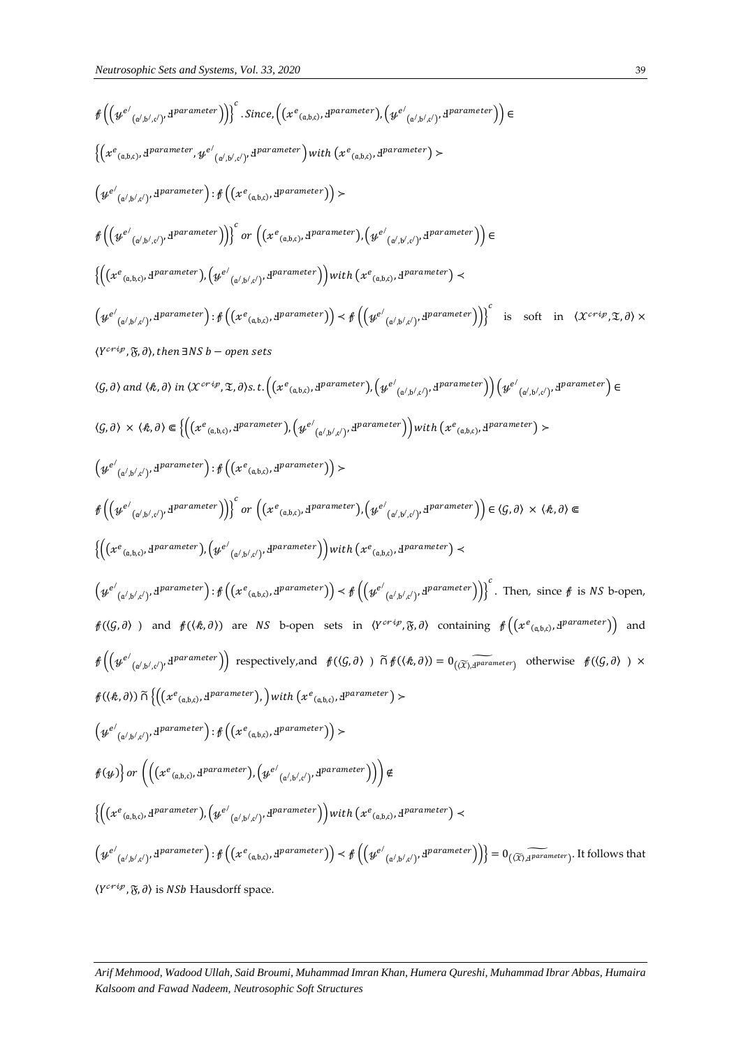$\not{f}\left(\left(\mathcal{y}^{e'}{}_{(\mathfrak{a}',\mathfrak{b}',\mathfrak{c}')}, \text{ɟ}^{parameter}\right)\right)\Big\}^{c}$. $Since, \left(\left(x^{e}{}_{(\mathfrak{a},\mathfrak{b},\mathfrak{c})}, \text{ɟ}^{parameter}\right), \left(\mathcal{y}^{e'}{}_{(\mathfrak{a}',\mathfrak{b}',\mathfrak{c}')}, \text{ɟ}^{parameter}\right)\right) \in$

$\Big\{\left(x^{e}{}_{(\mathfrak{a},\mathfrak{b},\mathfrak{c})}, \text{ɟ}^{parameter}, \mathcal{y}^{e'}{}_{(\mathfrak{a}',\mathfrak{b}',\mathfrak{c}')}, \text{ɟ}^{parameter}\right) with \left(x^{e}{}_{(\mathfrak{a},\mathfrak{b},\mathfrak{c})}, \text{ɟ}^{parameter}\right) \succ$

$\left(\mathcal{y}^{e'}{}_{(\mathfrak{a}',\mathfrak{b}',\mathfrak{c}')}, \text{ɟ}^{parameter}\right) : \not{f}\left(\left(x^{e}{}_{(\mathfrak{a},\mathfrak{b},\mathfrak{c})}, \text{ɟ}^{parameter}\right)\right) \succ$

$\not{f}\left(\left(\mathcal{y}^{e'}{}_{(\mathfrak{a}',\mathfrak{b}',\mathfrak{c}')}, \text{ɟ}^{parameter}\right)\right)\Big\}^{c}$ $or$ $\left(\left(x^{e}{}_{(\mathfrak{a},\mathfrak{b},\mathfrak{c})}, \text{ɟ}^{parameter}\right), \left(\mathcal{y}^{e'}{}_{(\mathfrak{a}',\mathfrak{b}',\mathfrak{c}')}, \text{ɟ}^{parameter}\right)\right) \in$

$\Big\{\left(\left(x^{e}{}_{(\mathfrak{a},\mathfrak{b},\mathfrak{c})}, \text{ɟ}^{parameter}\right), \left(\mathcal{y}^{e'}{}_{(\mathfrak{a}',\mathfrak{b}',\mathfrak{c}')}, \text{ɟ}^{parameter}\right)\right) with \left(x^{e}{}_{(\mathfrak{a},\mathfrak{b},\mathfrak{c})}, \text{ɟ}^{parameter}\right) \prec$

$\left(\mathcal{y}^{e'}{}_{(\mathfrak{a}',\mathfrak{b}',\mathfrak{c}')}, \text{ɟ}^{parameter}\right) : \not{f}\left(\left(x^{e}{}_{(\mathfrak{a},\mathfrak{b},\mathfrak{c})}, \text{ɟ}^{parameter}\right)\right) \prec \not{f}\left(\left(\mathcal{y}^{e'}{}_{(\mathfrak{a}',\mathfrak{b}',\mathfrak{c}')}, \text{ɟ}^{parameter}\right)\right)\Big\}^{c}$ is soft in $\langle \mathcal{X}^{crip}, \mathfrak{T}, \partial\rangle \times$ $\langle Y^{crip}, \mathfrak{F}, \partial\rangle$, $then\ \exists NS\ b-open\ sets$

$\langle \mathcal{G}, \partial\rangle$ $and$ $\langle \mathcal{k}, \partial\rangle$ $in$ $\langle \mathcal{X}^{crip}, \mathfrak{T}, \partial\rangle s.t. \left(\left(x^{e}{}_{(\mathfrak{a},\mathfrak{b},\mathfrak{c})}, \text{ɟ}^{parameter}\right), \left(\mathcal{y}^{e'}{}_{(\mathfrak{a}',\mathfrak{b}',\mathfrak{c}')}, \text{ɟ}^{parameter}\right)\right)\left(\mathcal{y}^{e'}{}_{(\mathfrak{a}',\mathfrak{b}',\mathfrak{c}')}, \text{ɟ}^{parameter}\right) \in$

$\langle \mathcal{G}, \partial\rangle \times \langle \mathcal{k}, \partial\rangle \Subset \Big\{\left(\left(x^{e}{}_{(\mathfrak{a},\mathfrak{b},\mathfrak{c})}, \text{ɟ}^{parameter}\right), \left(\mathcal{y}^{e'}{}_{(\mathfrak{a}',\mathfrak{b}',\mathfrak{c}')}, \text{ɟ}^{parameter}\right)\right) with \left(x^{e}{}_{(\mathfrak{a},\mathfrak{b},\mathfrak{c})}, \text{ɟ}^{parameter}\right) \succ$

$\left(\mathcal{y}^{e'}{}_{(\mathfrak{a}',\mathfrak{b}',\mathfrak{c}')}, \text{ɟ}^{parameter}\right) : \not{f}\left(\left(x^{e}{}_{(\mathfrak{a},\mathfrak{b},\mathfrak{c})}, \text{ɟ}^{parameter}\right)\right) \succ$

$\not{f}\left(\left(\mathcal{y}^{e'}{}_{(\mathfrak{a}',\mathfrak{b}',\mathfrak{c}')}, \text{ɟ}^{parameter}\right)\right)\Big\}^{c}$ $or$ $\left(\left(x^{e}{}_{(\mathfrak{a},\mathfrak{b},\mathfrak{c})}, \text{ɟ}^{parameter}\right), \left(\mathcal{y}^{e'}{}_{(\mathfrak{a}',\mathfrak{b}',\mathfrak{c}')}, \text{ɟ}^{parameter}\right)\right) \in \langle \mathcal{G}, \partial\rangle \times \langle \mathcal{k}, \partial\rangle \Subset$

$\Big\{\left(\left(x^{e}{}_{(\mathfrak{a},\mathfrak{b},\mathfrak{c})}, \text{ɟ}^{parameter}\right), \left(\mathcal{y}^{e'}{}_{(\mathfrak{a}',\mathfrak{b}',\mathfrak{c}')}, \text{ɟ}^{parameter}\right)\right) with \left(x^{e}{}_{(\mathfrak{a},\mathfrak{b},\mathfrak{c})}, \text{ɟ}^{parameter}\right) \prec$

$\left(\mathcal{y}^{e'}{}_{(\mathfrak{a}',\mathfrak{b}',\mathfrak{c}')}, \text{ɟ}^{parameter}\right) : \not{f}\left(\left(x^{e}{}_{(\mathfrak{a},\mathfrak{b},\mathfrak{c})}, \text{ɟ}^{parameter}\right)\right) \prec \not{f}\left(\left(\mathcal{y}^{e'}{}_{(\mathfrak{a}',\mathfrak{b}',\mathfrak{c}')}, \text{ɟ}^{parameter}\right)\right)\Big\}^{c}$. Then, since $\not{f}$ is $NS$ b-open, $\not{f}(\langle \mathcal{G}, \partial\rangle)$ and $\not{f}(\langle \mathcal{k}, \partial\rangle)$ are $NS$ b-open sets in $\langle Y^{crip}, \mathfrak{F}, \partial\rangle$ containing $\not{f}\left(\left(x^{e}{}_{(\mathfrak{a},\mathfrak{b},\mathfrak{c})}, \text{ɟ}^{parameter}\right)\right)$ and $\not{f}\left(\left(\mathcal{y}^{e'}{}_{(\mathfrak{a}',\mathfrak{b}',\mathfrak{c}')}, \text{ɟ}^{parameter}\right)\right)$ respectively,and $\not{f}(\langle \mathcal{G}, \partial\rangle)\ \widetilde{\cap}\ \not{f}(\langle \mathcal{k}, \partial\rangle) = 0_{(\widetilde{\mathfrak{X}}, \widetilde{\text{ɟ}^{parameter}})}$ otherwise $\not{f}(\langle \mathcal{G}, \partial\rangle) \times \not{f}(\langle \mathcal{k}, \partial\rangle)\ \widetilde{\cap}\ \Big\{\left(\left(x^{e}{}_{(\mathfrak{a},\mathfrak{b},\mathfrak{c})}, \text{ɟ}^{parameter}\right),\right) with \left(x^{e}{}_{(\mathfrak{a},\mathfrak{b},\mathfrak{c})}, \text{ɟ}^{parameter}\right) \succ$

$\left(\mathcal{y}^{e'}{}_{(\mathfrak{a}',\mathfrak{b}',\mathfrak{c}')}, \text{ɟ}^{parameter}\right) : \not{f}\left(\left(x^{e}{}_{(\mathfrak{a},\mathfrak{b},\mathfrak{c})}, \text{ɟ}^{parameter}\right)\right) \succ$

$\not{f}(\mathcal{y})\Big\}$ $or$ $\left(\left(\left(x^{e}{}_{(\mathfrak{a},\mathfrak{b},\mathfrak{c})}, \text{ɟ}^{parameter}\right), \left(\mathcal{y}^{e'}{}_{(\mathfrak{a}',\mathfrak{b}',\mathfrak{c}')}, \text{ɟ}^{parameter}\right)\right)\right) \notin$

$\Big\{\left(\left(x^{e}{}_{(\mathfrak{a},\mathfrak{b},\mathfrak{c})}, \text{ɟ}^{parameter}\right), \left(\mathcal{y}^{e'}{}_{(\mathfrak{a}',\mathfrak{b}',\mathfrak{c}')}, \text{ɟ}^{parameter}\right)\right) with \left(x^{e}{}_{(\mathfrak{a},\mathfrak{b},\mathfrak{c})}, \text{ɟ}^{parameter}\right) \prec$

$\left(\mathcal{y}^{e'}{}_{(\mathfrak{a}',\mathfrak{b}',\mathfrak{c}')}, \text{ɟ}^{parameter}\right) : \not{f}\left(\left(x^{e}{}_{(\mathfrak{a},\mathfrak{b},\mathfrak{c})}, \text{ɟ}^{parameter}\right)\right) \prec \not{f}\left(\left(\mathcal{y}^{e'}{}_{(\mathfrak{a}',\mathfrak{b}',\mathfrak{c}')}, \text{ɟ}^{parameter}\right)\right)\Big\} = 0_{(\widetilde{\mathfrak{X}}, \widetilde{\text{ɟ}^{parameter}})}$. It follows that $\langle Y^{crip}, \mathfrak{F}, \partial\rangle$ is $NSb$ Hausdorff space.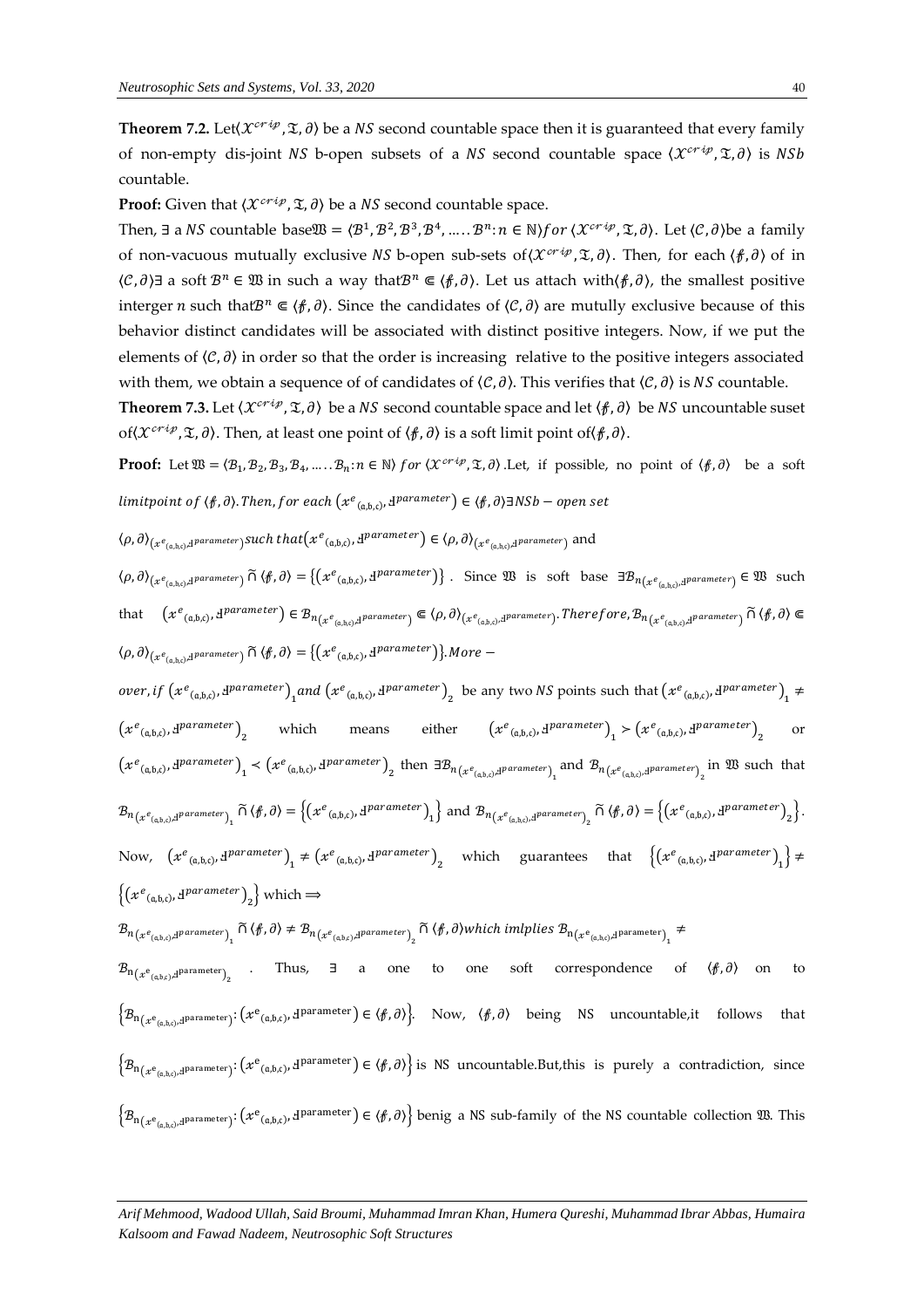**Theorem 7.2.** Let$\langle \mathcal{X}^{crip}, \mathfrak{T}, \partial \rangle$ be a $NS$ second countable space then it is guaranteed that every family of non-empty dis-joint $NS$ b-open subsets of a $NS$ second countable space $\langle \mathcal{X}^{crip}, \mathfrak{T}, \partial \rangle$ is $NSb$ countable.

**Proof:** Given that $\langle \mathcal{X}^{crip}, \mathfrak{T}, \partial \rangle$ be a $NS$ second countable space.

Then, $\exists$ a $NS$ countable base$\mathfrak{W} = \langle \mathcal{B}^1, \mathcal{B}^2, \mathcal{B}^3, \mathcal{B}^4, \ldots\ldots \mathcal{B}^n : n \in \mathbb{N} \rangle for\ \langle \mathcal{X}^{crip}, \mathfrak{T}, \partial \rangle$. Let $\langle \mathcal{C}, \partial \rangle$be a family of non-vacuous mutually exclusive $NS$ b-open sub-sets of$\langle \mathcal{X}^{crip}, \mathfrak{T}, \partial \rangle$. Then, for each $\langle \not{f}, \partial \rangle$ of in $\langle \mathcal{C}, \partial \rangle \exists$ a soft $\mathcal{B}^n \in \mathfrak{W}$ in such a way that$\mathcal{B}^n \Subset \langle \not{f}, \partial \rangle$. Let us attach with$\langle \not{f}, \partial \rangle$, the smallest positive interger $n$ such that$\mathcal{B}^n \Subset \langle \not{f}, \partial \rangle$. Since the candidates of $\langle \mathcal{C}, \partial \rangle$ are mutully exclusive because of this behavior distinct candidates will be associated with distinct positive integers. Now, if we put the elements of $\langle \mathcal{C}, \partial \rangle$ in order so that the order is increasing relative to the positive integers associated with them, we obtain a sequence of of candidates of $\langle \mathcal{C}, \partial \rangle$. This verifies that $\langle \mathcal{C}, \partial \rangle$ is $NS$ countable.

**Theorem 7.3.** Let $\langle \mathcal{X}^{crip}, \mathfrak{T}, \partial \rangle$ be a $NS$ second countable space and let $\langle \not{f}, \partial \rangle$ be $NS$ uncountable suset of$\langle \mathcal{X}^{crip}, \mathfrak{T}, \partial \rangle$. Then, at least one point of $\langle \not{f}, \partial \rangle$ is a soft limit point of$\langle \not{f}, \partial \rangle$.

**Proof:** Let $\mathfrak{W} = \langle \mathcal{B}_1, \mathcal{B}_2, \mathcal{B}_3, \mathcal{B}_4, \ldots\ldots \mathcal{B}_n : n \in \mathbb{N} \rangle\ for\ \langle \mathcal{X}^{crip}, \mathfrak{T}, \partial \rangle$ .Let, if possible, no point of $\langle \not{f}, \partial \rangle$ be a soft $limitpoint\ of\ \langle \not{f}, \partial \rangle. Then, for\ each\ \left(x^{e}{}_{(a,b,c)}, \text{Ꮧ}^{parameter}\right) \in \langle \not{f}, \partial \rangle \exists NSb - open\ set$

$\langle \rho, \partial \rangle_{\left(x^{e}{}_{(a,b,c)}, \text{Ꮧ}^{parameter}\right)} such\ that \left(x^{e}{}_{(a,b,c)}, \text{Ꮧ}^{parameter}\right) \in \langle \rho, \partial \rangle_{\left(x^{e}{}_{(a,b,c)}, \text{Ꮧ}^{parameter}\right)}$ and

$\langle \rho, \partial \rangle_{\left(x^{e}{}_{(a,b,c)}, \text{Ꮧ}^{parameter}\right)} \widetilde{\cap} \langle \not{f}, \partial \rangle = \left\{\left(x^{e}{}_{(a,b,c)}, \text{Ꮧ}^{parameter}\right)\right\}$ . Since $\mathfrak{W}$ is soft base $\exists \mathcal{B}_{n\left(x^{e}{}_{(a,b,c)}, \text{Ꮧ}^{parameter}\right)} \in \mathfrak{W}$ such that $\left(x^{e}{}_{(a,b,c)}, \text{Ꮧ}^{parameter}\right) \in \mathcal{B}_{n\left(x^{e}{}_{(a,b,c)}, \text{Ꮧ}^{parameter}\right)} \Subset \langle \rho, \partial \rangle_{\left(x^{e}{}_{(a,b,c)}, \text{Ꮧ}^{parameter}\right)}. Therefore, \mathcal{B}_{n\left(x^{e}{}_{(a,b,c)}, \text{Ꮧ}^{parameter}\right)} \widetilde{\cap} \langle \not{f}, \partial \rangle \Subset$ $\langle \rho, \partial \rangle_{\left(x^{e}{}_{(a,b,c)}, \text{Ꮧ}^{parameter}\right)} \widetilde{\cap} \langle \not{f}, \partial \rangle = \left\{\left(x^{e}{}_{(a,b,c)}, \text{Ꮧ}^{parameter}\right)\right\}. More -$ $over, if \left(x^{e}{}_{(a,b,c)}, \text{Ꮧ}^{parameter}\right)_1 and \left(x^{e}{}_{(a,b,c)}, \text{Ꮧ}^{parameter}\right)_2$ be any two $NS$ points such that $\left(x^{e}{}_{(a,b,c)}, \text{Ꮧ}^{parameter}\right)_1 \neq \left(x^{e}{}_{(a,b,c)}, \text{Ꮧ}^{parameter}\right)_2$ which means either $\left(x^{e}{}_{(a,b,c)}, \text{Ꮧ}^{parameter}\right)_1 \succ \left(x^{e}{}_{(a,b,c)}, \text{Ꮧ}^{parameter}\right)_2$ or $\left(x^{e}{}_{(a,b,c)}, \text{Ꮧ}^{parameter}\right)_1 \prec \left(x^{e}{}_{(a,b,c)}, \text{Ꮧ}^{parameter}\right)_2$ then $\exists \mathcal{B}_{n\left(x^{e}{}_{(a,b,c)}, \text{Ꮧ}^{parameter}\right)_1}$ and $\mathcal{B}_{n\left(x^{e}{}_{(a,b,c)}, \text{Ꮧ}^{parameter}\right)_2}$ in $\mathfrak{W}$ such that $\mathcal{B}_{n\left(x^{e}{}_{(a,b,c)}, \text{Ꮧ}^{parameter}\right)_1} \widetilde{\cap} \langle \not{f}, \partial \rangle = \left\{\left(x^{e}{}_{(a,b,c)}, \text{Ꮧ}^{parameter}\right)_1\right\}$ and $\mathcal{B}_{n\left(x^{e}{}_{(a,b,c)}, \text{Ꮧ}^{parameter}\right)_2} \widetilde{\cap} \langle \not{f}, \partial \rangle = \left\{\left(x^{e}{}_{(a,b,c)}, \text{Ꮧ}^{parameter}\right)_2\right\}$.

Now, $\left(x^{e}{}_{(a,b,c)}, \text{Ꮧ}^{parameter}\right)_1 \neq \left(x^{e}{}_{(a,b,c)}, \text{Ꮧ}^{parameter}\right)_2$ which guarantees that $\left\{\left(x^{e}{}_{(a,b,c)}, \text{Ꮧ}^{parameter}\right)_1\right\} \neq \left\{\left(x^{e}{}_{(a,b,c)}, \text{Ꮧ}^{parameter}\right)_2\right\}$ which $\Longrightarrow$

$\mathcal{B}_{n\left(x^{e}{}_{(a,b,c)}, \text{Ꮧ}^{parameter}\right)_1} \widetilde{\cap} \langle \not{f}, \partial \rangle \neq \mathcal{B}_{n\left(x^{e}{}_{(a,b,c)}, \text{Ꮧ}^{parameter}\right)_2} \widetilde{\cap} \langle \not{f}, \partial \rangle which\ imlplies\ \mathcal{B}_{n\left(x^{e}{}_{(a,b,c)}, \text{Ꮧ}^{parameter}\right)_1} \neq$ $\mathcal{B}_{n\left(x^{e}{}_{(a,b,c)}, \text{Ꮧ}^{parameter}\right)_2}$ . Thus, $\exists$ a one to one soft correspondence of $\langle \not{f}, \partial \rangle$ on to $\left\{\mathcal{B}_{n\left(x^{e}{}_{(a,b,c)}, \text{Ꮧ}^{parameter}\right)} : \left(x^{e}{}_{(a,b,c)}, \text{Ꮧ}^{parameter}\right) \in \langle \not{f}, \partial \rangle\right\}$. Now, $\langle \not{f}, \partial \rangle$ being NS uncountable,it follows that $\left\{\mathcal{B}_{n\left(x^{e}{}_{(a,b,c)}, \text{Ꮧ}^{parameter}\right)} : \left(x^{e}{}_{(a,b,c)}, \text{Ꮧ}^{parameter}\right) \in \langle \not{f}, \partial \rangle\right\}$ is NS uncountable.But,this is purely a contradiction, since $\left\{\mathcal{B}_{n\left(x^{e}{}_{(a,b,c)}, \text{Ꮧ}^{parameter}\right)} : \left(x^{e}{}_{(a,b,c)}, \text{Ꮧ}^{parameter}\right) \in \langle \not{f}, \partial \rangle\right\}$ benig a NS sub-family of the NS countable collection $\mathfrak{W}$. This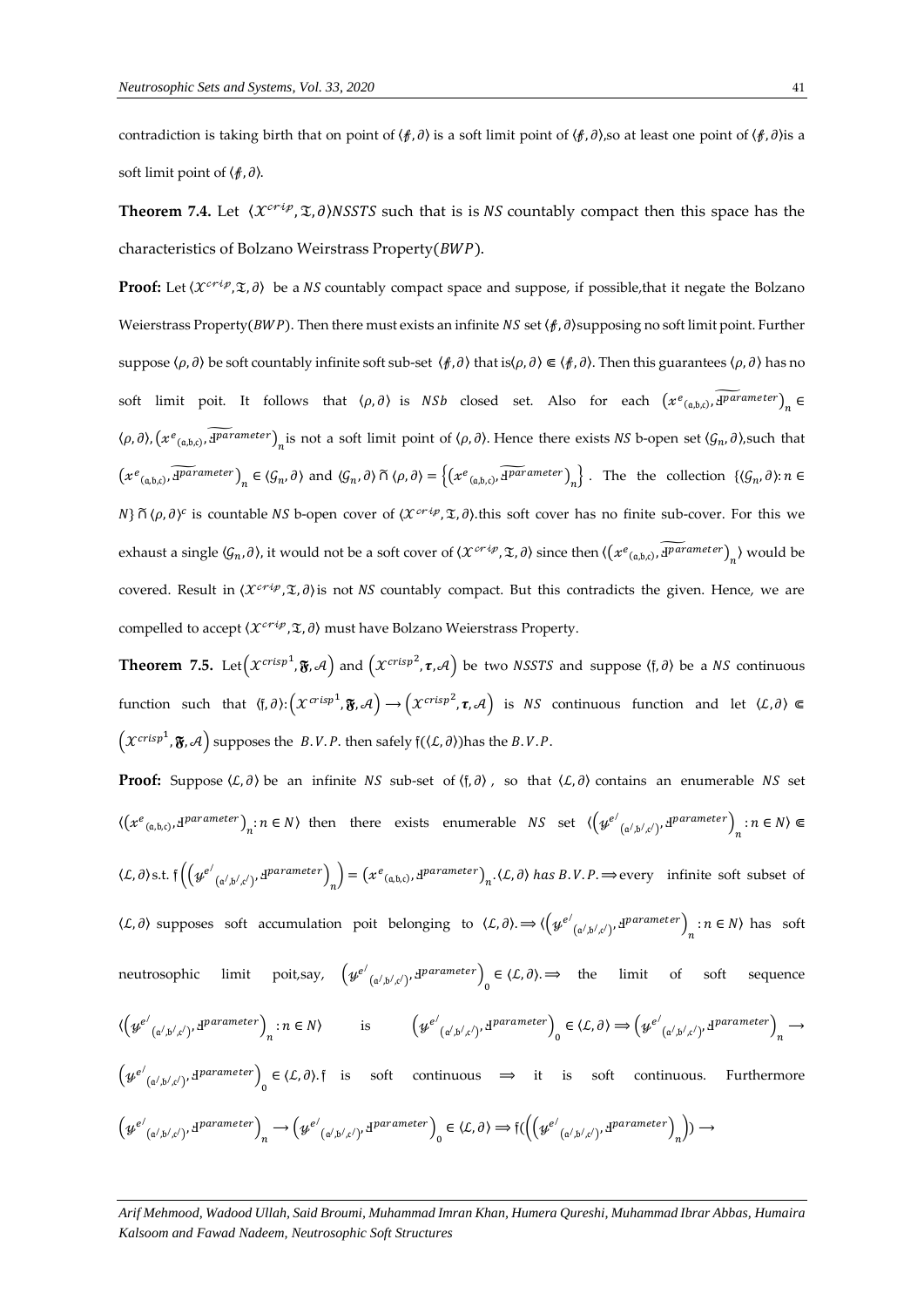contradiction is taking birth that on point of $\langle \not{f}, \partial \rangle$ is a soft limit point of $\langle \not{f}, \partial \rangle$,so at least one point of $\langle \not{f}, \partial \rangle$is a soft limit point of $\langle \not{f}, \partial \rangle$.

**Theorem 7.4.** Let $\langle \mathcal{X}^{crip}, \mathfrak{T}, \partial \rangle NSSTS$ such that is is $NS$ countably compact then this space has the characteristics of Bolzano Weirstrass Property($BWP$).

**Proof:** Let $\langle \mathcal{X}^{crip}, \mathfrak{T}, \partial \rangle$ be a $NS$ countably compact space and suppose, if possible,that it negate the Bolzano Weierstrass Property($BWP$). Then there must exists an infinite $NS$ set $\langle \not{f}, \partial \rangle$supposing no soft limit point. Further suppose $\langle \rho, \partial \rangle$ be soft countably infinite soft sub-set $\langle \not{f}, \partial \rangle$ that is$\langle \rho, \partial \rangle \Subset \langle \not{f}, \partial \rangle$. Then this guarantees $\langle \rho, \partial \rangle$ has no soft limit poit. It follows that $\langle \rho, \partial \rangle$ is $NSb$ closed set. Also for each $\left(x^{e}{}_{(\mathfrak{a},\mathfrak{b},\mathfrak{c})}, \widetilde{\text{ɖ}^{parameter}}\right)_n \in \langle \rho, \partial \rangle$, $\left(x^{e}{}_{(\mathfrak{a},\mathfrak{b},\mathfrak{c})}, \widetilde{\text{ɖ}^{parameter}}\right)_n$is not a soft limit point of $\langle \rho, \partial \rangle$. Hence there exists $NS$ b-open set $\langle \mathcal{G}_n, \partial \rangle$,such that $\left(x^{e}{}_{(\mathfrak{a},\mathfrak{b},\mathfrak{c})}, \widetilde{\text{ɖ}^{parameter}}\right)_n \in \langle \mathcal{G}_n, \partial \rangle$ and $\langle \mathcal{G}_n, \partial \rangle \widetilde{\sqcap} \langle \rho, \partial \rangle = \left\{\left(x^{e}{}_{(\mathfrak{a},\mathfrak{b},\mathfrak{c})}, \widetilde{\text{ɖ}^{parameter}}\right)_n\right\}$. The the collection $\{\langle \mathcal{G}_n, \partial \rangle : n \in N\} \widetilde{\sqcap} \langle \rho, \partial \rangle^c$ is countable $NS$ b-open cover of $\langle \mathcal{X}^{crip}, \mathfrak{T}, \partial \rangle$.this soft cover has no finite sub-cover. For this we exhaust a single $\langle \mathcal{G}_n, \partial \rangle$, it would not be a soft cover of $\langle \mathcal{X}^{crip}, \mathfrak{T}, \partial \rangle$ since then $\langle \left(x^{e}{}_{(\mathfrak{a},\mathfrak{b},\mathfrak{c})}, \widetilde{\text{ɖ}^{parameter}}\right)_n \rangle$ would be covered. Result in $\langle \mathcal{X}^{crip}, \mathfrak{T}, \partial \rangle$is not $NS$ countably compact. But this contradicts the given. Hence, we are compelled to accept $\langle \mathcal{X}^{crip}, \mathfrak{T}, \partial \rangle$ must have Bolzano Weierstrass Property.

**Theorem 7.5.** Let$\left(\mathcal{X}^{crisp^1}, \mathfrak{F}, \mathcal{A}\right)$ and $\left(\mathcal{X}^{crisp^2}, \boldsymbol{\tau}, \mathcal{A}\right)$ be two $NSSTS$ and suppose $\langle \mathfrak{f}, \partial \rangle$ be a $NS$ continuous function such that $\langle \mathfrak{f}, \partial \rangle : \left(\mathcal{X}^{crisp^1}, \mathfrak{F}, \mathcal{A}\right) \longrightarrow \left(\mathcal{X}^{crisp^2}, \boldsymbol{\tau}, \mathcal{A}\right)$ is $NS$ continuous function and let $\langle \mathcal{L}, \partial \rangle \Subset \left(\mathcal{X}^{crisp^1}, \mathfrak{F}, \mathcal{A}\right)$ supposes the $B.V.P.$ then safely $\mathfrak{f}(\langle \mathcal{L}, \partial \rangle)$has the $B.V.P.$

**Proof:** Suppose $\langle \mathcal{L}, \partial \rangle$ be an infinite $NS$ sub-set of $\langle \mathfrak{f}, \partial \rangle$ , so that $\langle \mathcal{L}, \partial \rangle$ contains an enumerable $NS$ set $\langle \left(x^{e}{}_{(\mathfrak{a},\mathfrak{b},\mathfrak{c})}, \text{ɖ}^{parameter}\right)_n : n \in N \rangle$ then there exists enumerable $NS$ set $\langle \left(y^{e'}{}_{(\mathfrak{a}',\mathfrak{b}',\mathfrak{c}')}, \text{ɖ}^{parameter}\right)_n : n \in N \rangle \Subset \langle \mathcal{L}, \partial \rangle$s.t. $\mathfrak{f}\left(\left(y^{e'}{}_{(\mathfrak{a}',\mathfrak{b}',\mathfrak{c}')}, \text{ɖ}^{parameter}\right)_n\right) = \left(x^{e}{}_{(\mathfrak{a},\mathfrak{b},\mathfrak{c})}, \text{ɖ}^{parameter}\right)_n . \langle \mathcal{L}, \partial \rangle \; has \; B.V.P. \Longrightarrow$every infinite soft subset of $\langle \mathcal{L}, \partial \rangle$ supposes soft accumulation poit belonging to $\langle \mathcal{L}, \partial \rangle. \Longrightarrow \langle \left(y^{e'}{}_{(\mathfrak{a}',\mathfrak{b}',\mathfrak{c}')}, \text{ɖ}^{parameter}\right)_n : n \in N \rangle$ has soft neutrosophic limit poit,say, $\left(y^{e'}{}_{(\mathfrak{a}',\mathfrak{b}',\mathfrak{c}')}, \text{ɖ}^{parameter}\right)_0 \in \langle \mathcal{L}, \partial \rangle. \Longrightarrow$ the limit of soft sequence $\langle \left(y^{e'}{}_{(\mathfrak{a}',\mathfrak{b}',\mathfrak{c}')}, \text{ɖ}^{parameter}\right)_n : n \in N \rangle$ is $\left(y^{e'}{}_{(\mathfrak{a}',\mathfrak{b}',\mathfrak{c}')}, \text{ɖ}^{parameter}\right)_0 \in \langle \mathcal{L}, \partial \rangle \Longrightarrow \left(y^{e'}{}_{(\mathfrak{a}',\mathfrak{b}',\mathfrak{c}')}, \text{ɖ}^{parameter}\right)_n \longrightarrow \left(y^{e'}{}_{(\mathfrak{a}',\mathfrak{b}',\mathfrak{c}')}, \text{ɖ}^{parameter}\right)_0 \in \langle \mathcal{L}, \partial \rangle$. $\mathfrak{f}$ is soft continuous $\Longrightarrow$ it is soft continuous. Furthermore $\left(y^{e'}{}_{(\mathfrak{a}',\mathfrak{b}',\mathfrak{c}')}, \text{ɖ}^{parameter}\right)_n \longrightarrow \left(y^{e'}{}_{(\mathfrak{a}',\mathfrak{b}',\mathfrak{c}')}, \text{ɖ}^{parameter}\right)_0 \in \langle \mathcal{L}, \partial \rangle \Longrightarrow \mathfrak{f}(\left(\left(y^{e'}{}_{(\mathfrak{a}',\mathfrak{b}',\mathfrak{c}')}, \text{ɖ}^{parameter}\right)_n\right)) \longrightarrow$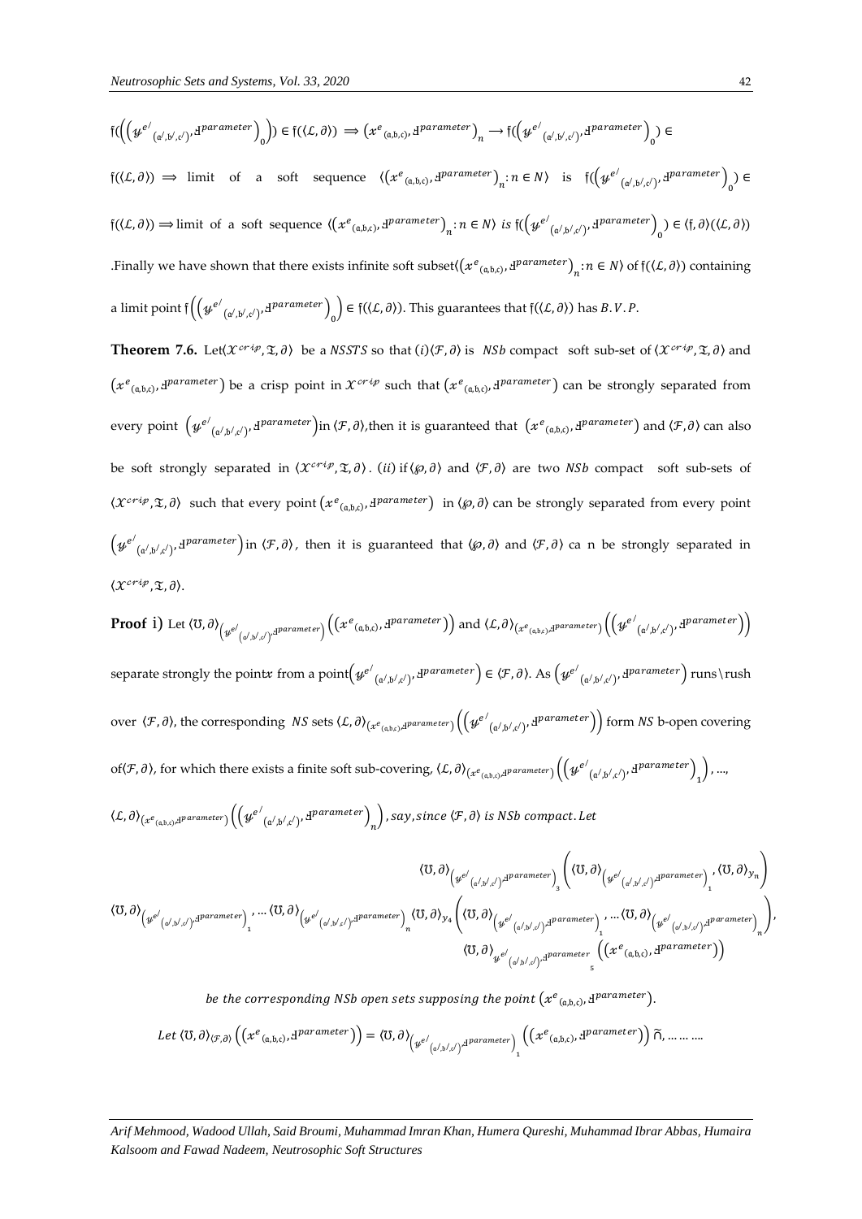$\mathfrak{f}(\left(\left(\mathcal{y}^{e^{/}}{}_{(\mathfrak{a}^{/},\mathfrak{b}^{/},\mathfrak{c}^{/})}, \text{Ⅎ}^{parameter}\right)_0\right)) \in \mathfrak{f}(\langle\mathcal{L},\partial\rangle) \Rightarrow \left(x^{e}{}_{(\mathfrak{a},\mathfrak{b},\mathfrak{c})}, \text{Ⅎ}^{parameter}\right)_n \rightarrow \mathfrak{f}(\left(\mathcal{y}^{e^{/}}{}_{(\mathfrak{a}^{/},\mathfrak{b}^{/},\mathfrak{c}^{/})}, \text{Ⅎ}^{parameter}\right)_0) \in$ $\mathfrak{f}(\langle\mathcal{L},\partial\rangle) \Rightarrow$ limit of a soft sequence $\langle\left(x^{e}{}_{(\mathfrak{a},\mathfrak{b},\mathfrak{c})}, \text{Ⅎ}^{parameter}\right)_n : n \in N\rangle$ is $\mathfrak{f}(\left(\mathcal{y}^{e^{/}}{}_{(\mathfrak{a}^{/},\mathfrak{b}^{/},\mathfrak{c}^{/})}, \text{Ⅎ}^{parameter}\right)_0) \in$ $\mathfrak{f}(\langle\mathcal{L},\partial\rangle) \Rightarrow$ limit of a soft sequence $\langle\left(x^{e}{}_{(\mathfrak{a},\mathfrak{b},\mathfrak{c})}, \text{Ⅎ}^{parameter}\right)_n : n \in N\rangle$ *is* $\mathfrak{f}(\left(\mathcal{y}^{e^{/}}{}_{(\mathfrak{a}^{/},\mathfrak{b}^{/},\mathfrak{c}^{/})}, \text{Ⅎ}^{parameter}\right)_0) \in \langle\mathfrak{f},\partial\rangle(\langle\mathcal{L},\partial\rangle)$ .Finally we have shown that there exists infinite soft subset$\langle\left(x^{e}{}_{(\mathfrak{a},\mathfrak{b},\mathfrak{c})}, \text{Ⅎ}^{parameter}\right)_n : n \in N\rangle$ of $\mathfrak{f}(\langle\mathcal{L},\partial\rangle)$ containing a limit point $\mathfrak{f}\left(\left(\mathcal{y}^{e^{/}}{}_{(\mathfrak{a}^{/},\mathfrak{b}^{/},\mathfrak{c}^{/})}, \text{Ⅎ}^{parameter}\right)_0\right) \in \mathfrak{f}(\langle\mathcal{L},\partial\rangle)$. This guarantees that $\mathfrak{f}(\langle\mathcal{L},\partial\rangle)$ has $B.V.P$.

**Theorem 7.6.** Let$\langle\mathcal{X}^{crip},\mathfrak{T},\partial\rangle$ be a *NSSTS* so that $(i)\langle\mathcal{F},\partial\rangle$ is *NSb* compact soft sub-set of $\langle\mathcal{X}^{crip},\mathfrak{T},\partial\rangle$ and $\left(x^{e}{}_{(\mathfrak{a},\mathfrak{b},\mathfrak{c})}, \text{Ⅎ}^{parameter}\right)$ be a crisp point in $\mathcal{X}^{crip}$ such that $\left(x^{e}{}_{(\mathfrak{a},\mathfrak{b},\mathfrak{c})}, \text{Ⅎ}^{parameter}\right)$ can be strongly separated from every point $\left(\mathcal{y}^{e^{/}}{}_{(\mathfrak{a}^{/},\mathfrak{b}^{/},\mathfrak{c}^{/})}, \text{Ⅎ}^{parameter}\right)$in $\langle\mathcal{F},\partial\rangle$,then it is guaranteed that $\left(x^{e}{}_{(\mathfrak{a},\mathfrak{b},\mathfrak{c})}, \text{Ⅎ}^{parameter}\right)$ and $\langle\mathcal{F},\partial\rangle$ can also be soft strongly separated in $\langle\mathcal{X}^{crip},\mathfrak{T},\partial\rangle$. $(ii)$ if $\langle\wp,\partial\rangle$ and $\langle\mathcal{F},\partial\rangle$ are two *NSb* compact soft sub-sets of $\langle\mathcal{X}^{crip},\mathfrak{T},\partial\rangle$ such that every point $\left(x^{e}{}_{(\mathfrak{a},\mathfrak{b},\mathfrak{c})}, \text{Ⅎ}^{parameter}\right)$ in $\langle\wp,\partial\rangle$ can be strongly separated from every point $\left(\mathcal{y}^{e^{/}}{}_{(\mathfrak{a}^{/},\mathfrak{b}^{/},\mathfrak{c}^{/})}, \text{Ⅎ}^{parameter}\right)$in $\langle\mathcal{F},\partial\rangle$, then it is guaranteed that $\langle\wp,\partial\rangle$ and $\langle\mathcal{F},\partial\rangle$ ca n be strongly separated in $\langle\mathcal{X}^{crip},\mathfrak{T},\partial\rangle$.

**Proof i)** Let $\langle\mho,\partial\rangle_{\left(\mathcal{y}^{e^{/}}{}_{(\mathfrak{a}^{/},\mathfrak{b}^{/},\mathfrak{c}^{/})},\text{Ⅎ}^{parameter}\right)}\left(\left(x^{e}{}_{(\mathfrak{a},\mathfrak{b},\mathfrak{c})}, \text{Ⅎ}^{parameter}\right)\right)$ and $\langle\mathcal{L},\partial\rangle_{\left(x^{e}{}_{(\mathfrak{a},\mathfrak{b},\mathfrak{c})},\text{Ⅎ}^{parameter}\right)}\left(\left(\mathcal{y}^{e^{/}}{}_{(\mathfrak{a}^{/},\mathfrak{b}^{/},\mathfrak{c}^{/})}, \text{Ⅎ}^{parameter}\right)\right)$ separate strongly the point$x$ from a point$\left(\mathcal{y}^{e^{/}}{}_{(\mathfrak{a}^{/},\mathfrak{b}^{/},\mathfrak{c}^{/})}, \text{Ⅎ}^{parameter}\right) \in \langle\mathcal{F},\partial\rangle$. As $\left(\mathcal{y}^{e^{/}}{}_{(\mathfrak{a}^{/},\mathfrak{b}^{/},\mathfrak{c}^{/})}, \text{Ⅎ}^{parameter}\right)$ runs\rush over $\langle\mathcal{F},\partial\rangle$, the corresponding *NS* sets $\langle\mathcal{L},\partial\rangle_{\left(x^{e}{}_{(\mathfrak{a},\mathfrak{b},\mathfrak{c})},\text{Ⅎ}^{parameter}\right)}\left(\left(\mathcal{y}^{e^{/}}{}_{(\mathfrak{a}^{/},\mathfrak{b}^{/},\mathfrak{c}^{/})}, \text{Ⅎ}^{parameter}\right)\right)$ form *NS* b-open covering of$\langle\mathcal{F},\partial\rangle$, for which there exists a finite soft sub-covering, $\langle\mathcal{L},\partial\rangle_{\left(x^{e}{}_{(\mathfrak{a},\mathfrak{b},\mathfrak{c})},\text{Ⅎ}^{parameter}\right)}\left(\left(\mathcal{y}^{e^{/}}{}_{(\mathfrak{a}^{/},\mathfrak{b}^{/},\mathfrak{c}^{/})}, \text{Ⅎ}^{parameter}\right)_1\right)$, ..., $\langle\mathcal{L},\partial\rangle_{\left(x^{e}{}_{(\mathfrak{a},\mathfrak{b},\mathfrak{c})},\text{Ⅎ}^{parameter}\right)}\left(\left(\mathcal{y}^{e^{/}}{}_{(\mathfrak{a}^{/},\mathfrak{b}^{/},\mathfrak{c}^{/})}, \text{Ⅎ}^{parameter}\right)_n\right)$*, say, since* $\langle\mathcal{F},\partial\rangle$ *is NSb compact. Let*

$$\langle\mho,\partial\rangle_{\left(\mathcal{y}^{e^{/}}{}_{(\mathfrak{a}^{/},\mathfrak{b}^{/},\mathfrak{c}^{/})},\text{Ⅎ}^{parameter}\right)_1},\ldots\langle\mho,\partial\rangle_{\left(\mathcal{y}^{e^{/}}{}_{(\mathfrak{a}^{/},\mathfrak{b}^{/},\mathfrak{c}^{/})},\text{Ⅎ}^{parameter}\right)_n}\langle\mho,\partial\rangle_{y_4}\left(\begin{matrix}\langle\mho,\partial\rangle_{\left(\mathcal{y}^{e^{/}}{}_{(\mathfrak{a}^{/},\mathfrak{b}^{/},\mathfrak{c}^{/})},\text{Ⅎ}^{parameter}\right)_3}\left(\langle\mho,\partial\rangle_{\left(\mathcal{y}^{e^{/}}{}_{(\mathfrak{a}^{/},\mathfrak{b}^{/},\mathfrak{c}^{/})},\text{Ⅎ}^{parameter}\right)_1},\langle\mho,\partial\rangle_{y_n}\right)\\ \langle\mho,\partial\rangle_{\left(\mathcal{y}^{e^{/}}{}_{(\mathfrak{a}^{/},\mathfrak{b}^{/},\mathfrak{c}^{/})},\text{Ⅎ}^{parameter}\right)_1},\ldots\langle\mho,\partial\rangle_{\left(\mathcal{y}^{e^{/}}{}_{(\mathfrak{a}^{/},\mathfrak{b}^{/},\mathfrak{c}^{/})},\text{Ⅎ}^{parameter}\right)_n}\\ \langle\mho,\partial\rangle_{\mathcal{y}^{e^{/}}{}_{(\mathfrak{a}^{/},\mathfrak{b}^{/},\mathfrak{c}^{/})},\text{Ⅎ}^{parameter}{}_5}\left(\left(x^{e}{}_{(\mathfrak{a},\mathfrak{b},\mathfrak{c})},\text{Ⅎ}^{parameter}\right)\right)\end{matrix}\right),$$

*be the corresponding NSb open sets supposing the point* $\left(x^{e}{}_{(\mathfrak{a},\mathfrak{b},\mathfrak{c})}, \text{Ⅎ}^{parameter}\right)$.

$$Let\ \langle\mho,\partial\rangle_{\langle\mathcal{F},\partial\rangle}\left(\left(x^{e}{}_{(\mathfrak{a},\mathfrak{b},\mathfrak{c})}, \text{Ⅎ}^{parameter}\right)\right) = \langle\mho,\partial\rangle_{\left(\mathcal{y}^{e^{/}}{}_{(\mathfrak{a}^{/},\mathfrak{b}^{/},\mathfrak{c}^{/})},\text{Ⅎ}^{parameter}\right)_1}\left(\left(x^{e}{}_{(\mathfrak{a},\mathfrak{b},\mathfrak{c})}, \text{Ⅎ}^{parameter}\right)\right)\widetilde{\cap},\ldots\ldots\ldots$$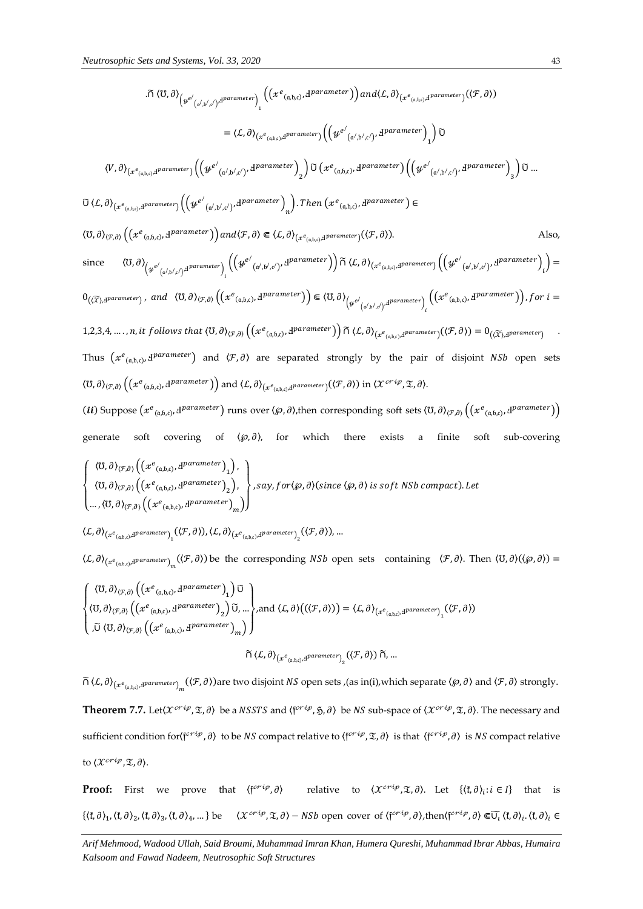$$.\widetilde{\cap}\, \langle \mho, \partial \rangle_{\left(\mathcal{Y}^{e'}{}_{(\mathfrak{a}',\mathfrak{b}',\mathfrak{c}')}, ꟻ^{parameter}\right)_1} \left(\left(x^{e}{}_{(\mathfrak{a},\mathfrak{b},\mathfrak{c})}, ꟻ^{parameter}\right)\right) and \langle \mathcal{L}, \partial \rangle_{\left(x^{e}{}_{(\mathfrak{a},\mathfrak{b},\mathfrak{c})} ꟻ^{parameter}\right)}(\langle \mathcal{F}, \partial \rangle)$$

$$= \langle \mathcal{L}, \partial \rangle_{\left(x^{e}{}_{(\mathfrak{a},\mathfrak{b},\mathfrak{c})} ꟻ^{parameter}\right)} \left(\left(\mathcal{Y}^{e'}{}_{(\mathfrak{a}',\mathfrak{b}',\mathfrak{c}')}, ꟻ^{parameter}\right)_1\right) \widetilde{\cup}$$

$$\langle V, \partial \rangle_{\left(x^{e}{}_{(\mathfrak{a},\mathfrak{b},\mathfrak{c})} ꟻ^{parameter}\right)} \left(\left(\mathcal{Y}^{e'}{}_{(\mathfrak{a}',\mathfrak{b}',\mathfrak{c}')}, ꟻ^{parameter}\right)_2\right) \widetilde{\cup} \left(x^{e}{}_{(\mathfrak{a},\mathfrak{b},\mathfrak{c})}, ꟻ^{parameter}\right) \left(\left(\mathcal{Y}^{e'}{}_{(\mathfrak{a}',\mathfrak{b}',\mathfrak{c}')}, ꟻ^{parameter}\right)_3\right) \widetilde{\cup} \ldots$$

$\widetilde{\cup}\, \langle \mathcal{L}, \partial \rangle_{\left(x^{e}{}_{(\mathfrak{a},\mathfrak{b},\mathfrak{c})} ꟻ^{parameter}\right)} \left(\left(\mathcal{Y}^{e'}{}_{(\mathfrak{a}',\mathfrak{b}',\mathfrak{c}')}, ꟻ^{parameter}\right)_n\right)$. Then $\left(x^{e}{}_{(\mathfrak{a},\mathfrak{b},\mathfrak{c})}, ꟻ^{parameter}\right) \in$

$\langle \mho, \partial \rangle_{\langle \mathcal{F}, \partial \rangle} \left(\left(x^{e}{}_{(\mathfrak{a},\mathfrak{b},\mathfrak{c})}, ꟻ^{parameter}\right)\right)$ and $\langle \mathcal{F}, \partial \rangle \Subset \langle \mathcal{L}, \partial \rangle_{\left(x^{e}{}_{(\mathfrak{a},\mathfrak{b},\mathfrak{c})} ꟻ^{parameter}\right)}(\langle \mathcal{F}, \partial \rangle)$. Also, since $\langle \mho, \partial \rangle_{\left(\mathcal{Y}^{e'}{}_{(\mathfrak{a}',\mathfrak{b}',\mathfrak{c}')} ꟻ^{parameter}\right)_i} \left(\left(\mathcal{Y}^{e'}{}_{(\mathfrak{a}',\mathfrak{b}',\mathfrak{c}')}, ꟻ^{parameter}\right)\right) \widetilde{\cap}\, \langle \mathcal{L}, \partial \rangle_{\left(x^{e}{}_{(\mathfrak{a},\mathfrak{b},\mathfrak{c})} ꟻ^{parameter}\right)} \left(\left(\mathcal{Y}^{e'}{}_{(\mathfrak{a}',\mathfrak{b}',\mathfrak{c}')}, ꟻ^{parameter}\right)_i\right) =$ $0_{(\widetilde{\mathcal{X}}), ꟻ^{parameter}}$, and $\langle \mho, \partial \rangle_{\langle \mathcal{F}, \partial \rangle} \left(\left(x^{e}{}_{(\mathfrak{a},\mathfrak{b},\mathfrak{c})}, ꟻ^{parameter}\right)\right) \Subset \langle \mho, \partial \rangle_{\left(\mathcal{Y}^{e'}{}_{(\mathfrak{a}',\mathfrak{b}',\mathfrak{c}')} ꟻ^{parameter}\right)_i} \left(\left(x^{e}{}_{(\mathfrak{a},\mathfrak{b},\mathfrak{c})}, ꟻ^{parameter}\right)\right)$, for $i = 1,2,3,4, \ldots, n$, it follows that $\langle \mho, \partial \rangle_{\langle \mathcal{F}, \partial \rangle} \left(\left(x^{e}{}_{(\mathfrak{a},\mathfrak{b},\mathfrak{c})}, ꟻ^{parameter}\right)\right) \widetilde{\cap}\, \langle \mathcal{L}, \partial \rangle_{\left(x^{e}{}_{(\mathfrak{a},\mathfrak{b},\mathfrak{c})} ꟻ^{parameter}\right)}(\langle \mathcal{F}, \partial \rangle) = 0_{(\widetilde{\mathcal{X}}), ꟻ^{parameter}}$.

Thus $\left(x^{e}{}_{(\mathfrak{a},\mathfrak{b},\mathfrak{c})}, ꟻ^{parameter}\right)$ and $\langle \mathcal{F}, \partial \rangle$ are separated strongly by the pair of disjoint $NSb$ open sets $\langle \mho, \partial \rangle_{\langle \mathcal{F}, \partial \rangle} \left(\left(x^{e}{}_{(\mathfrak{a},\mathfrak{b},\mathfrak{c})}, ꟻ^{parameter}\right)\right)$ and $\langle \mathcal{L}, \partial \rangle_{\left(x^{e}{}_{(\mathfrak{a},\mathfrak{b},\mathfrak{c})} ꟻ^{parameter}\right)}(\langle \mathcal{F}, \partial \rangle)$ in $\langle \mathcal{X}^{crip}, \mathfrak{T}, \partial \rangle$.

(***ii***) Suppose $\left(x^{e}{}_{(\mathfrak{a},\mathfrak{b},\mathfrak{c})}, ꟻ^{parameter}\right)$ runs over $\langle \wp, \partial \rangle$, then corresponding soft sets $\langle \mho, \partial \rangle_{\langle \mathcal{F}, \partial \rangle} \left(\left(x^{e}{}_{(\mathfrak{a},\mathfrak{b},\mathfrak{c})}, ꟻ^{parameter}\right)\right)$ generate soft covering of $\langle \wp, \partial \rangle$, for which there exists a finite soft sub-covering

$$\left\{\begin{array}{l} \langle \mho, \partial \rangle_{\langle \mathcal{F}, \partial \rangle} \left(\left(x^{e}{}_{(\mathfrak{a},\mathfrak{b},\mathfrak{c})}, ꟻ^{parameter}\right)_1\right), \\ \langle \mho, \partial \rangle_{\langle \mathcal{F}, \partial \rangle} \left(\left(x^{e}{}_{(\mathfrak{a},\mathfrak{b},\mathfrak{c})}, ꟻ^{parameter}\right)_2\right), \\ \ldots, \langle \mho, \partial \rangle_{\langle \mathcal{F}, \partial \rangle} \left(\left(x^{e}{}_{(\mathfrak{a},\mathfrak{b},\mathfrak{c})}, ꟻ^{parameter}\right)_m\right) \end{array}\right\}, say, for \langle \wp, \partial \rangle (since\ \langle \wp, \partial \rangle\ is\ soft\ NSb\ compact). Let$$

$\langle \mathcal{L}, \partial \rangle_{\left(x^{e}{}_{(\mathfrak{a},\mathfrak{b},\mathfrak{c})} ꟻ^{parameter}\right)_1}(\langle \mathcal{F}, \partial \rangle), \langle \mathcal{L}, \partial \rangle_{\left(x^{e}{}_{(\mathfrak{a},\mathfrak{b},\mathfrak{c})} ꟻ^{parameter}\right)_2}(\langle \mathcal{F}, \partial \rangle), \ldots$

$\langle \mathcal{L}, \partial \rangle_{\left(x^{e}{}_{(\mathfrak{a},\mathfrak{b},\mathfrak{c})} ꟻ^{parameter}\right)_m}(\langle \mathcal{F}, \partial \rangle)$ be the corresponding $NSb$ open sets containing $\langle \mathcal{F}, \partial \rangle$. Then $\langle \mho, \partial \rangle(\langle \wp, \partial \rangle) =$

$$\left\{\begin{array}{l} \langle \mho, \partial \rangle_{\langle \mathcal{F}, \partial \rangle} \left(\left(x^{e}{}_{(\mathfrak{a},\mathfrak{b},\mathfrak{c})}, ꟻ^{parameter}\right)_1\right) \widetilde{\cup} \\ \langle \mho, \partial \rangle_{\langle \mathcal{F}, \partial \rangle} \left(\left(x^{e}{}_{(\mathfrak{a},\mathfrak{b},\mathfrak{c})}, ꟻ^{parameter}\right)_2\right) \widetilde{\cup}, \ldots \\ , \widetilde{\cup}\, \langle \mho, \partial \rangle_{\langle \mathcal{F}, \partial \rangle} \left(\left(x^{e}{}_{(\mathfrak{a},\mathfrak{b},\mathfrak{c})}, ꟻ^{parameter}\right)_m\right) \end{array}\right\}, \text{and } \langle \mathcal{L}, \partial \rangle\big((\langle \mathcal{F}, \partial \rangle)\big) = \langle \mathcal{L}, \partial \rangle_{\left(x^{e}{}_{(\mathfrak{a},\mathfrak{b},\mathfrak{c})} ꟻ^{parameter}\right)_1}(\langle \mathcal{F}, \partial \rangle)$$

$$\widetilde{\cap}\, \langle \mathcal{L}, \partial \rangle_{\left(x^{e}{}_{(\mathfrak{a},\mathfrak{b},\mathfrak{c})} ꟻ^{parameter}\right)_2}(\langle \mathcal{F}, \partial \rangle)\ \widetilde{\cap}, \ldots$$

$\widetilde{\cap}\, \langle \mathcal{L}, \partial \rangle_{\left(x^{e}{}_{(\mathfrak{a},\mathfrak{b},\mathfrak{c})} ꟻ^{parameter}\right)_m}(\langle \mathcal{F}, \partial \rangle)$ are two disjoint $NS$ open sets ,(as in(i),which separate $\langle \wp, \partial \rangle$ and $\langle \mathcal{F}, \partial \rangle$ strongly.

**Theorem 7.7.** Let $\langle \mathcal{X}^{crip}, \mathfrak{T}, \partial \rangle$ be a $NSSTS$ and $\langle \mathfrak{f}^{crip}, \mathfrak{H}, \partial \rangle$ be $NS$ sub-space of $\langle \mathcal{X}^{crip}, \mathfrak{T}, \partial \rangle$. The necessary and sufficient condition for $\langle \mathfrak{f}^{crip}, \partial \rangle$ to be $NS$ compact relative to $\langle \mathfrak{f}^{crip}, \mathfrak{T}, \partial \rangle$ is that $\langle \mathfrak{f}^{crip}, \partial \rangle$ is $NS$ compact relative to $\langle \mathcal{X}^{crip}, \mathfrak{T}, \partial \rangle$.

**Proof:** First we prove that $\langle \mathfrak{f}^{crip}, \partial \rangle$ relative to $\langle \mathcal{X}^{crip}, \mathfrak{T}, \partial \rangle$. Let $\{\langle \mathfrak{k}, \partial \rangle_i : i \in I\}$ that is $\{\langle \mathfrak{k}, \partial \rangle_1, \langle \mathfrak{k}, \partial \rangle_2, \langle \mathfrak{k}, \partial \rangle_3, \langle \mathfrak{k}, \partial \rangle_4, \ldots\}$ be $\langle \mathcal{X}^{crip}, \mathfrak{T}, \partial \rangle - NSb$ open cover of $\langle \mathfrak{f}^{crip}, \partial \rangle$, then $\langle \mathfrak{f}^{crip}, \partial \rangle \Subset \widetilde{\bigcup_i} \langle \mathfrak{k}, \partial \rangle_i$. $\langle \mathfrak{k}, \partial \rangle_i \in$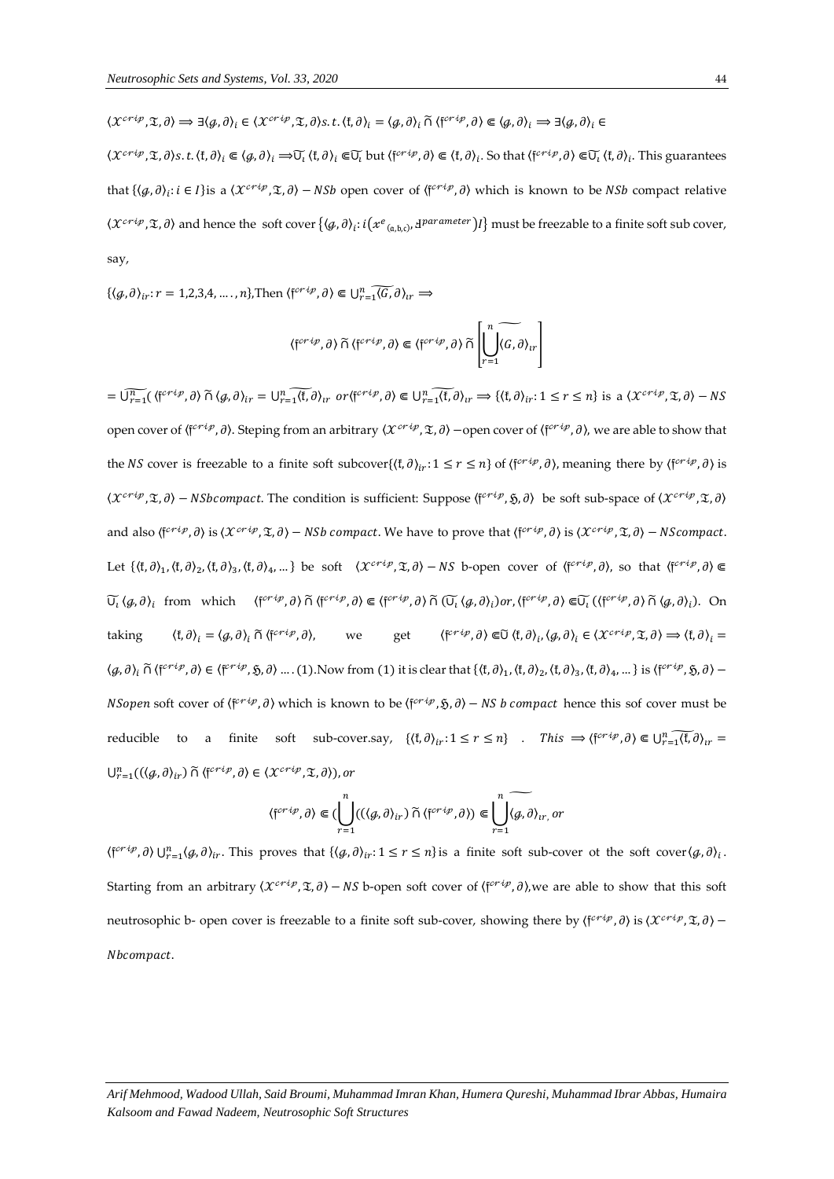$\langle \mathcal{X}^{crisp}, \mathfrak{T}, \partial \rangle \Longrightarrow \exists \langle g, \partial \rangle_i \in \langle \mathcal{X}^{crisp}, \mathfrak{T}, \partial \rangle s.t. \langle \mathfrak{k}, \partial \rangle_i = \langle g, \partial \rangle_i \tilde{\cap} \langle \mathfrak{f}^{crisp}, \partial \rangle \Subset \langle g, \partial \rangle_i \Longrightarrow \exists \langle g, \partial \rangle_i \in \langle \mathcal{X}^{crisp}, \mathfrak{T}, \partial \rangle s.t. \langle \mathfrak{k}, \partial \rangle_i \Subset \langle g, \partial \rangle_i \Longrightarrow \widetilde{\mathrm{U}_\iota} \langle \mathfrak{k}, \partial \rangle_i \Subset \widetilde{\mathrm{U}_\iota}$ but $\langle \mathfrak{f}^{crisp}, \partial \rangle \Subset \langle \mathfrak{k}, \partial \rangle_i$. So that $\langle \mathfrak{f}^{crisp}, \partial \rangle \Subset \widetilde{\mathrm{U}_\iota} \langle \mathfrak{k}, \partial \rangle_i$. This guarantees that $\{\langle g, \partial \rangle_i : i \in I\}$is a $\langle \mathcal{X}^{crisp}, \mathfrak{T}, \partial \rangle - NSb$ open cover of $\langle \mathfrak{f}^{crisp}, \partial \rangle$ which is known to be $NSb$ compact relative $\langle \mathcal{X}^{crisp}, \mathfrak{T}, \partial \rangle$ and hence the soft cover $\{\langle g, \partial \rangle_i : i(x^e{}_{(a,b,c)}, \mathfrak{d}^{parameter}) I\}$ must be freezable to a finite soft sub cover, say,

$\{\langle g, \partial \rangle_{ir} : r = 1,2,3,4, \dots, n\}$,Then $\langle \mathfrak{f}^{crisp}, \partial \rangle \Subset \widetilde{\bigcup_{r=1}^{n} \langle G, \partial \rangle_{ir}} \Longrightarrow$

$$\langle \mathfrak{f}^{crisp}, \partial \rangle \tilde{\cap} \langle \mathfrak{f}^{crisp}, \partial \rangle \Subset \langle \mathfrak{f}^{crisp}, \partial \rangle \tilde{\cap} \left[ \widetilde{\bigcup_{r=1}^{n} \langle G, \partial \rangle_{ir}} \right]$$

$= \widetilde{\bigcup_{r=1}^{n}} (\langle \mathfrak{f}^{crisp}, \partial \rangle \tilde{\cap} \langle g, \partial \rangle_{ir} = \widetilde{\bigcup_{r=1}^{n} \langle \mathfrak{k}, \partial \rangle_{ir}}$ $or \langle \mathfrak{f}^{crisp}, \partial \rangle \Subset \widetilde{\bigcup_{r=1}^{n} \langle \mathfrak{k}, \partial \rangle_{ir}} \Longrightarrow \{\langle \mathfrak{k}, \partial \rangle_{ir} : 1 \leq r \leq n\}$ is a $\langle \mathcal{X}^{crisp}, \mathfrak{T}, \partial \rangle - NS$ open cover of $\langle \mathfrak{f}^{crisp}, \partial \rangle$. Steping from an arbitrary $\langle \mathcal{X}^{crisp}, \mathfrak{T}, \partial \rangle -$open cover of $\langle \mathfrak{f}^{crisp}, \partial \rangle$, we are able to show that the $NS$ cover is freezable to a finite soft subcover$\{\langle \mathfrak{k}, \partial \rangle_{ir} : 1 \leq r \leq n\}$ of $\langle \mathfrak{f}^{crisp}, \partial \rangle$, meaning there by $\langle \mathfrak{f}^{crisp}, \partial \rangle$ is $\langle \mathcal{X}^{crisp}, \mathfrak{T}, \partial \rangle - NSbcompact$. The condition is sufficient: Suppose $\langle \mathfrak{f}^{crisp}, \mathfrak{H}, \partial \rangle$ be soft sub-space of $\langle \mathcal{X}^{crisp}, \mathfrak{T}, \partial \rangle$ and also $\langle \mathfrak{f}^{crisp}, \partial \rangle$ is $\langle \mathcal{X}^{crisp}, \mathfrak{T}, \partial \rangle - NSb\ compact$. We have to prove that $\langle \mathfrak{f}^{crisp}, \partial \rangle$ is $\langle \mathcal{X}^{crisp}, \mathfrak{T}, \partial \rangle - NScompact$. Let $\{\langle \mathfrak{k}, \partial \rangle_1, \langle \mathfrak{k}, \partial \rangle_2, \langle \mathfrak{k}, \partial \rangle_3, \langle \mathfrak{k}, \partial \rangle_4, \dots\}$ be soft $\langle \mathcal{X}^{crisp}, \mathfrak{T}, \partial \rangle - NS$ b-open cover of $\langle \mathfrak{f}^{crisp}, \partial \rangle$, so that $\langle \mathfrak{f}^{crisp}, \partial \rangle \Subset \widetilde{\mathrm{U}_\iota} \langle g, \partial \rangle_i$ from which $\langle \mathfrak{f}^{crisp}, \partial \rangle \tilde{\cap} \langle \mathfrak{f}^{crisp}, \partial \rangle \Subset \langle \mathfrak{f}^{crisp}, \partial \rangle \tilde{\cap} (\widetilde{\mathrm{U}_\iota} \langle g, \partial \rangle_i) or, \langle \mathfrak{f}^{crisp}, \partial \rangle \Subset \widetilde{\mathrm{U}_\iota} (\langle \mathfrak{f}^{crisp}, \partial \rangle \tilde{\cap} \langle g, \partial \rangle_i)$. On taking $\langle \mathfrak{k}, \partial \rangle_i = \langle g, \partial \rangle_i \tilde{\cap} \langle \mathfrak{f}^{crisp}, \partial \rangle$, we get $\langle \mathfrak{f}^{crisp}, \partial \rangle \Subset \tilde{\mathrm{U}} \langle \mathfrak{k}, \partial \rangle_i, \langle g, \partial \rangle_i \in \langle \mathcal{X}^{crisp}, \mathfrak{T}, \partial \rangle \Longrightarrow \langle \mathfrak{k}, \partial \rangle_i = \langle g, \partial \rangle_i \tilde{\cap} \langle \mathfrak{f}^{crisp}, \partial \rangle \in \langle \mathfrak{f}^{crisp}, \mathfrak{H}, \partial \rangle \dots (1)$.Now from (1) it is clear that $\{\langle \mathfrak{k}, \partial \rangle_1, \langle \mathfrak{k}, \partial \rangle_2, \langle \mathfrak{k}, \partial \rangle_3, \langle \mathfrak{k}, \partial \rangle_4, \dots\}$ is $\langle \mathfrak{f}^{crisp}, \mathfrak{H}, \partial \rangle - NSopen$ soft cover of $\langle \mathfrak{f}^{crisp}, \partial \rangle$ which is known to be $\langle \mathfrak{f}^{crisp}, \mathfrak{H}, \partial \rangle - NS\ b\ compact$ hence this sof cover must be reducible to a finite soft sub-cover.say, $\{\langle \mathfrak{k}, \partial \rangle_{ir} : 1 \leq r \leq n\}$ . $This \Longrightarrow \langle \mathfrak{f}^{crisp}, \partial \rangle \Subset \widetilde{\bigcup_{r=1}^{n} \langle \mathfrak{k}, \partial \rangle_{ir}} = \bigcup_{r=1}^{n} ((\langle g, \partial \rangle_{ir}) \tilde{\cap} \langle \mathfrak{f}^{crisp}, \partial \rangle \in \langle \mathcal{X}^{crisp}, \mathfrak{T}, \partial \rangle), or$

$$\langle \mathfrak{f}^{crisp}, \partial \rangle \Subset (\bigcup_{r=1}^{n} ((\langle g, \partial \rangle_{ir}) \tilde{\cap} \langle \mathfrak{f}^{crisp}, \partial \rangle)) \Subset \widetilde{\bigcup_{r=1}^{n} \langle g, \partial \rangle_{ir}}, or$$

$\langle \mathfrak{f}^{crisp}, \partial \rangle \bigcup_{r=1}^{n} \langle g, \partial \rangle_{ir}$. This proves that $\{\langle g, \partial \rangle_{ir} : 1 \leq r \leq n\}$is a finite soft sub-cover ot the soft cover$\langle g, \partial \rangle_i$. Starting from an arbitrary $\langle \mathcal{X}^{crisp}, \mathfrak{T}, \partial \rangle - NS$ b-open soft cover of $\langle \mathfrak{f}^{crisp}, \partial \rangle$,we are able to show that this soft neutrosophic b- open cover is freezable to a finite soft sub-cover, showing there by $\langle \mathfrak{f}^{crisp}, \partial \rangle$ is $\langle \mathcal{X}^{crisp}, \mathfrak{T}, \partial \rangle - Nbcompact$.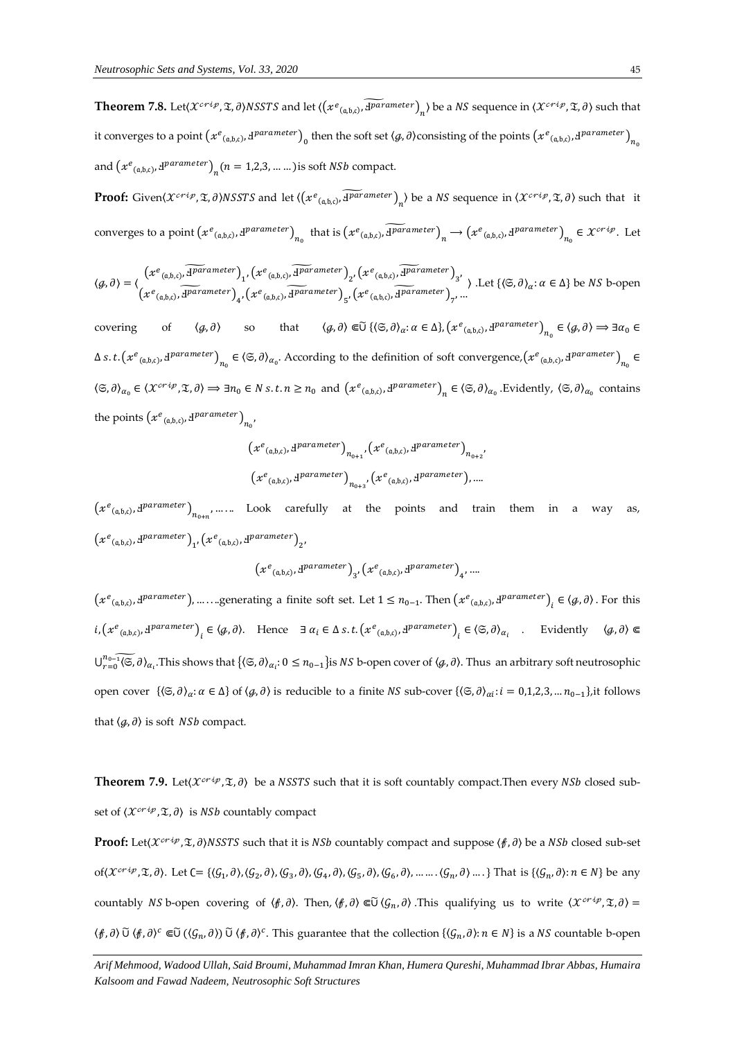**Theorem 7.8.** Let$\langle \mathcal{X}^{crisp}, \mathfrak{T}, \partial \rangle$ *NSSTS* and let $\langle \left(x^{e}{}_{(a,b,c)}, \widetilde{\text{ꟻ}^{parameter}}\right)_{n} \rangle$ be a *NS* sequence in $\langle \mathcal{X}^{crisp}, \mathfrak{T}, \partial \rangle$ such that it converges to a point $\left(x^{e}{}_{(a,b,c)}, \text{ꟻ}^{parameter}\right)_{0}$ then the soft set $\langle g, \partial \rangle$consisting of the points $\left(x^{e}{}_{(a,b,c)}, \text{ꟻ}^{parameter}\right)_{n_0}$ and $\left(x^{e}{}_{(a,b,c)}, \text{ꟻ}^{parameter}\right)_{n} (n = 1,2,3, \dots \dots)$ is soft *NSb* compact.

**Proof:** Given$\langle \mathcal{X}^{crisp}, \mathfrak{T}, \partial \rangle$*NSSTS* and let $\langle \left(x^{e}{}_{(a,b,c)}, \widetilde{\text{ꟻ}^{parameter}}\right)_{n} \rangle$ be a *NS* sequence in $\langle \mathcal{X}^{crisp}, \mathfrak{T}, \partial \rangle$ such that it converges to a point $\left(x^{e}{}_{(a,b,c)}, \text{ꟻ}^{parameter}\right)_{n_0}$ that is $\left(x^{e}{}_{(a,b,c)}, \widetilde{\text{ꟻ}^{parameter}}\right)_{n} \to \left(x^{e}{}_{(a,b,c)}, \text{ꟻ}^{parameter}\right)_{n_0} \in \mathcal{X}^{crisp}$. Let

$$\langle g, \partial \rangle = \langle \begin{matrix} \left(x^{e}{}_{(a,b,c)}, \widetilde{\text{ꟻ}^{parameter}}\right)_{1}, \left(x^{e}{}_{(a,b,c)}, \widetilde{\text{ꟻ}^{parameter}}\right)_{2}, \left(x^{e}{}_{(a,b,c)}, \widetilde{\text{ꟻ}^{parameter}}\right)_{3}, \\ \left(x^{e}{}_{(a,b,c)}, \widetilde{\text{ꟻ}^{parameter}}\right)_{4}, \left(x^{e}{}_{(a,b,c)}, \widetilde{\text{ꟻ}^{parameter}}\right)_{5}, \left(x^{e}{}_{(a,b,c)}, \widetilde{\text{ꟻ}^{parameter}}\right)_{7}, \dots \end{matrix} \rangle$$

.Let $\{\langle \mathfrak{S}, \partial \rangle_{\alpha} : \alpha \in \Delta\}$ be *NS* b-open covering of $\langle g, \partial \rangle$ so that $\langle g, \partial \rangle \Subset \widetilde{\cup} \{\langle \mathfrak{S}, \partial \rangle_{\alpha} : \alpha \in \Delta\}, \left(x^{e}{}_{(a,b,c)}, \text{ꟻ}^{parameter}\right)_{n_0} \in \langle g, \partial \rangle \Longrightarrow \exists \alpha_0 \in \Delta \; s.t. \left(x^{e}{}_{(a,b,c)}, \text{ꟻ}^{parameter}\right)_{n_0} \in \langle \mathfrak{S}, \partial \rangle_{\alpha_0}$. According to the definition of soft convergence,$\left(x^{e}{}_{(a,b,c)}, \text{ꟻ}^{parameter}\right)_{n_0} \in \langle \mathfrak{S}, \partial \rangle_{\alpha_0} \in \langle \mathcal{X}^{crisp}, \mathfrak{T}, \partial \rangle \Longrightarrow \exists n_0 \in N \; s.t. n \geq n_0$ and $\left(x^{e}{}_{(a,b,c)}, \text{ꟻ}^{parameter}\right)_{n} \in \langle \mathfrak{S}, \partial \rangle_{\alpha_0}$ .Evidently, $\langle \mathfrak{S}, \partial \rangle_{\alpha_0}$ contains the points $\left(x^{e}{}_{(a,b,c)}, \text{ꟻ}^{parameter}\right)_{n_0}$,

$$\left(x^{e}{}_{(a,b,c)}, \text{ꟻ}^{parameter}\right)_{n_{0+1}}, \left(x^{e}{}_{(a,b,c)}, \text{ꟻ}^{parameter}\right)_{n_{0+2}},$$

$$\left(x^{e}{}_{(a,b,c)}, \text{ꟻ}^{parameter}\right)_{n_{0+3}}, \left(x^{e}{}_{(a,b,c)}, \text{ꟻ}^{parameter}\right), \dots.$$

$\left(x^{e}{}_{(a,b,c)}, \text{ꟻ}^{parameter}\right)_{n_{0+n}}, \dots \dots$ Look carefully at the points and train them in a way as, $\left(x^{e}{}_{(a,b,c)}, \text{ꟻ}^{parameter}\right)_{1}, \left(x^{e}{}_{(a,b,c)}, \text{ꟻ}^{parameter}\right)_{2}$,

$$\left(x^{e}{}_{(a,b,c)}, \text{ꟻ}^{parameter}\right)_{3}, \left(x^{e}{}_{(a,b,c)}, \text{ꟻ}^{parameter}\right)_{4}, \dots.$$

$\left(x^{e}{}_{(a,b,c)}, \text{ꟻ}^{parameter}\right), \dots \dots$generating a finite soft set. Let $1 \leq n_{0-1}$. Then $\left(x^{e}{}_{(a,b,c)}, \text{ꟻ}^{parameter}\right)_{i} \in \langle g, \partial \rangle$. For this $i, \left(x^{e}{}_{(a,b,c)}, \text{ꟻ}^{parameter}\right)_{i} \in \langle g, \partial \rangle$. Hence $\exists \, \alpha_i \in \Delta \; s.t. \left(x^{e}{}_{(a,b,c)}, \text{ꟻ}^{parameter}\right)_{i} \in \langle \mathfrak{S}, \partial \rangle_{\alpha_i}$ . Evidently $\langle g, \partial \rangle \Subset \widetilde{\cup_{r=0}^{n_{0-1}} \langle \mathfrak{S}, \partial \rangle_{\alpha_i}}$.This shows that $\{\langle \mathfrak{S}, \partial \rangle_{\alpha_i} : 0 \leq n_{0-1}\}$is *NS* b-open cover of $\langle g, \partial \rangle$. Thus an arbitrary soft neutrosophic open cover $\{\langle \mathfrak{S}, \partial \rangle_{\alpha} : \alpha \in \Delta\}$ of $\langle g, \partial \rangle$ is reducible to a finite *NS* sub-cover $\{\langle \mathfrak{S}, \partial \rangle_{\alpha i} : i = 0,1,2,3, \dots n_{0-1}\}$,it follows that $\langle g, \partial \rangle$ is soft *NSb* compact.

**Theorem 7.9.** Let$\langle \mathcal{X}^{crisp}, \mathfrak{T}, \partial \rangle$ be a *NSSTS* such that it is soft countably compact.Then every *NSb* closed sub-set of $\langle \mathcal{X}^{crisp}, \mathfrak{T}, \partial \rangle$ is *NSb* countably compact

**Proof:** Let$\langle \mathcal{X}^{crisp}, \mathfrak{T}, \partial \rangle$*NSSTS* such that it is *NSb* countably compact and suppose $\langle f, \partial \rangle$ be a *NSb* closed sub-set of$\langle \mathcal{X}^{crisp}, \mathfrak{T}, \partial \rangle$. Let $\complement = \{\langle \mathcal{G}_1, \partial \rangle, \langle \mathcal{G}_2, \partial \rangle, \langle \mathcal{G}_3, \partial \rangle, \langle \mathcal{G}_4, \partial \rangle, \langle \mathcal{G}_5, \partial \rangle, \langle \mathcal{G}_6, \partial \rangle, \dots \dots . \langle \mathcal{G}_n, \partial \rangle \dots .\}$ That is $\{\langle \mathcal{G}_n, \partial \rangle : n \in N\}$ be any countably *NS* b-open covering of $\langle f, \partial \rangle$. Then, $\langle f, \partial \rangle \Subset \widetilde{\cup} \langle \mathcal{G}_n, \partial \rangle$ .This qualifying us to write $\langle \mathcal{X}^{crisp}, \mathfrak{T}, \partial \rangle = \langle f, \partial \rangle \, \widetilde{\cup} \, \langle f, \partial \rangle^{c} \Subset \widetilde{\cup} \left(\langle \mathcal{G}_n, \partial \rangle\right) \widetilde{\cup} \langle f, \partial \rangle^{c}$. This guarantee that the collection $\{\langle \mathcal{G}_n, \partial \rangle : n \in N\}$ is a *NS* countable b-open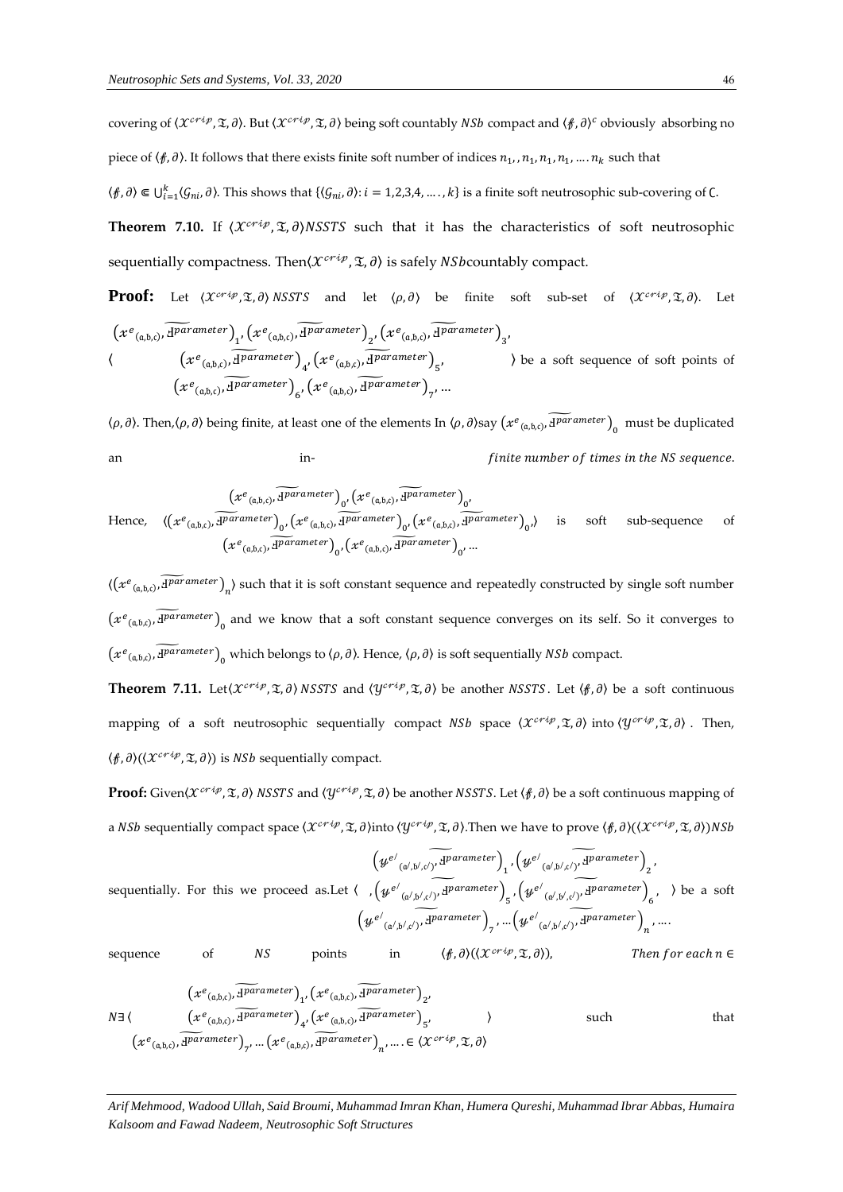covering of $\langle \mathcal{X}^{crisp}, \mathfrak{T}, \partial \rangle$. But $\langle \mathcal{X}^{crisp}, \mathfrak{T}, \partial \rangle$ being soft countably $NSb$ compact and $\langle \not{f}, \partial \rangle^{c}$ obviously absorbing no piece of $\langle \not{f}, \partial \rangle$. It follows that there exists finite soft number of indices $n_1, , n_1, n_1, n_1, \ldots . n_k$ such that

$\langle \not{f}, \partial \rangle \Subset \bigcup_{i=1}^{k} \langle \mathcal{G}_{ni}, \partial \rangle$. This shows that $\{\langle \mathcal{G}_{ni}, \partial \rangle : i = 1,2,3,4, \ldots, k\}$ is a finite soft neutrosophic sub-covering of Ҫ.

**Theorem 7.10.** If $\langle \mathcal{X}^{crisp}, \mathfrak{T}, \partial \rangle NSSTS$ such that it has the characteristics of soft neutrosophic sequentially compactness. Then$\langle \mathcal{X}^{crisp}, \mathfrak{T}, \partial \rangle$ is safely $NSb$countably compact.

**Proof:** Let $\langle \mathcal{X}^{crisp}, \mathfrak{T}, \partial \rangle$ $NSSTS$ and let $\langle \rho, \partial \rangle$ be finite soft sub-set of $\langle \mathcal{X}^{crisp}, \mathfrak{T}, \partial \rangle$. Let $\left\langle \begin{matrix} \left(x^{e}{}_{(\mathfrak{a},\mathfrak{b},\mathfrak{c})}, \widetilde{\text{ꟻ}^{parameter}}\right)_1, \left(x^{e}{}_{(\mathfrak{a},\mathfrak{b},\mathfrak{c})}, \widetilde{\text{ꟻ}^{parameter}}\right)_2, \left(x^{e}{}_{(\mathfrak{a},\mathfrak{b},\mathfrak{c})}, \widetilde{\text{ꟻ}^{parameter}}\right)_3, \\ \left(x^{e}{}_{(\mathfrak{a},\mathfrak{b},\mathfrak{c})}, \widetilde{\text{ꟻ}^{parameter}}\right)_4, \left(x^{e}{}_{(\mathfrak{a},\mathfrak{b},\mathfrak{c})}, \widetilde{\text{ꟻ}^{parameter}}\right)_5, \\ \left(x^{e}{}_{(\mathfrak{a},\mathfrak{b},\mathfrak{c})}, \widetilde{\text{ꟻ}^{parameter}}\right)_6, \left(x^{e}{}_{(\mathfrak{a},\mathfrak{b},\mathfrak{c})}, \widetilde{\text{ꟻ}^{parameter}}\right)_7, \ldots \end{matrix} \right\rangle$ be a soft sequence of soft points of $\langle \rho, \partial \rangle$. Then,$\langle \rho, \partial \rangle$ being finite, at least one of the elements In $\langle \rho, \partial \rangle$say $\left(x^{e}{}_{(\mathfrak{a},\mathfrak{b},\mathfrak{c})}, \widetilde{\text{ꟻ}^{parameter}}\right)_0$ must be duplicated an in- *finite number of times in the NS sequence.*

Hence, $\left\langle \begin{matrix} \left(x^{e}{}_{(\mathfrak{a},\mathfrak{b},\mathfrak{c})}, \widetilde{\text{ꟻ}^{parameter}}\right)_0, \left(x^{e}{}_{(\mathfrak{a},\mathfrak{b},\mathfrak{c})}, \widetilde{\text{ꟻ}^{parameter}}\right)_0, \\ \left(x^{e}{}_{(\mathfrak{a},\mathfrak{b},\mathfrak{c})}, \widetilde{\text{ꟻ}^{parameter}}\right)_0, \left(x^{e}{}_{(\mathfrak{a},\mathfrak{b},\mathfrak{c})}, \widetilde{\text{ꟻ}^{parameter}}\right)_0, \left(x^{e}{}_{(\mathfrak{a},\mathfrak{b},\mathfrak{c})}, \widetilde{\text{ꟻ}^{parameter}}\right)_0, \\ \left(x^{e}{}_{(\mathfrak{a},\mathfrak{b},\mathfrak{c})}, \widetilde{\text{ꟻ}^{parameter}}\right)_0, \left(x^{e}{}_{(\mathfrak{a},\mathfrak{b},\mathfrak{c})}, \widetilde{\text{ꟻ}^{parameter}}\right)_0, \ldots \end{matrix} \right\rangle$ is soft sub-sequence of $\left\langle \left(x^{e}{}_{(\mathfrak{a},\mathfrak{b},\mathfrak{c})}, \widetilde{\text{ꟻ}^{parameter}}\right)_n \right\rangle$ such that it is soft constant sequence and repeatedly constructed by single soft number $\left(x^{e}{}_{(\mathfrak{a},\mathfrak{b},\mathfrak{c})}, \widetilde{\text{ꟻ}^{parameter}}\right)_0$ and we know that a soft constant sequence converges on its self. So it converges to $\left(x^{e}{}_{(\mathfrak{a},\mathfrak{b},\mathfrak{c})}, \widetilde{\text{ꟻ}^{parameter}}\right)_0$ which belongs to $\langle \rho, \partial \rangle$. Hence, $\langle \rho, \partial \rangle$ is soft sequentially $NSb$ compact.

**Theorem 7.11.** Let$\langle \mathcal{X}^{crisp}, \mathfrak{T}, \partial \rangle$ $NSSTS$ and $\langle \mathcal{Y}^{crisp}, \mathfrak{T}, \partial \rangle$ be another $NSSTS$. Let $\langle \not{f}, \partial \rangle$ be a soft continuous mapping of a soft neutrosophic sequentially compact $NSb$ space $\langle \mathcal{X}^{crisp}, \mathfrak{T}, \partial \rangle$ into $\langle \mathcal{Y}^{crisp}, \mathfrak{T}, \partial \rangle$ . Then, $\langle \not{f}, \partial \rangle(\langle \mathcal{X}^{crisp}, \mathfrak{T}, \partial \rangle)$ is $NSb$ sequentially compact.

**Proof:** Given$\langle \mathcal{X}^{crisp}, \mathfrak{T}, \partial \rangle$ $NSSTS$ and $\langle \mathcal{Y}^{crisp}, \mathfrak{T}, \partial \rangle$ be another $NSSTS$. Let $\langle \not{f}, \partial \rangle$ be a soft continuous mapping of a $NSb$ sequentially compact space $\langle \mathcal{X}^{crisp}, \mathfrak{T}, \partial \rangle$into $\langle \mathcal{Y}^{crisp}, \mathfrak{T}, \partial \rangle$.Then we have to prove $\langle \not{f}, \partial \rangle(\langle \mathcal{X}^{crisp}, \mathfrak{T}, \partial \rangle)NSb$ sequentially. For this we proceed as.Let $\left\langle \begin{matrix} \left(y^{e'}{}_{(\mathfrak{a}',\mathfrak{b}',\mathfrak{c}')}, \widetilde{\text{ꟻ}^{parameter}}\right)_1, \left(y^{e'}{}_{(\mathfrak{a}',\mathfrak{b}',\mathfrak{c}')}, \widetilde{\text{ꟻ}^{parameter}}\right)_2, \\ , \left(y^{e'}{}_{(\mathfrak{a}',\mathfrak{b}',\mathfrak{c}')}, \widetilde{\text{ꟻ}^{parameter}}\right)_5, \left(y^{e'}{}_{(\mathfrak{a}',\mathfrak{b}',\mathfrak{c}')}, \widetilde{\text{ꟻ}^{parameter}}\right)_6, \\ \left(y^{e'}{}_{(\mathfrak{a}',\mathfrak{b}',\mathfrak{c}')}, \widetilde{\text{ꟻ}^{parameter}}\right)_7, \ldots \left(y^{e'}{}_{(\mathfrak{a}',\mathfrak{b}',\mathfrak{c}')}, \widetilde{\text{ꟻ}^{parameter}}\right)_n, \ldots . \end{matrix} \right\rangle$ be a soft sequence of $NS$ points in $\langle \not{f}, \partial \rangle(\langle \mathcal{X}^{crisp}, \mathfrak{T}, \partial \rangle)$, *Then for each* $n \in$

$N \exists \left\langle \begin{matrix} \left(x^{e}{}_{(\mathfrak{a},\mathfrak{b},\mathfrak{c})}, \widetilde{\text{ꟻ}^{parameter}}\right)_1, \left(x^{e}{}_{(\mathfrak{a},\mathfrak{b},\mathfrak{c})}, \widetilde{\text{ꟻ}^{parameter}}\right)_2, \\ \left(x^{e}{}_{(\mathfrak{a},\mathfrak{b},\mathfrak{c})}, \widetilde{\text{ꟻ}^{parameter}}\right)_4, \left(x^{e}{}_{(\mathfrak{a},\mathfrak{b},\mathfrak{c})}, \widetilde{\text{ꟻ}^{parameter}}\right)_5, \\ \left(x^{e}{}_{(\mathfrak{a},\mathfrak{b},\mathfrak{c})}, \widetilde{\text{ꟻ}^{parameter}}\right)_7, \ldots \left(x^{e}{}_{(\mathfrak{a},\mathfrak{b},\mathfrak{c})}, \widetilde{\text{ꟻ}^{parameter}}\right)_n, \ldots . \in \langle \mathcal{X}^{crisp}, \mathfrak{T}, \partial \rangle \end{matrix} \right\rangle$ such that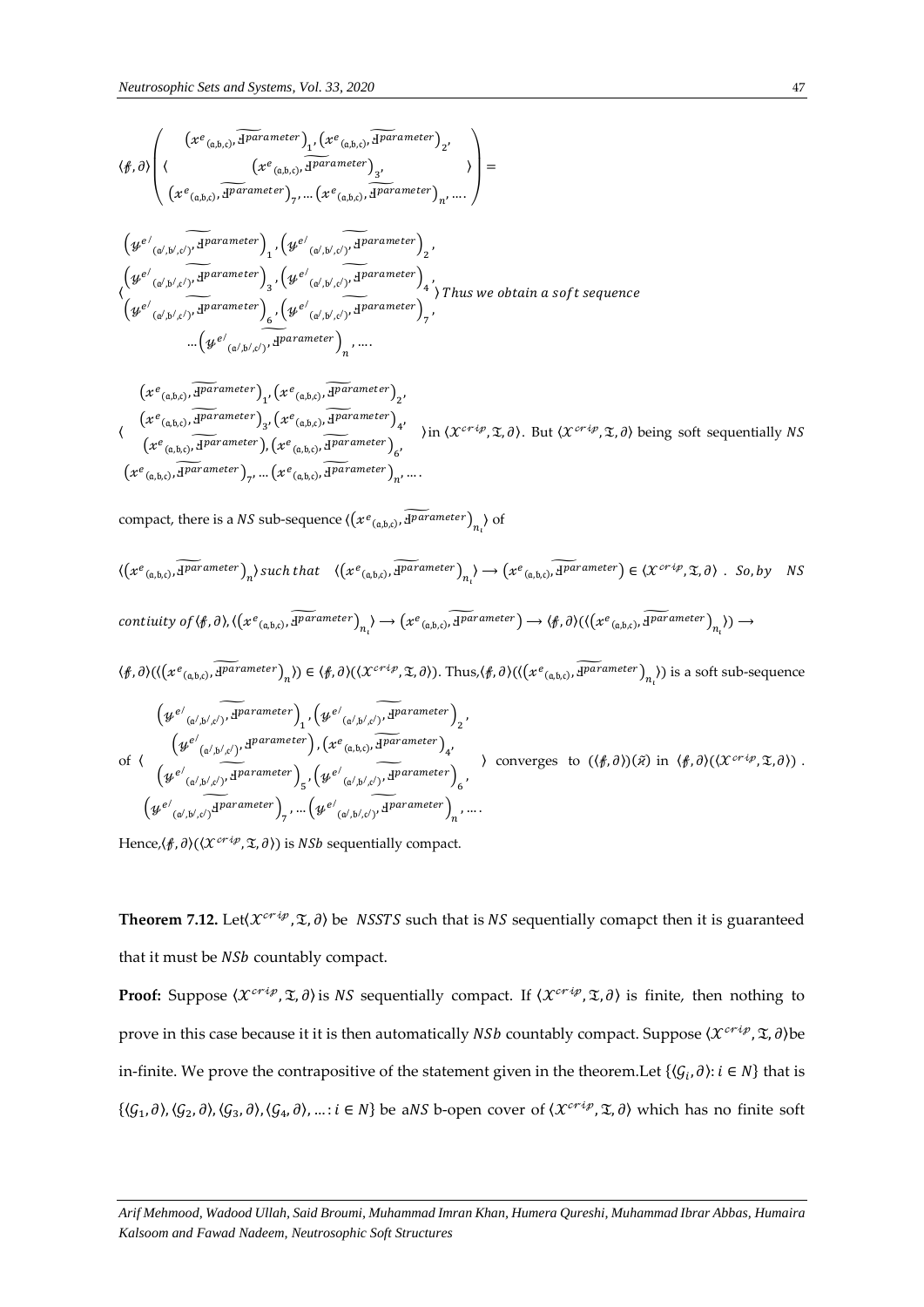$$\langle \not{f}, \partial \rangle \left( \langle \begin{matrix} \left(x^{e}{}_{(a,b,c)}, \widetilde{\mathrm{ꟻ}^{parameter}}\right)_1, \left(x^{e}{}_{(a,b,c)}, \widetilde{\mathrm{ꟻ}^{parameter}}\right)_2, \\ \left(x^{e}{}_{(a,b,c)}, \widetilde{\mathrm{ꟻ}^{parameter}}\right)_3, \\ \left(x^{e}{}_{(a,b,c)}, \widetilde{\mathrm{ꟻ}^{parameter}}\right)_7, \ldots \left(x^{e}{}_{(a,b,c)}, \widetilde{\mathrm{ꟻ}^{parameter}}\right)_n, \ldots . \end{matrix} \rangle \right) =$$

$$\langle \begin{matrix} \left(y^{e'}{}_{(a',b',c')}, \widetilde{\mathrm{ꟻ}^{parameter}}\right)_1, \left(y^{e'}{}_{(a',b',c')}, \widetilde{\mathrm{ꟻ}^{parameter}}\right)_2, \\ \left(y^{e'}{}_{(a',b',c')}, \widetilde{\mathrm{ꟻ}^{parameter}}\right)_3, \left(y^{e'}{}_{(a',b',c')}, \widetilde{\mathrm{ꟻ}^{parameter}}\right)_4, \\ \left(y^{e'}{}_{(a',b',c')}, \widetilde{\mathrm{ꟻ}^{parameter}}\right)_6, \left(y^{e'}{}_{(a',b',c')}, \widetilde{\mathrm{ꟻ}^{parameter}}\right)_7, \\ \ldots \left(y^{e'}{}_{(a',b',c')}, \widetilde{\mathrm{ꟻ}^{parameter}}\right)_n, \ldots . \end{matrix} \rangle \textit{ Thus we obtain a soft sequence}$$

$$\langle \begin{matrix} \left(x^{e}{}_{(a,b,c)}, \widetilde{\mathrm{ꟻ}^{parameter}}\right)_1, \left(x^{e}{}_{(a,b,c)}, \widetilde{\mathrm{ꟻ}^{parameter}}\right)_2, \\ \left(x^{e}{}_{(a,b,c)}, \widetilde{\mathrm{ꟻ}^{parameter}}\right)_3, \left(x^{e}{}_{(a,b,c)}, \widetilde{\mathrm{ꟻ}^{parameter}}\right)_4, \\ \left(x^{e}{}_{(a,b,c)}, \widetilde{\mathrm{ꟻ}^{parameter}}\right), \left(x^{e}{}_{(a,b,c)}, \widetilde{\mathrm{ꟻ}^{parameter}}\right)_6, \\ \left(x^{e}{}_{(a,b,c)}, \widetilde{\mathrm{ꟻ}^{parameter}}\right)_7, \ldots \left(x^{e}{}_{(a,b,c)}, \widetilde{\mathrm{ꟻ}^{parameter}}\right)_n, \ldots . \end{matrix} \rangle$$

in $\langle \mathcal{X}^{crip}, \mathfrak{T}, \partial \rangle$. But $\langle \mathcal{X}^{crip}, \mathfrak{T}, \partial \rangle$ being soft sequentially $NS$ compact, there is a $NS$ sub-sequence $\langle \left(x^{e}{}_{(a,b,c)}, \widetilde{\mathrm{ꟻ}^{parameter}}\right)_{n_i} \rangle$ of

$\langle \left(x^{e}{}_{(a,b,c)}, \widetilde{\mathrm{ꟻ}^{parameter}}\right)_{n} \rangle$ *such that* $\langle \left(x^{e}{}_{(a,b,c)}, \widetilde{\mathrm{ꟻ}^{parameter}}\right)_{n_i} \rangle \longrightarrow \left(x^{e}{}_{(a,b,c)}, \widetilde{\mathrm{ꟻ}^{parameter}}\right) \in \langle \mathcal{X}^{crip}, \mathfrak{T}, \partial \rangle$ . *So, by* $NS$ *contiuity of* $\langle \not{f}, \partial \rangle$, $\langle \left(x^{e}{}_{(a,b,c)}, \widetilde{\mathrm{ꟻ}^{parameter}}\right)_{n_i} \rangle \longrightarrow \left(x^{e}{}_{(a,b,c)}, \widetilde{\mathrm{ꟻ}^{parameter}}\right) \longrightarrow \langle \not{f}, \partial \rangle (\langle \left(x^{e}{}_{(a,b,c)}, \widetilde{\mathrm{ꟻ}^{parameter}}\right)_{n_i} \rangle) \longrightarrow$

$\langle \not{f}, \partial \rangle (\langle \left(x^{e}{}_{(a,b,c)}, \widetilde{\mathrm{ꟻ}^{parameter}}\right)_{n} \rangle) \in \langle \not{f}, \partial \rangle (\langle \mathcal{X}^{crip}, \mathfrak{T}, \partial \rangle)$. Thus, $\langle \not{f}, \partial \rangle (\langle \left(x^{e}{}_{(a,b,c)}, \widetilde{\mathrm{ꟻ}^{parameter}}\right)_{n_i} \rangle)$ is a soft sub-sequence of

$$\langle \begin{matrix} \left(y^{e'}{}_{(a',b',c')}, \widetilde{\mathrm{ꟻ}^{parameter}}\right)_1, \left(y^{e'}{}_{(a',b',c')}, \widetilde{\mathrm{ꟻ}^{parameter}}\right)_2, \\ \left(y^{e'}{}_{(a',b',c')}, \widetilde{\mathrm{ꟻ}^{parameter}}\right), \left(x^{e}{}_{(a,b,c)}, \widetilde{\mathrm{ꟻ}^{parameter}}\right)_4, \\ \left(y^{e'}{}_{(a',b',c')}, \widetilde{\mathrm{ꟻ}^{parameter}}\right)_5, \left(y^{e'}{}_{(a',b',c')}, \widetilde{\mathrm{ꟻ}^{parameter}}\right)_6, \\ \left(y^{e'}{}_{(a',b',c')}, \widetilde{\mathrm{ꟻ}^{parameter}}\right)_7, \ldots \left(y^{e'}{}_{(a',b',c')}, \widetilde{\mathrm{ꟻ}^{parameter}}\right)_n, \ldots . \end{matrix} \rangle$$

converges to $(\langle \not{f}, \partial \rangle)(\breve{x})$ in $\langle \not{f}, \partial \rangle (\langle \mathcal{X}^{crip}, \mathfrak{T}, \partial \rangle)$ .

Hence, $\langle \not{f}, \partial \rangle (\langle \mathcal{X}^{crip}, \mathfrak{T}, \partial \rangle)$ is $NSb$ sequentially compact.

**Theorem 7.12.** Let $\langle \mathcal{X}^{crip}, \mathfrak{T}, \partial \rangle$ be $NSSTS$ such that is $NS$ sequentially comapct then it is guaranteed that it must be $NSb$ countably compact.

**Proof:** Suppose $\langle \mathcal{X}^{crip}, \mathfrak{T}, \partial \rangle$ is $NS$ sequentially compact. If $\langle \mathcal{X}^{crip}, \mathfrak{T}, \partial \rangle$ is finite, then nothing to prove in this case because it it is then automatically $NSb$ countably compact. Suppose $\langle \mathcal{X}^{crip}, \mathfrak{T}, \partial \rangle$ be in-finite. We prove the contrapositive of the statement given in the theorem. Let $\{\langle \mathcal{G}_i, \partial \rangle : i \in N\}$ that is $\{\langle \mathcal{G}_1, \partial \rangle, \langle \mathcal{G}_2, \partial \rangle, \langle \mathcal{G}_3, \partial \rangle, \langle \mathcal{G}_4, \partial \rangle, \ldots : i \in N\}$ be a $NS$ b-open cover of $\langle \mathcal{X}^{crip}, \mathfrak{T}, \partial \rangle$ which has no finite soft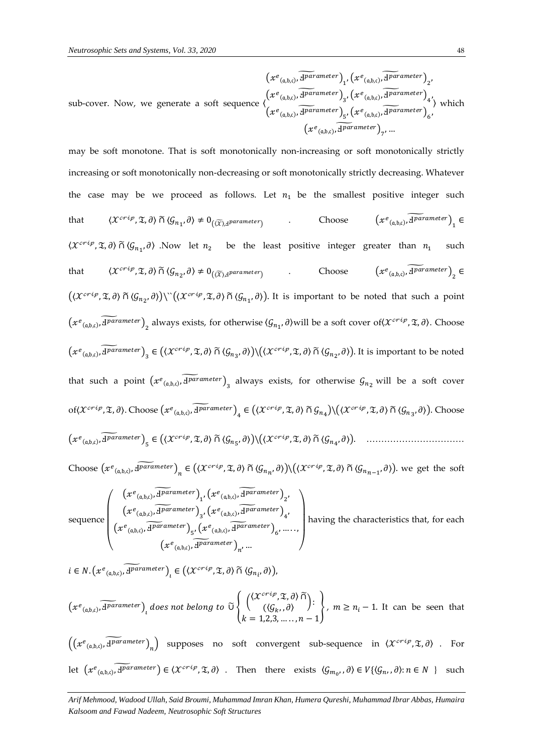sub-cover. Now, we generate a soft sequence $\langle \begin{matrix} \left(x^{e}{}_{(a,b,c)}, \widetilde{\text{ɫ}^{parameter}}\right)_1, \left(x^{e}{}_{(a,b,c)}, \widetilde{\text{ɫ}^{parameter}}\right)_2, \\ \left(x^{e}{}_{(a,b,c)}, \widetilde{\text{ɫ}^{parameter}}\right)_3, \left(x^{e}{}_{(a,b,c)}, \widetilde{\text{ɫ}^{parameter}}\right)_4, \\ \left(x^{e}{}_{(a,b,c)}, \widetilde{\text{ɫ}^{parameter}}\right)_5, \left(x^{e}{}_{(a,b,c)}, \widetilde{\text{ɫ}^{parameter}}\right)_6, \\ \left(x^{e}{}_{(a,b,c)}, \widetilde{\text{ɫ}^{parameter}}\right)_7, \ldots \end{matrix} \rangle$ which may be soft monotone. That is soft monotonically non-increasing or soft monotonically strictly increasing or soft monotonically non-decreasing or soft monotonically strictly decreasing. Whatever the case may be we proceed as follows. Let $n_1$ be the smallest positive integer such that $\langle \mathcal{X}^{crip}, \mathfrak{T}, \partial \rangle \,\widetilde{\cap}\, \langle \mathcal{G}_{n_1}, \partial \rangle \neq 0_{(\langle \widetilde{\mathcal{X}} \rangle, \text{ɫ}^{parameter})}$ . Choose $\left(x^{e}{}_{(a,b,c)}, \widetilde{\text{ɫ}^{parameter}}\right)_1 \in \langle \mathcal{X}^{crip}, \mathfrak{T}, \partial \rangle \,\widetilde{\cap}\, \langle \mathcal{G}_{n_1}, \partial \rangle$ .Now let $n_2$ be the least positive integer greater than $n_1$ such that $\langle \mathcal{X}^{crip}, \mathfrak{T}, \partial \rangle \,\widetilde{\cap}\, \langle \mathcal{G}_{n_2}, \partial \rangle \neq 0_{(\langle \widetilde{\mathcal{X}} \rangle, \text{ɫ}^{parameter})}$ . Choose $\left(x^{e}{}_{(a,b,c)}, \widetilde{\text{ɫ}^{parameter}}\right)_2 \in \left(\langle \mathcal{X}^{crip}, \mathfrak{T}, \partial \rangle \,\widetilde{\cap}\, \langle \mathcal{G}_{n_2}, \partial \rangle\right) \backslash`` \left(\langle \mathcal{X}^{crip}, \mathfrak{T}, \partial \rangle \,\widetilde{\cap}\, \langle \mathcal{G}_{n_1}, \partial \rangle\right)$. It is important to be noted that such a point $\left(x^{e}{}_{(a,b,c)}, \widetilde{\text{ɫ}^{parameter}}\right)_2$ always exists, for otherwise $\langle \mathcal{G}_{n_1}, \partial \rangle$will be a soft cover of$\langle \mathcal{X}^{crip}, \mathfrak{T}, \partial \rangle$. Choose $\left(x^{e}{}_{(a,b,c)}, \widetilde{\text{ɫ}^{parameter}}\right)_3 \in \left(\langle \mathcal{X}^{crip}, \mathfrak{T}, \partial \rangle \,\widetilde{\cap}\, \langle \mathcal{G}_{n_3}, \partial \rangle\right) \backslash \left(\langle \mathcal{X}^{crip}, \mathfrak{T}, \partial \rangle \,\widetilde{\cap}\, \langle \mathcal{G}_{n_2}, \partial \rangle\right)$. It is important to be noted that such a point $\left(x^{e}{}_{(a,b,c)}, \widetilde{\text{ɫ}^{parameter}}\right)_3$ always exists, for otherwise $\mathcal{G}_{n_2}$ will be a soft cover of$\langle \mathcal{X}^{crip}, \mathfrak{T}, \partial \rangle$. Choose $\left(x^{e}{}_{(a,b,c)}, \widetilde{\text{ɫ}^{parameter}}\right)_4 \in \left(\langle \mathcal{X}^{crip}, \mathfrak{T}, \partial \rangle \,\widetilde{\cap}\, \mathcal{G}_{n_4}\right) \backslash \left(\langle \mathcal{X}^{crip}, \mathfrak{T}, \partial \rangle \,\widetilde{\cap}\, \langle \mathcal{G}_{n_3}, \partial \rangle\right)$. Choose $\left(x^{e}{}_{(a,b,c)}, \widetilde{\text{ɫ}^{parameter}}\right)_5 \in \left(\langle \mathcal{X}^{crip}, \mathfrak{T}, \partial \rangle \,\widetilde{\cap}\, \langle \mathcal{G}_{n_5}, \partial \rangle\right) \backslash \left(\langle \mathcal{X}^{crip}, \mathfrak{T}, \partial \rangle \,\widetilde{\cap}\, \langle \mathcal{G}_{n_4}, \partial \rangle\right)$. ……………………………

Choose $\left(x^{e}{}_{(a,b,c)}, \widetilde{\text{ɫ}^{parameter}}\right)_n \in \left(\langle \mathcal{X}^{crip}, \mathfrak{T}, \partial \rangle \,\widetilde{\cap}\, \langle \mathcal{G}_{n_n}, \partial \rangle\right) \backslash \left(\langle \mathcal{X}^{crip}, \mathfrak{T}, \partial \rangle \,\widetilde{\cap}\, \langle \mathcal{G}_{n_{n-1}}, \partial \rangle\right)$. we get the soft sequence $\left( \begin{matrix} \left(x^{e}{}_{(a,b,c)}, \widetilde{\text{ɫ}^{parameter}}\right)_1, \left(x^{e}{}_{(a,b,c)}, \widetilde{\text{ɫ}^{parameter}}\right)_2, \\ \left(x^{e}{}_{(a,b,c)}, \widetilde{\text{ɫ}^{parameter}}\right)_3, \left(x^{e}{}_{(a,b,c)}, \widetilde{\text{ɫ}^{parameter}}\right)_4, \\ \left(x^{e}{}_{(a,b,c)}, \widetilde{\text{ɫ}^{parameter}}\right)_5, \left(x^{e}{}_{(a,b,c)}, \widetilde{\text{ɫ}^{parameter}}\right)_6, \ldots \ldots, \\ \left(x^{e}{}_{(a,b,c)}, \widetilde{\text{ɫ}^{parameter}}\right)_n, \ldots \end{matrix} \right)$ having the characteristics that, for each $i \in N. \left(x^{e}{}_{(a,b,c)}, \widetilde{\text{ɫ}^{parameter}}\right)_i \in \left(\langle \mathcal{X}^{crip}, \mathfrak{T}, \partial \rangle \,\widetilde{\cap}\, \langle \mathcal{G}_{n_i}, \partial \rangle\right)$,

$\left(x^{e}{}_{(a,b,c)}, \widetilde{\text{ɫ}^{parameter}}\right)_i$ *does not belong to* $\widetilde{\cup} \left\{ \begin{matrix} \begin{pmatrix} \langle \mathcal{X}^{crip}, \mathfrak{T}, \partial \rangle \,\widetilde{\cap} \\ (\langle \mathcal{G}_k, , \partial \rangle) \end{pmatrix} : \\ k = 1,2,3, \ldots \ldots, n-1 \end{matrix} \right\}$, $m \geq n_i - 1$. It can be seen that $\left(\left(x^{e}{}_{(a,b,c)}, \widetilde{\text{ɫ}^{parameter}}\right)_n\right)$ supposes no soft convergent sub-sequence in $\langle \mathcal{X}^{crip}, \mathfrak{T}, \partial \rangle$ . For let $\left(x^{e}{}_{(a,b,c)}, \widetilde{\text{ɫ}^{parameter}}\right) \in \langle \mathcal{X}^{crip}, \mathfrak{T}, \partial \rangle$ . Then there exists $\langle \mathcal{G}_{m_0}, , \partial \rangle \in V\{\langle \mathcal{G}_n, , \partial \rangle : n \in N \}$ such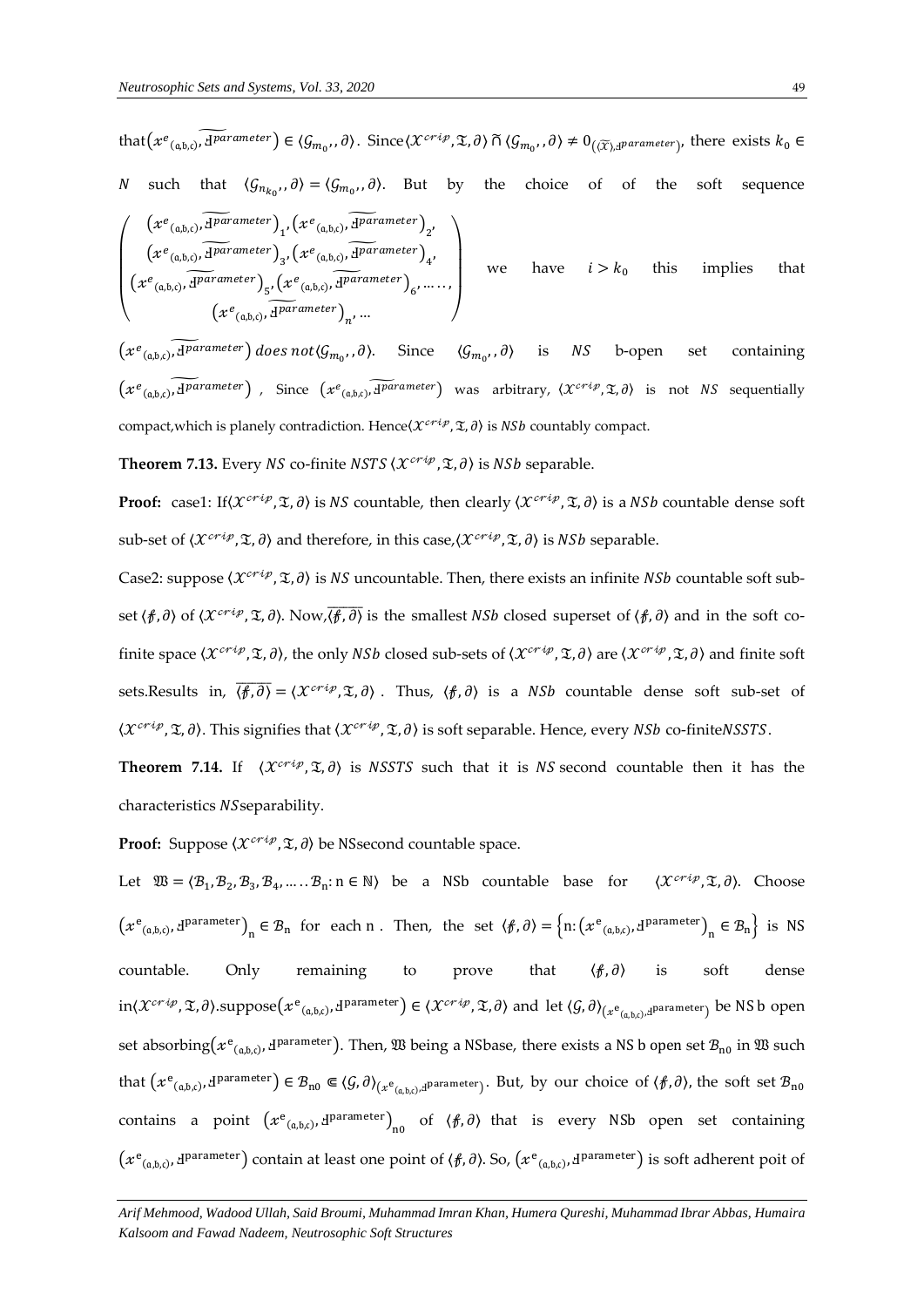that $\left(x^{e}{}_{(a,b,c)}, \widetilde{\text{Ⅎ}^{parameter}}\right) \in \langle \mathcal{G}_{m_0}, , \partial\rangle$. Since $\langle \mathcal{X}^{crip}, \mathfrak{T}, \partial\rangle \tilde{\cap} \langle \mathcal{G}_{m_0}, , \partial\rangle \neq 0_{(\widetilde{(\mathcal{X})}, \text{Ⅎ}^{parameter})}$, there exists $k_0 \in N$ such that $\langle \mathcal{G}_{n_{k_0}}, , \partial\rangle = \langle \mathcal{G}_{m_0}, , \partial\rangle$. But by the choice of of the soft sequence

$$\begin{pmatrix} \left(x^{e}{}_{(a,b,c)}, \widetilde{\text{Ⅎ}^{parameter}}\right)_1, \left(x^{e}{}_{(a,b,c)}, \widetilde{\text{Ⅎ}^{parameter}}\right)_2, \\ \left(x^{e}{}_{(a,b,c)}, \widetilde{\text{Ⅎ}^{parameter}}\right)_3, \left(x^{e}{}_{(a,b,c)}, \widetilde{\text{Ⅎ}^{parameter}}\right)_4, \\ \left(x^{e}{}_{(a,b,c)}, \widetilde{\text{Ⅎ}^{parameter}}\right)_5, \left(x^{e}{}_{(a,b,c)}, \widetilde{\text{Ⅎ}^{parameter}}\right)_6, \ldots\ldots, \\ \left(x^{e}{}_{(a,b,c)}, \widetilde{\text{Ⅎ}^{parameter}}\right)_n, \ldots \end{pmatrix}$$

we have $i > k_0$ this implies that $\left(x^{e}{}_{(a,b,c)}, \widetilde{\text{Ⅎ}^{parameter}}\right)$ *does not* $\langle \mathcal{G}_{m_0}, , \partial\rangle$. Since $\langle \mathcal{G}_{m_0}, , \partial\rangle$ is $NS$ b-open set containing $\left(x^{e}{}_{(a,b,c)}, \widetilde{\text{Ⅎ}^{parameter}}\right)$ , Since $\left(x^{e}{}_{(a,b,c)}, \widetilde{\text{Ⅎ}^{parameter}}\right)$ was arbitrary, $\langle \mathcal{X}^{crip}, \mathfrak{T}, \partial\rangle$ is not $NS$ sequentially compact,which is planely contradiction. Hence$\langle \mathcal{X}^{crip}, \mathfrak{T}, \partial\rangle$ is $NSb$ countably compact.

**Theorem 7.13.** Every $NS$ co-finite $NSTS$ $\langle \mathcal{X}^{crip}, \mathfrak{T}, \partial\rangle$ is $NSb$ separable.

**Proof:** case1: If$\langle \mathcal{X}^{crip}, \mathfrak{T}, \partial\rangle$ is $NS$ countable, then clearly $\langle \mathcal{X}^{crip}, \mathfrak{T}, \partial\rangle$ is a $NSb$ countable dense soft sub-set of $\langle \mathcal{X}^{crip}, \mathfrak{T}, \partial\rangle$ and therefore, in this case,$\langle \mathcal{X}^{crip}, \mathfrak{T}, \partial\rangle$ is $NSb$ separable.

Case2: suppose $\langle \mathcal{X}^{crip}, \mathfrak{T}, \partial\rangle$ is $NS$ uncountable. Then, there exists an infinite $NSb$ countable soft sub-set $\langle \nexists, \partial\rangle$ of $\langle \mathcal{X}^{crip}, \mathfrak{T}, \partial\rangle$. Now,$\overline{\langle \nexists, \partial\rangle}$ is the smallest $NSb$ closed superset of $\langle \nexists, \partial\rangle$ and in the soft co-finite space $\langle \mathcal{X}^{crip}, \mathfrak{T}, \partial\rangle$, the only $NSb$ closed sub-sets of $\langle \mathcal{X}^{crip}, \mathfrak{T}, \partial\rangle$ are $\langle \mathcal{X}^{crip}, \mathfrak{T}, \partial\rangle$ and finite soft sets.Results in, $\overline{\langle \nexists, \partial\rangle} = \langle \mathcal{X}^{crip}, \mathfrak{T}, \partial\rangle$ . Thus, $\langle \nexists, \partial\rangle$ is a $NSb$ countable dense soft sub-set of $\langle \mathcal{X}^{crip}, \mathfrak{T}, \partial\rangle$. This signifies that $\langle \mathcal{X}^{crip}, \mathfrak{T}, \partial\rangle$ is soft separable. Hence, every $NSb$ co-finite$NSSTS$.

**Theorem 7.14.** If $\langle \mathcal{X}^{crip}, \mathfrak{T}, \partial\rangle$ is $NSSTS$ such that it is $NS$ second countable then it has the characteristics $NS$separability.

**Proof:** Suppose $\langle \mathcal{X}^{crip}, \mathfrak{T}, \partial\rangle$ be NSsecond countable space.

Let $\mathfrak{W} = \langle \mathcal{B}_1, \mathcal{B}_2, \mathcal{B}_3, \mathcal{B}_4, \ldots\ldots \mathcal{B}_n : n \in \mathbb{N}\rangle$ be a NSb countable base for $\langle \mathcal{X}^{crip}, \mathfrak{T}, \partial\rangle$. Choose $\left(x^{e}{}_{(a,b,c)}, \text{Ⅎ}^{parameter}\right)_n \in \mathcal{B}_n$ for each n . Then, the set $\langle \nexists, \partial\rangle = \left\{n : \left(x^{e}{}_{(a,b,c)}, \text{Ⅎ}^{parameter}\right)_n \in \mathcal{B}_n\right\}$ is NS countable. Only remaining to prove that $\langle \nexists, \partial\rangle$ is soft dense in$\langle \mathcal{X}^{crip}, \mathfrak{T}, \partial\rangle$.suppose$\left(x^{e}{}_{(a,b,c)}, \text{Ⅎ}^{parameter}\right) \in \langle \mathcal{X}^{crip}, \mathfrak{T}, \partial\rangle$ and let $\langle \mathcal{G}, \partial\rangle_{\left(x^{e}{}_{(a,b,c)}, \text{Ⅎ}^{parameter}\right)}$ be NS b open set absorbing$\left(x^{e}{}_{(a,b,c)}, \text{Ⅎ}^{parameter}\right)$. Then, $\mathfrak{W}$ being a NSbase, there exists a NS b open set $\mathcal{B}_{n0}$ in $\mathfrak{W}$ such that $\left(x^{e}{}_{(a,b,c)}, \text{Ⅎ}^{parameter}\right) \in \mathcal{B}_{n0} \Subset \langle \mathcal{G}, \partial\rangle_{\left(x^{e}{}_{(a,b,c)}, \text{Ⅎ}^{parameter}\right)}$. But, by our choice of $\langle \nexists, \partial\rangle$, the soft set $\mathcal{B}_{n0}$ contains a point $\left(x^{e}{}_{(a,b,c)}, \text{Ⅎ}^{parameter}\right)_{n0}$ of $\langle \nexists, \partial\rangle$ that is every NSb open set containing $\left(x^{e}{}_{(a,b,c)}, \text{Ⅎ}^{parameter}\right)$ contain at least one point of $\langle \nexists, \partial\rangle$. So, $\left(x^{e}{}_{(a,b,c)}, \text{Ⅎ}^{parameter}\right)$ is soft adherent poit of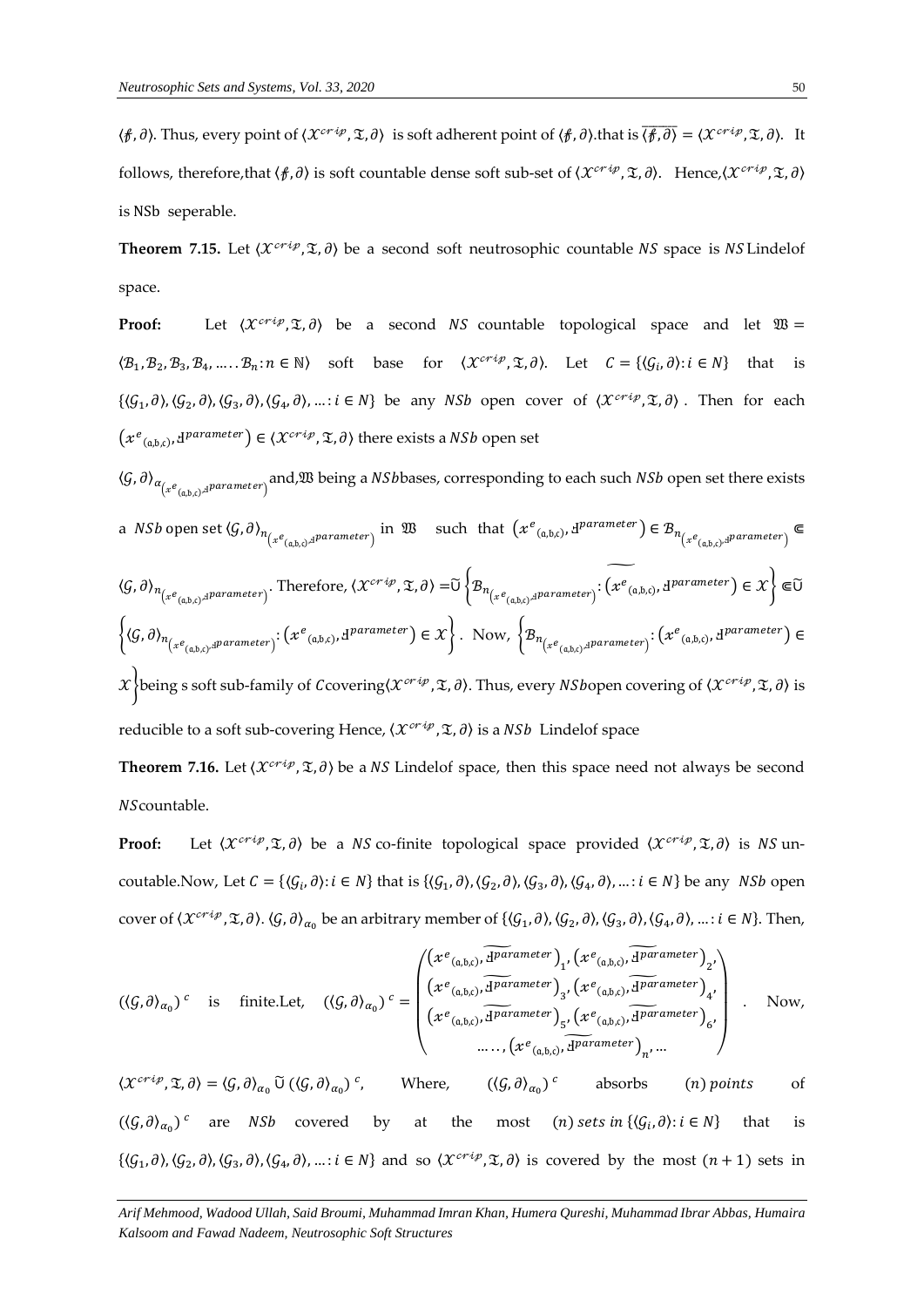$\langle \not{f}, \partial \rangle$. Thus, every point of $\langle \mathcal{X}^{crip}, \mathfrak{T}, \partial \rangle$ is soft adherent point of $\langle \not{f}, \partial \rangle$.that is $\overline{\langle \not{f}, \partial \rangle} = \langle \mathcal{X}^{crip}, \mathfrak{T}, \partial \rangle$. It follows, therefore,that $\langle \not{f}, \partial \rangle$ is soft countable dense soft sub-set of $\langle \mathcal{X}^{crip}, \mathfrak{T}, \partial \rangle$. Hence,$\langle \mathcal{X}^{crip}, \mathfrak{T}, \partial \rangle$ is NSb seperable.

**Theorem 7.15.** Let $\langle \mathcal{X}^{crip}, \mathfrak{T}, \partial \rangle$ be a second soft neutrosophic countable $NS$ space is $NS$ Lindelof space.

**Proof:** Let $\langle \mathcal{X}^{crip}, \mathfrak{T}, \partial \rangle$ be a second $NS$ countable topological space and let $\mathfrak{W} = \langle \mathcal{B}_1, \mathcal{B}_2, \mathcal{B}_3, \mathcal{B}_4, \ldots \ldots \mathcal{B}_n : n \in \mathbb{N} \rangle$ soft base for $\langle \mathcal{X}^{crip}, \mathfrak{T}, \partial \rangle$. Let $C = \{\langle \mathcal{G}_i, \partial \rangle : i \in N\}$ that is $\{\langle \mathcal{G}_1, \partial \rangle, \langle \mathcal{G}_2, \partial \rangle, \langle \mathcal{G}_3, \partial \rangle, \langle \mathcal{G}_4, \partial \rangle, \ldots : i \in N\}$ be any $NSb$ open cover of $\langle \mathcal{X}^{crip}, \mathfrak{T}, \partial \rangle$. Then for each $\left(x^{e}{}_{(\mathrm{a,b,c})}, \mathrm{ꟻ}^{parameter}\right) \in \langle \mathcal{X}^{crip}, \mathfrak{T}, \partial \rangle$ there exists a $NSb$ open set

$\langle \mathcal{G}, \partial \rangle_{\alpha_{\left(x^{e}{}_{(\mathrm{a,b,c})}, \mathrm{ꟻ}^{parameter}\right)}}$ and,$\mathfrak{W}$ being a $NSb$bases, corresponding to each such $NSb$ open set there exists a $NSb$ open set $\langle \mathcal{G}, \partial \rangle_{n_{\left(x^{e}{}_{(\mathrm{a,b,c})}, \mathrm{ꟻ}^{parameter}\right)}}$ in $\mathfrak{W}$ such that $\left(x^{e}{}_{(\mathrm{a,b,c})}, \mathrm{ꟻ}^{parameter}\right) \in \mathcal{B}_{n_{\left(x^{e}{}_{(\mathrm{a,b,c})}, \mathrm{ꟻ}^{parameter}\right)}} \Subset \langle \mathcal{G}, \partial \rangle_{n_{\left(x^{e}{}_{(\mathrm{a,b,c})}, \mathrm{ꟻ}^{parameter}\right)}}$. Therefore, $\langle \mathcal{X}^{crip}, \mathfrak{T}, \partial \rangle = \tilde{\cup} \left\{ \mathcal{B}_{n_{\left(x^{e}{}_{(\mathrm{a,b,c})}, \mathrm{ꟻ}^{parameter}\right)}} : \widetilde{\left(x^{e}{}_{(\mathrm{a,b,c})}, \mathrm{ꟻ}^{parameter}\right)} \in \mathcal{X} \right\} \Subset \tilde{\cup} \left\{ \langle \mathcal{G}, \partial \rangle_{n_{\left(x^{e}{}_{(\mathrm{a,b,c})}, \mathrm{ꟻ}^{parameter}\right)}} : \left(x^{e}{}_{(\mathrm{a,b,c})}, \mathrm{ꟻ}^{parameter}\right) \in \mathcal{X} \right\}$. Now, $\left\{ \mathcal{B}_{n_{\left(x^{e}{}_{(\mathrm{a,b,c})}, \mathrm{ꟻ}^{parameter}\right)}} : \left(x^{e}{}_{(\mathrm{a,b,c})}, \mathrm{ꟻ}^{parameter}\right) \in \mathcal{X} \right\}$ being s soft sub-family of $C$covering$\langle \mathcal{X}^{crip}, \mathfrak{T}, \partial \rangle$. Thus, every $NSb$open covering of $\langle \mathcal{X}^{crip}, \mathfrak{T}, \partial \rangle$ is reducible to a soft sub-covering Hence, $\langle \mathcal{X}^{crip}, \mathfrak{T}, \partial \rangle$ is a $NSb$ Lindelof space

**Theorem 7.16.** Let $\langle \mathcal{X}^{crip}, \mathfrak{T}, \partial \rangle$ be a $NS$ Lindelof space, then this space need not always be second $NS$countable.

**Proof:** Let $\langle \mathcal{X}^{crip}, \mathfrak{T}, \partial \rangle$ be a $NS$ co-finite topological space provided $\langle \mathcal{X}^{crip}, \mathfrak{T}, \partial \rangle$ is $NS$ un-coutable.Now, Let $C = \{\langle \mathcal{G}_i, \partial \rangle : i \in N\}$ that is $\{\langle \mathcal{G}_1, \partial \rangle, \langle \mathcal{G}_2, \partial \rangle, \langle \mathcal{G}_3, \partial \rangle, \langle \mathcal{G}_4, \partial \rangle, \ldots : i \in N\}$ be any $NSb$ open cover of $\langle \mathcal{X}^{crip}, \mathfrak{T}, \partial \rangle$. $\langle \mathcal{G}, \partial \rangle_{\alpha_0}$ be an arbitrary member of $\{\langle \mathcal{G}_1, \partial \rangle, \langle \mathcal{G}_2, \partial \rangle, \langle \mathcal{G}_3, \partial \rangle, \langle \mathcal{G}_4, \partial \rangle, \ldots : i \in N\}$. Then, $(\langle \mathcal{G}, \partial \rangle_{\alpha_0})^{c}$ is finite.Let, $(\langle \mathcal{G}, \partial \rangle_{\alpha_0})^{c} = \begin{pmatrix} \left(x^{e}{}_{(\mathrm{a,b,c})}, \widetilde{\mathrm{ꟻ}^{parameter}}\right)_1, \left(x^{e}{}_{(\mathrm{a,b,c})}, \widetilde{\mathrm{ꟻ}^{parameter}}\right)_2, \\ \left(x^{e}{}_{(\mathrm{a,b,c})}, \widetilde{\mathrm{ꟻ}^{parameter}}\right)_3, \left(x^{e}{}_{(\mathrm{a,b,c})}, \widetilde{\mathrm{ꟻ}^{parameter}}\right)_4, \\ \left(x^{e}{}_{(\mathrm{a,b,c})}, \widetilde{\mathrm{ꟻ}^{parameter}}\right)_5, \left(x^{e}{}_{(\mathrm{a,b,c})}, \widetilde{\mathrm{ꟻ}^{parameter}}\right)_6, \\ \ldots \ldots, \left(x^{e}{}_{(\mathrm{a,b,c})}, \widetilde{\mathrm{ꟻ}^{parameter}}\right)_n, \ldots \end{pmatrix}$. Now,

$\langle \mathcal{X}^{crip}, \mathfrak{T}, \partial \rangle = \langle \mathcal{G}, \partial \rangle_{\alpha_0} \tilde{\cup} (\langle \mathcal{G}, \partial \rangle_{\alpha_0})^{c}$, Where, $(\langle \mathcal{G}, \partial \rangle_{\alpha_0})^{c}$ absorbs $(n)\ points$ of $(\langle \mathcal{G}, \partial \rangle_{\alpha_0})^{c}$ are $NSb$ covered by at the most $(n)\ sets\ in\ \{\langle \mathcal{G}_i, \partial \rangle : i \in N\}$ that is $\{\langle \mathcal{G}_1, \partial \rangle, \langle \mathcal{G}_2, \partial \rangle, \langle \mathcal{G}_3, \partial \rangle, \langle \mathcal{G}_4, \partial \rangle, \ldots : i \in N\}$ and so $\langle \mathcal{X}^{crip}, \mathfrak{T}, \partial \rangle$ is covered by the most $(n+1)$ sets in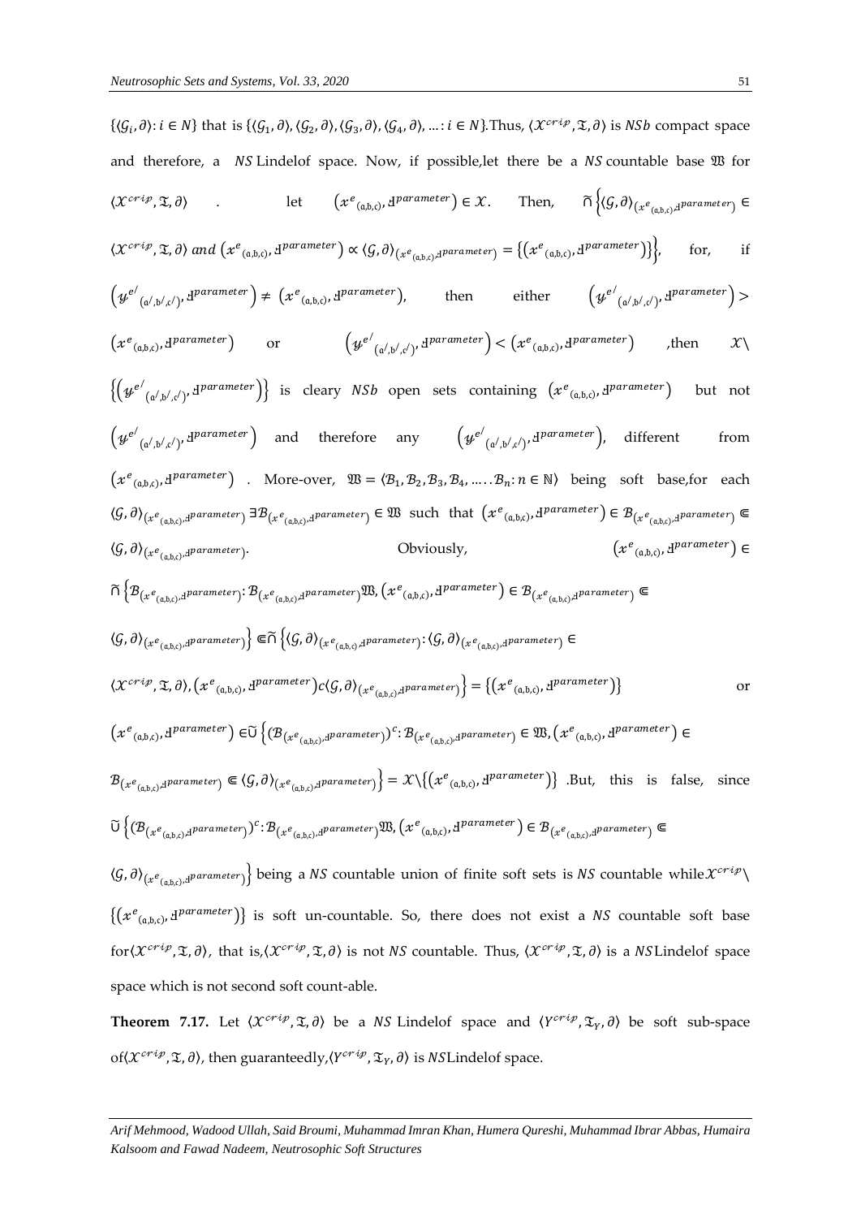$\{\langle \mathcal{G}_i, \partial\rangle : i \in N\}$ that is $\{\langle \mathcal{G}_1, \partial\rangle, \langle \mathcal{G}_2, \partial\rangle, \langle \mathcal{G}_3, \partial\rangle, \langle \mathcal{G}_4, \partial\rangle, \ldots : i \in N\}$.Thus, $\langle \mathcal{X}^{crip}, \mathfrak{T}, \partial\rangle$ is $NSb$ compact space and therefore, a $NS$ Lindelof space. Now, if possible,let there be a $NS$ countable base $\mathfrak{W}$ for $\langle \mathcal{X}^{crip}, \mathfrak{T}, \partial\rangle$ . let $\left(x^{e}{}_{(\mathrm{a,b,c})}, \text{ꟻ}^{parameter}\right) \in \mathcal{X}$. Then, $\widetilde{\cap}\left\{\langle \mathcal{G}, \partial\rangle_{\left(x^{e}{}_{(\mathrm{a,b,c})}, \text{ꟻ}^{parameter}\right)} \in \langle \mathcal{X}^{crip}, \mathfrak{T}, \partial\rangle \; and \; \left(x^{e}{}_{(\mathrm{a,b,c})}, \text{ꟻ}^{parameter}\right) \propto \langle \mathcal{G}, \partial\rangle_{\left(x^{e}{}_{(\mathrm{a,b,c})}, \text{ꟻ}^{parameter}\right)} = \left\{\left(x^{e}{}_{(\mathrm{a,b,c})}, \text{ꟻ}^{parameter}\right)\right\}\right\}$, for, if $\left(y^{e'}{}_{(\mathrm{a',b',c'})}, \text{ꟻ}^{parameter}\right) \neq \left(x^{e}{}_{(\mathrm{a,b,c})}, \text{ꟻ}^{parameter}\right)$, then either $\left(y^{e'}{}_{(\mathrm{a',b',c'})}, \text{ꟻ}^{parameter}\right) > \left(x^{e}{}_{(\mathrm{a,b,c})}, \text{ꟻ}^{parameter}\right)$ or $\left(y^{e'}{}_{(\mathrm{a',b',c'})}, \text{ꟻ}^{parameter}\right) < \left(x^{e}{}_{(\mathrm{a,b,c})}, \text{ꟻ}^{parameter}\right)$ ,then $\mathcal{X} \setminus \left\{\left(y^{e'}{}_{(\mathrm{a',b',c'})}, \text{ꟻ}^{parameter}\right)\right\}$ is cleary $NSb$ open sets containing $\left(x^{e}{}_{(\mathrm{a,b,c})}, \text{ꟻ}^{parameter}\right)$ but not $\left(y^{e'}{}_{(\mathrm{a',b',c'})}, \text{ꟻ}^{parameter}\right)$ and therefore any $\left(y^{e'}{}_{(\mathrm{a',b',c'})}, \text{ꟻ}^{parameter}\right)$, different from $\left(x^{e}{}_{(\mathrm{a,b,c})}, \text{ꟻ}^{parameter}\right)$ . More-over, $\mathfrak{W} = \langle \mathcal{B}_1, \mathcal{B}_2, \mathcal{B}_3, \mathcal{B}_4, \ldots . \mathcal{B}_n : n \in \mathbb{N}\rangle$ being soft base,for each $\langle \mathcal{G}, \partial\rangle_{\left(x^{e}{}_{(\mathrm{a,b,c})}, \text{ꟻ}^{parameter}\right)} \; \exists \mathcal{B}_{\left(x^{e}{}_{(\mathrm{a,b,c})}, \text{ꟻ}^{parameter}\right)} \in \mathfrak{W}$ such that $\left(x^{e}{}_{(\mathrm{a,b,c})}, \text{ꟻ}^{parameter}\right) \in \mathcal{B}_{\left(x^{e}{}_{(\mathrm{a,b,c})}, \text{ꟻ}^{parameter}\right)} \Subset \langle \mathcal{G}, \partial\rangle_{\left(x^{e}{}_{(\mathrm{a,b,c})}, \text{ꟻ}^{parameter}\right)}$. Obviously, $\left(x^{e}{}_{(\mathrm{a,b,c})}, \text{ꟻ}^{parameter}\right) \in \widetilde{\cap}\left\{\mathcal{B}_{\left(x^{e}{}_{(\mathrm{a,b,c})}, \text{ꟻ}^{parameter}\right)} : \mathcal{B}_{\left(x^{e}{}_{(\mathrm{a,b,c})}, \text{ꟻ}^{parameter}\right)} \mathfrak{W}, \left(x^{e}{}_{(\mathrm{a,b,c})}, \text{ꟻ}^{parameter}\right) \in \mathcal{B}_{\left(x^{e}{}_{(\mathrm{a,b,c})}, \text{ꟻ}^{parameter}\right)} \Subset \langle \mathcal{G}, \partial\rangle_{\left(x^{e}{}_{(\mathrm{a,b,c})}, \text{ꟻ}^{parameter}\right)}\right\} \Subset \widetilde{\cap}\left\{\langle \mathcal{G}, \partial\rangle_{\left(x^{e}{}_{(\mathrm{a,b,c})}, \text{ꟻ}^{parameter}\right)} : \langle \mathcal{G}, \partial\rangle_{\left(x^{e}{}_{(\mathrm{a,b,c})}, \text{ꟻ}^{parameter}\right)} \in \langle \mathcal{X}^{crip}, \mathfrak{T}, \partial\rangle, \left(x^{e}{}_{(\mathrm{a,b,c})}, \text{ꟻ}^{parameter}\right) c \langle \mathcal{G}, \partial\rangle_{\left(x^{e}{}_{(\mathrm{a,b,c})}, \text{ꟻ}^{parameter}\right)}\right\} = \left\{\left(x^{e}{}_{(\mathrm{a,b,c})}, \text{ꟻ}^{parameter}\right)\right\}$ or $\left(x^{e}{}_{(\mathrm{a,b,c})}, \text{ꟻ}^{parameter}\right) \in \widetilde{\cup}\left\{\left(\mathcal{B}_{\left(x^{e}{}_{(\mathrm{a,b,c})}, \text{ꟻ}^{parameter}\right)}\right)^{c} : \mathcal{B}_{\left(x^{e}{}_{(\mathrm{a,b,c})}, \text{ꟻ}^{parameter}\right)} \in \mathfrak{W}, \left(x^{e}{}_{(\mathrm{a,b,c})}, \text{ꟻ}^{parameter}\right) \in \mathcal{B}_{\left(x^{e}{}_{(\mathrm{a,b,c})}, \text{ꟻ}^{parameter}\right)} \Subset \langle \mathcal{G}, \partial\rangle_{\left(x^{e}{}_{(\mathrm{a,b,c})}, \text{ꟻ}^{parameter}\right)}\right\} = \mathcal{X} \setminus \left\{\left(x^{e}{}_{(\mathrm{a,b,c})}, \text{ꟻ}^{parameter}\right)\right\}$ .But, this is false, since $\widetilde{\cup}\left\{\left(\mathcal{B}_{\left(x^{e}{}_{(\mathrm{a,b,c})}, \text{ꟻ}^{parameter}\right)}\right)^{c} : \mathcal{B}_{\left(x^{e}{}_{(\mathrm{a,b,c})}, \text{ꟻ}^{parameter}\right)} \mathfrak{W}, \left(x^{e}{}_{(\mathrm{a,b,c})}, \text{ꟻ}^{parameter}\right) \in \mathcal{B}_{\left(x^{e}{}_{(\mathrm{a,b,c})}, \text{ꟻ}^{parameter}\right)} \Subset \langle \mathcal{G}, \partial\rangle_{\left(x^{e}{}_{(\mathrm{a,b,c})}, \text{ꟻ}^{parameter}\right)}\right\}$ being a $NS$ countable union of finite soft sets is $NS$ countable while $\mathcal{X}^{crip} \setminus \left\{\left(x^{e}{}_{(\mathrm{a,b,c})}, \text{ꟻ}^{parameter}\right)\right\}$ is soft un-countable. So, there does not exist a $NS$ countable soft base for $\langle \mathcal{X}^{crip}, \mathfrak{T}, \partial\rangle$, that is, $\langle \mathcal{X}^{crip}, \mathfrak{T}, \partial\rangle$ is not $NS$ countable. Thus, $\langle \mathcal{X}^{crip}, \mathfrak{T}, \partial\rangle$ is a $NS$ Lindelof space space which is not second soft count-able.

**Theorem 7.17.** Let $\langle \mathcal{X}^{crip}, \mathfrak{T}, \partial\rangle$ be a $NS$ Lindelof space and $\langle Y^{crip}, \mathfrak{T}_Y, \partial\rangle$ be soft sub-space of $\langle \mathcal{X}^{crip}, \mathfrak{T}, \partial\rangle$, then guaranteedly, $\langle Y^{crip}, \mathfrak{T}_Y, \partial\rangle$ is $NS$ Lindelof space.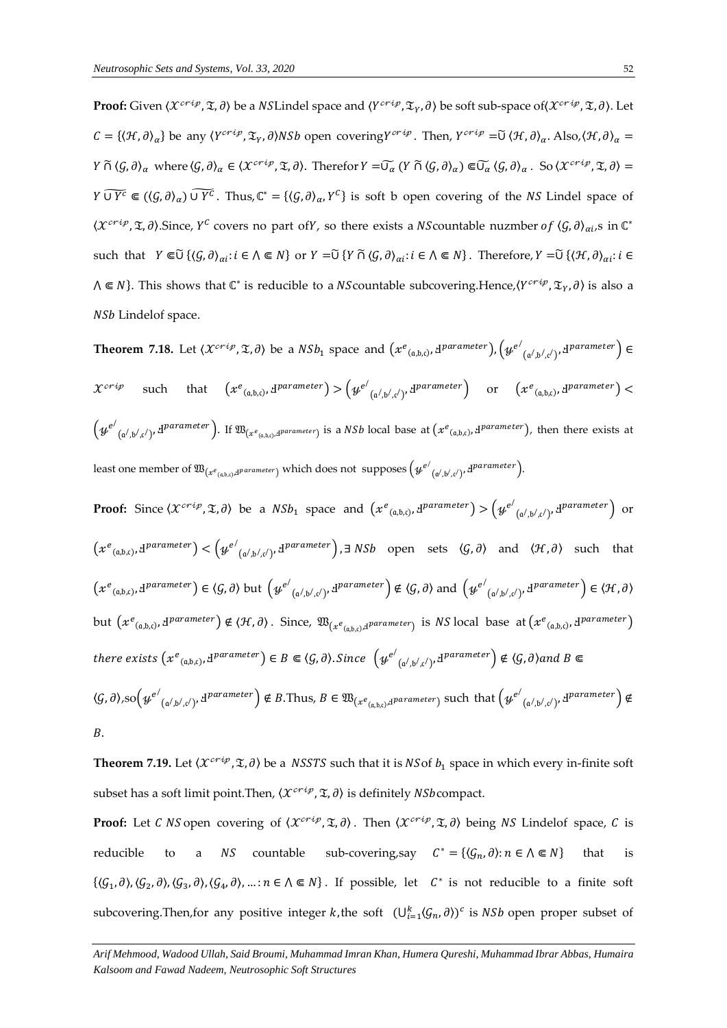**Proof:** Given $\langle \mathcal{X}^{crip}, \mathfrak{T}, \partial \rangle$ be a $NS$Lindel space and $\langle Y^{crip}, \mathfrak{T}_Y, \partial \rangle$ be soft sub-space of$\langle \mathcal{X}^{crip}, \mathfrak{T}, \partial \rangle$. Let $C = \{\langle \mathcal{H}, \partial \rangle_\alpha\}$ be any $\langle Y^{crip}, \mathfrak{T}_Y, \partial \rangle NSb$ open covering$Y^{crip}$. Then, $Y^{crip} = \widetilde{\cup} \langle \mathcal{H}, \partial \rangle_\alpha$. Also,$\langle \mathcal{H}, \partial \rangle_\alpha = Y \widetilde{\cap} \langle \mathcal{G}, \partial \rangle_\alpha$ where$\langle \mathcal{G}, \partial \rangle_\alpha \in \langle \mathcal{X}^{crip}, \mathfrak{T}, \partial \rangle$. Therefor $Y = \widetilde{\cup_\alpha} (Y \widetilde{\cap} \langle \mathcal{G}, \partial \rangle_\alpha) \Subset \widetilde{\cup_\alpha} \langle \mathcal{G}, \partial \rangle_\alpha$. So $\langle \mathcal{X}^{crip}, \mathfrak{T}, \partial \rangle = Y \widetilde{\cup} \widetilde{Y^c} \Subset (\langle \mathcal{G}, \partial \rangle_\alpha) \widetilde{\cup} \widetilde{Y^c}$. Thus, $\mathbb{C}^* = \{\langle \mathcal{G}, \partial \rangle_\alpha, Y^C\}$ is soft b open covering of the $NS$ Lindel space of $\langle \mathcal{X}^{crip}, \mathfrak{T}, \partial \rangle$.Since, $Y^C$ covers no part of$Y$, so there exists a $NS$countable nuzmber $of$ $\langle \mathcal{G}, \partial \rangle_{\alpha i}$,s in $\mathbb{C}^*$ such that $Y \Subset \widetilde{\cup} \{\langle \mathcal{G}, \partial \rangle_{\alpha i} : i \in \wedge \Subset N\}$ or $Y = \widetilde{\cup} \{Y \widetilde{\cap} \langle \mathcal{G}, \partial \rangle_{\alpha i} : i \in \wedge \Subset N\}$. Therefore, $Y = \widetilde{\cup} \{\langle \mathcal{H}, \partial \rangle_{\alpha i} : i \in \wedge \Subset N\}$. This shows that $\mathbb{C}^*$ is reducible to a $NS$countable subcovering.Hence,$\langle Y^{crip}, \mathfrak{T}_Y, \partial \rangle$ is also a $NSb$ Lindelof space.

**Theorem 7.18.** Let $\langle \mathcal{X}^{crip}, \mathfrak{T}, \partial \rangle$ be a $NSb_1$ space and $(x^e{}_{(\mathrm{a,b,c})}, \text{Ⅎ}^{parameter}), (y^{e'}{}_{(\mathrm{a',b',c'})}, \text{Ⅎ}^{parameter}) \in \mathcal{X}^{crip}$ such that $(x^e{}_{(\mathrm{a,b,c})}, \text{Ⅎ}^{parameter}) > (y^{e'}{}_{(\mathrm{a',b',c'})}, \text{Ⅎ}^{parameter})$ or $(x^e{}_{(\mathrm{a,b,c})}, \text{Ⅎ}^{parameter}) < (y^{e'}{}_{(\mathrm{a',b',c'})}, \text{Ⅎ}^{parameter})$. If $\mathfrak{W}_{(x^e{}_{(\mathrm{a,b,c})}, \text{Ⅎ}^{parameter})}$ is a $NSb$ local base at $(x^e{}_{(\mathrm{a,b,c})}, \text{Ⅎ}^{parameter})$, then there exists at least one member of $\mathfrak{W}_{(x^e{}_{(\mathrm{a,b,c})}, \text{Ⅎ}^{parameter})}$ which does not supposes $(y^{e'}{}_{(\mathrm{a',b',c'})}, \text{Ⅎ}^{parameter})$.

**Proof:** Since $\langle \mathcal{X}^{crip}, \mathfrak{T}, \partial \rangle$ be a $NSb_1$ space and $(x^e{}_{(\mathrm{a,b,c})}, \text{Ⅎ}^{parameter}) > (y^{e'}{}_{(\mathrm{a',b',c'})}, \text{Ⅎ}^{parameter})$ or $(x^e{}_{(\mathrm{a,b,c})}, \text{Ⅎ}^{parameter}) < (y^{e'}{}_{(\mathrm{a',b',c'})}, \text{Ⅎ}^{parameter})$, $\exists$ $NSb$ open sets $\langle \mathcal{G}, \partial \rangle$ and $\langle \mathcal{H}, \partial \rangle$ such that $(x^e{}_{(\mathrm{a,b,c})}, \text{Ⅎ}^{parameter}) \in \langle \mathcal{G}, \partial \rangle$ but $(y^{e'}{}_{(\mathrm{a',b',c'})}, \text{Ⅎ}^{parameter}) \notin \langle \mathcal{G}, \partial \rangle$ and $(y^{e'}{}_{(\mathrm{a',b',c'})}, \text{Ⅎ}^{parameter}) \in \langle \mathcal{H}, \partial \rangle$ but $(x^e{}_{(\mathrm{a,b,c})}, \text{Ⅎ}^{parameter}) \notin \langle \mathcal{H}, \partial \rangle$. Since, $\mathfrak{W}_{(x^e{}_{(\mathrm{a,b,c})}, \text{Ⅎ}^{parameter})}$ is $NS$ local base at $(x^e{}_{(\mathrm{a,b,c})}, \text{Ⅎ}^{parameter})$ *there exists* $(x^e{}_{(\mathrm{a,b,c})}, \text{Ⅎ}^{parameter}) \in B \Subset \langle \mathcal{G}, \partial \rangle$. *Since* $(y^{e'}{}_{(\mathrm{a',b',c'})}, \text{Ⅎ}^{parameter}) \notin \langle \mathcal{G}, \partial \rangle$ *and* $B \Subset \langle \mathcal{G}, \partial \rangle$,so$(y^{e'}{}_{(\mathrm{a',b',c'})}, \text{Ⅎ}^{parameter}) \notin B$.Thus, $B \in \mathfrak{W}_{(x^e{}_{(\mathrm{a,b,c})}, \text{Ⅎ}^{parameter})}$ such that $(y^{e'}{}_{(\mathrm{a',b',c'})}, \text{Ⅎ}^{parameter}) \notin B$.

**Theorem 7.19.** Let $\langle \mathcal{X}^{crip}, \mathfrak{T}, \partial \rangle$ be a $NSSTS$ such that it is $NS$of $b_1$ space in which every in-finite soft subset has a soft limit point.Then, $\langle \mathcal{X}^{crip}, \mathfrak{T}, \partial \rangle$ is definitely $NSb$compact.

**Proof:** Let $C$ $NS$ open covering of $\langle \mathcal{X}^{crip}, \mathfrak{T}, \partial \rangle$. Then $\langle \mathcal{X}^{crip}, \mathfrak{T}, \partial \rangle$ being $NS$ Lindelof space, $C$ is reducible to a $NS$ countable sub-covering,say $C^* = \{\langle \mathcal{G}_n, \partial \rangle : n \in \wedge \Subset N\}$ that is $\{\langle \mathcal{G}_1, \partial \rangle, \langle \mathcal{G}_2, \partial \rangle, \langle \mathcal{G}_3, \partial \rangle, \langle \mathcal{G}_4, \partial \rangle, \ldots : n \in \wedge \Subset N\}$. If possible, let $C^*$ is not reducible to a finite soft subcovering.Then,for any positive integer $k$,the soft $(\cup_{i=1}^k \langle \mathcal{G}_n, \partial \rangle)^c$ is $NSb$ open proper subset of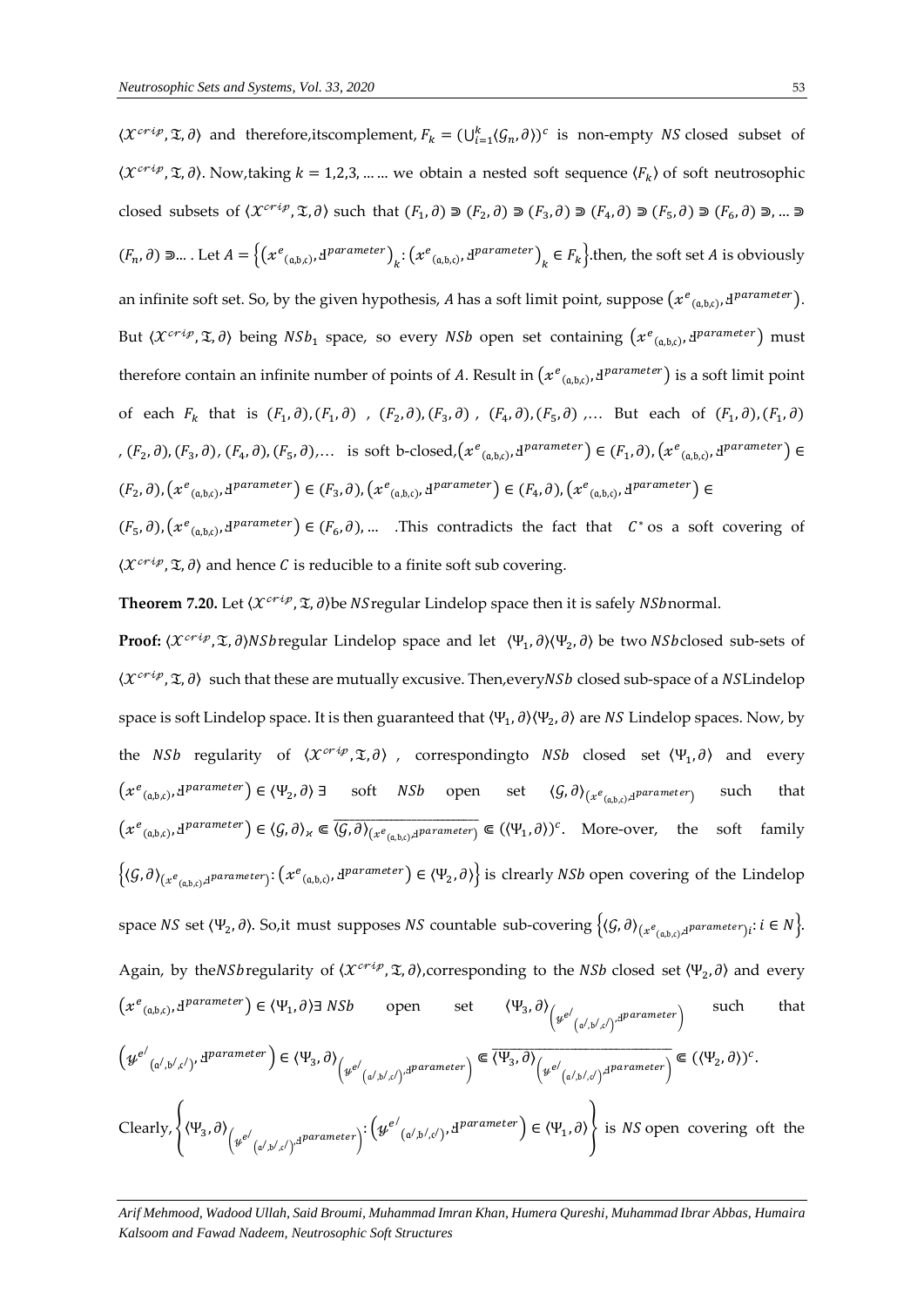$\langle \mathcal{X}^{crisp}, \mathfrak{T}, \partial \rangle$ and therefore,itscomplement, $F_k = (\bigcup_{i=1}^{k} \langle \mathcal{G}_n, \partial \rangle)^c$ is non-empty $NS$ closed subset of $\langle \mathcal{X}^{crisp}, \mathfrak{T}, \partial \rangle$. Now,taking $k = 1,2,3, \dots \dots$ we obtain a nested soft sequence $\langle F_k \rangle$ of soft neutrosophic closed subsets of $\langle \mathcal{X}^{crisp}, \mathfrak{T}, \partial \rangle$ such that $(F_1, \partial) \Supset (F_2, \partial) \Supset (F_3, \partial) \Supset (F_4, \partial) \Supset (F_5, \partial) \Supset (F_6, \partial) \Supset, \dots \Supset (F_n, \partial) \Supset \dots$ . Let $A = \left\{ \left( x^{e}{}_{(a,b,c)}, Ɦ^{parameter} \right)_k : \left( x^{e}{}_{(a,b,c)}, Ɦ^{parameter} \right)_k \in F_k \right\}$.then, the soft set $A$ is obviously an infinite soft set. So, by the given hypothesis, $A$ has a soft limit point, suppose $\left( x^{e}{}_{(a,b,c)}, Ɦ^{parameter} \right)$. But $\langle \mathcal{X}^{crisp}, \mathfrak{T}, \partial \rangle$ being $NSb_1$ space, so every $NSb$ open set containing $\left( x^{e}{}_{(a,b,c)}, Ɦ^{parameter} \right)$ must therefore contain an infinite number of points of $A$. Result in $\left( x^{e}{}_{(a,b,c)}, Ɦ^{parameter} \right)$ is a soft limit point of each $F_k$ that is $(F_1, \partial), (F_1, \partial)$ , $(F_2, \partial), (F_3, \partial)$ , $(F_4, \partial), (F_5, \partial)$ ,… But each of $(F_1, \partial), (F_1, \partial)$ , $(F_2, \partial), (F_3, \partial)$, $(F_4, \partial), (F_5, \partial)$,… is soft b-closed,$\left( x^{e}{}_{(a,b,c)}, Ɦ^{parameter} \right) \in (F_1, \partial)$, $\left( x^{e}{}_{(a,b,c)}, Ɦ^{parameter} \right) \in (F_2, \partial)$, $\left( x^{e}{}_{(a,b,c)}, Ɦ^{parameter} \right) \in (F_3, \partial)$, $\left( x^{e}{}_{(a,b,c)}, Ɦ^{parameter} \right) \in (F_4, \partial)$, $\left( x^{e}{}_{(a,b,c)}, Ɦ^{parameter} \right) \in (F_5, \partial)$, $\left( x^{e}{}_{(a,b,c)}, Ɦ^{parameter} \right) \in (F_6, \partial)$, … .This contradicts the fact that $C^*$ os a soft covering of $\langle \mathcal{X}^{crisp}, \mathfrak{T}, \partial \rangle$ and hence $C$ is reducible to a finite soft sub covering.

**Theorem 7.20.** Let $\langle \mathcal{X}^{crisp}, \mathfrak{T}, \partial \rangle$be $NS$regular Lindelop space then it is safely $NSb$normal.

**Proof:** $\langle \mathcal{X}^{crisp}, \mathfrak{T}, \partial \rangle NSb$regular Lindelop space and let $\langle \Psi_1, \partial \rangle \langle \Psi_2, \partial \rangle$ be two $NSb$closed sub-sets of $\langle \mathcal{X}^{crisp}, \mathfrak{T}, \partial \rangle$ such that these are mutually excusive. Then,every$NSb$ closed sub-space of a $NS$Lindelop space is soft Lindelop space. It is then guaranteed that $\langle \Psi_1, \partial \rangle \langle \Psi_2, \partial \rangle$ are $NS$ Lindelop spaces. Now, by the $NSb$ regularity of $\langle \mathcal{X}^{crisp}, \mathfrak{T}, \partial \rangle$ , correspondingto $NSb$ closed set $\langle \Psi_1, \partial \rangle$ and every $\left( x^{e}{}_{(a,b,c)}, Ɦ^{parameter} \right) \in \langle \Psi_2, \partial \rangle \ \exists$ soft $NSb$ open set $\langle \mathcal{G}, \partial \rangle_{\left( x^{e}{}_{(a,b,c)}, Ɦ^{parameter} \right)}$ such that $\left( x^{e}{}_{(a,b,c)}, Ɦ^{parameter} \right) \in \langle \mathcal{G}, \partial \rangle_{\varkappa} \Subset \overline{\langle \mathcal{G}, \partial \rangle_{\left( x^{e}{}_{(a,b,c)}, Ɦ^{parameter} \right)}} \Subset (\langle \Psi_1, \partial \rangle)^c$. More-over, the soft family $\left\{ \langle \mathcal{G}, \partial \rangle_{\left( x^{e}{}_{(a,b,c)}, Ɦ^{parameter} \right)} : \left( x^{e}{}_{(a,b,c)}, Ɦ^{parameter} \right) \in \langle \Psi_2, \partial \rangle \right\}$ is clrearly $NSb$ open covering of the Lindelop space $NS$ set $\langle \Psi_2, \partial \rangle$. So,it must supposes $NS$ countable sub-covering $\left\{ \langle \mathcal{G}, \partial \rangle_{\left( x^{e}{}_{(a,b,c)}, Ɦ^{parameter} \right)_i} : i \in N \right\}$.

Again, by the$NSb$regularity of $\langle \mathcal{X}^{crisp}, \mathfrak{T}, \partial \rangle$,corresponding to the $NSb$ closed set $\langle \Psi_2, \partial \rangle$ and every $\left( x^{e}{}_{(a,b,c)}, Ɦ^{parameter} \right) \in \langle \Psi_1, \partial \rangle \exists \ NSb$ open set $\langle \Psi_3, \partial \rangle_{\left( y^{e'}{}_{(a',b',c')}, Ɦ^{parameter} \right)}$ such that $\left( y^{e'}{}_{(a',b',c')}, Ɦ^{parameter} \right) \in \langle \Psi_3, \partial \rangle_{\left( y^{e'}{}_{(a',b',c')}, Ɦ^{parameter} \right)} \Subset \overline{\langle \Psi_3, \partial \rangle_{\left( y^{e'}{}_{(a',b',c')}, Ɦ^{parameter} \right)}} \Subset (\langle \Psi_2, \partial \rangle)^c$.

Clearly, $\left\{ \langle \Psi_3, \partial \rangle_{\left( y^{e'}{}_{(a',b',c')}, Ɦ^{parameter} \right)} : \left( y^{e'}{}_{(a',b',c')}, Ɦ^{parameter} \right) \in \langle \Psi_1, \partial \rangle \right\}$ is $NS$ open covering oft the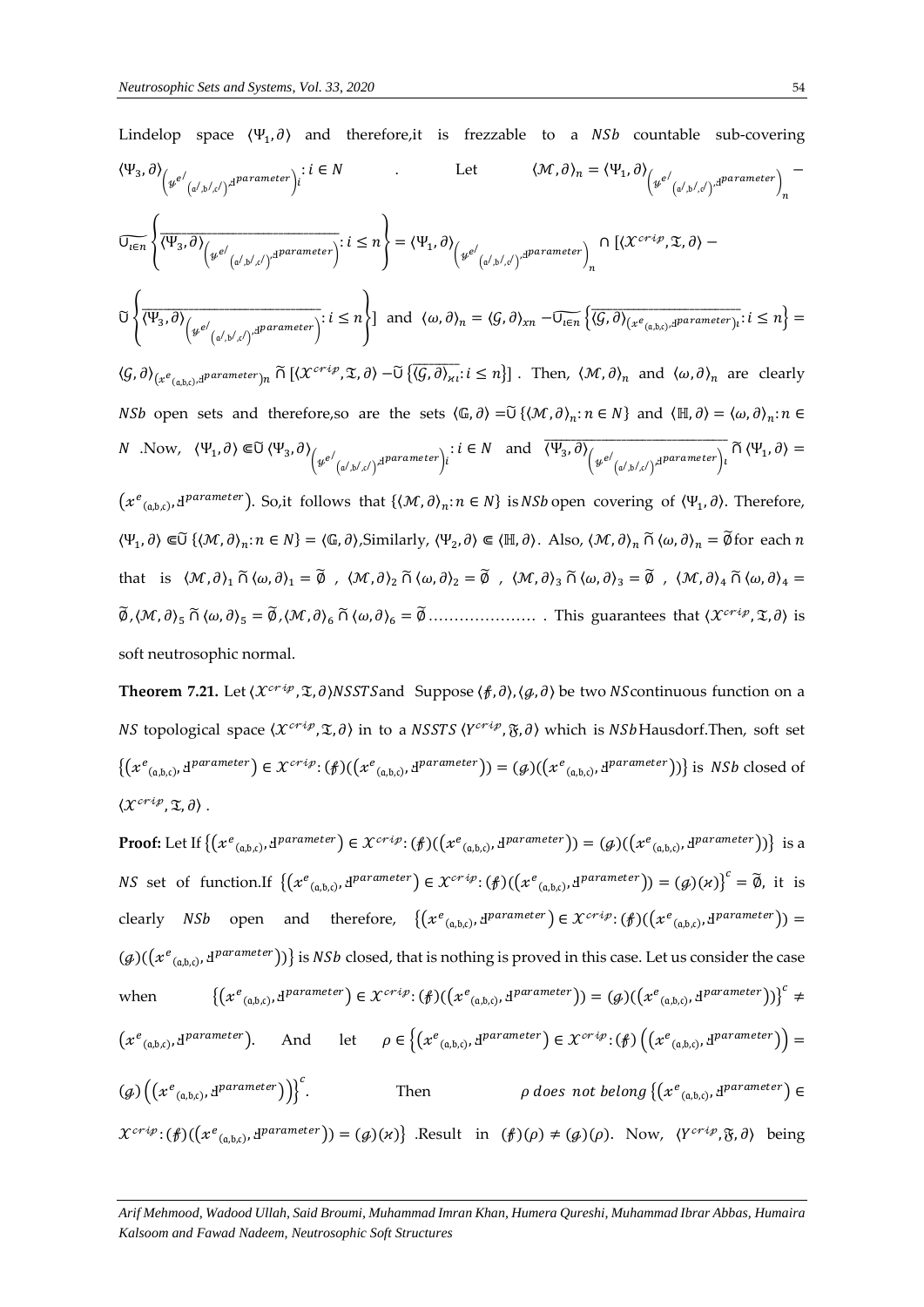Lindelop space $\langle \Psi_1, \partial \rangle$ and therefore,it is frezzable to a $NSb$ countable sub-covering $\langle \Psi_3, \partial \rangle_{\left(\mathscr{y}^{e/}{}_{(a/,b/,c/)}, \text{Ɥ}^{parameter}\right)_i} : i \in N$ . Let $\langle \mathcal{M}, \partial \rangle_n = \langle \Psi_1, \partial \rangle_{\left(\mathscr{y}^{e/}{}_{(a/,b/,c/)}, \text{Ɥ}^{parameter}\right)_n} - \widetilde{\cup_{\iota \in n}} \left\{ \overline{\langle \Psi_3, \partial \rangle_{\left(\mathscr{y}^{e/}{}_{(a/,b/,c/)}, \text{Ɥ}^{parameter}\right)}} : i \leq n \right\} = \langle \Psi_1, \partial \rangle_{\left(\mathscr{y}^{e/}{}_{(a/,b/,c/)}, \text{Ɥ}^{parameter}\right)_n} \cap [\langle \mathcal{X}^{crip}, \mathfrak{T}, \partial \rangle - \widetilde{\cup} \left\{ \overline{\langle \Psi_3, \partial \rangle_{\left(\mathscr{y}^{e/}{}_{(a/,b/,c/)}, \text{Ɥ}^{parameter}\right)}} : i \leq n \right\}]$ and $\langle \omega, \partial \rangle_n = \langle \mathcal{G}, \partial \rangle_{xn} - \widetilde{\cup_{\iota \in n}} \left\{ \overline{\langle \mathcal{G}, \partial \rangle_{(x^e{}_{(a,b,c)}, \text{Ɥ}^{parameter})_\iota}} : i \leq n \right\} = \langle \mathcal{G}, \partial \rangle_{(x^e{}_{(a,b,c)}, \text{Ɥ}^{parameter})_n} \widetilde{\cap} [\langle \mathcal{X}^{crip}, \mathfrak{T}, \partial \rangle - \widetilde{\cup} \{\overline{\langle \mathcal{G}, \partial \rangle_{x\iota}} : i \leq n\}]$ . Then, $\langle \mathcal{M}, \partial \rangle_n$ and $\langle \omega, \partial \rangle_n$ are clearly $NSb$ open sets and therefore,so are the sets $\langle \mathbb{G}, \partial \rangle = \widetilde{\cup} \{\langle \mathcal{M}, \partial \rangle_n : n \in N\}$ and $\langle \mathbb{H}, \partial \rangle = \langle \omega, \partial \rangle_n : n \in N$ .Now, $\langle \Psi_1, \partial \rangle \Subset \widetilde{\cup} \langle \Psi_3, \partial \rangle_{\left(\mathscr{y}^{e/}{}_{(a/,b/,c/)}, \text{Ɥ}^{parameter}\right)_i} : i \in N$ and $\overline{\langle \Psi_3, \partial \rangle_{\left(\mathscr{y}^{e/}{}_{(a/,b/,c/)}, \text{Ɥ}^{parameter}\right)_\iota}} \widetilde{\cap} \langle \Psi_1, \partial \rangle = (x^e{}_{(a,b,c)}, \text{Ɥ}^{parameter})$. So,it follows that $\{\langle \mathcal{M}, \partial \rangle_n : n \in N\}$ is $NSb$ open covering of $\langle \Psi_1, \partial \rangle$. Therefore, $\langle \Psi_1, \partial \rangle \Subset \widetilde{\cup} \{\langle \mathcal{M}, \partial \rangle_n : n \in N\} = \langle \mathbb{G}, \partial \rangle$,Similarly, $\langle \Psi_2, \partial \rangle \Subset \langle \mathbb{H}, \partial \rangle$. Also, $\langle \mathcal{M}, \partial \rangle_n \widetilde{\cap} \langle \omega, \partial \rangle_n = \widetilde{\emptyset}$ for each $n$ that is $\langle \mathcal{M}, \partial \rangle_1 \widetilde{\cap} \langle \omega, \partial \rangle_1 = \widetilde{\emptyset}$ , $\langle \mathcal{M}, \partial \rangle_2 \widetilde{\cap} \langle \omega, \partial \rangle_2 = \widetilde{\emptyset}$ , $\langle \mathcal{M}, \partial \rangle_3 \widetilde{\cap} \langle \omega, \partial \rangle_3 = \widetilde{\emptyset}$ , $\langle \mathcal{M}, \partial \rangle_4 \widetilde{\cap} \langle \omega, \partial \rangle_4 = \widetilde{\emptyset}$, $\langle \mathcal{M}, \partial \rangle_5 \widetilde{\cap} \langle \omega, \partial \rangle_5 = \widetilde{\emptyset}$, $\langle \mathcal{M}, \partial \rangle_6 \widetilde{\cap} \langle \omega, \partial \rangle_6 = \widetilde{\emptyset}$ ………………… . This guarantees that $\langle \mathcal{X}^{crip}, \mathfrak{T}, \partial \rangle$ is soft neutrosophic normal.

**Theorem 7.21.** Let $\langle \mathcal{X}^{crip}, \mathfrak{T}, \partial \rangle NSSTS$ and Suppose $\langle \not{f}, \partial \rangle, \langle \not{g}, \partial \rangle$ be two $NS$ continuous function on a $NS$ topological space $\langle \mathcal{X}^{crip}, \mathfrak{T}, \partial \rangle$ in to a $NSSTS$ $\langle Y^{crip}, \mathfrak{F}, \partial \rangle$ which is $NSb$ Hausdorf.Then, soft set $\{(x^e{}_{(a,b,c)}, \text{Ɥ}^{parameter}) \in \mathcal{X}^{crip} : (\not{f})((x^e{}_{(a,b,c)}, \text{Ɥ}^{parameter})) = (\not{g})((x^e{}_{(a,b,c)}, \text{Ɥ}^{parameter}))\}$ is $NSb$ closed of $\langle \mathcal{X}^{crip}, \mathfrak{T}, \partial \rangle$ .

**Proof:** Let If $\{(x^e{}_{(a,b,c)}, \text{Ɥ}^{parameter}) \in \mathcal{X}^{crip} : (\not{f})((x^e{}_{(a,b,c)}, \text{Ɥ}^{parameter})) = (\not{g})((x^e{}_{(a,b,c)}, \text{Ɥ}^{parameter}))\}$ is a $NS$ set of function.If $\{(x^e{}_{(a,b,c)}, \text{Ɥ}^{parameter}) \in \mathcal{X}^{crip} : (\not{f})((x^e{}_{(a,b,c)}, \text{Ɥ}^{parameter})) = (\not{g})(\varkappa)\}^c = \widetilde{\emptyset}$, it is clearly $NSb$ open and therefore, $\{(x^e{}_{(a,b,c)}, \text{Ɥ}^{parameter}) \in \mathcal{X}^{crip} : (\not{f})((x^e{}_{(a,b,c)}, \text{Ɥ}^{parameter})) = (\not{g})((x^e{}_{(a,b,c)}, \text{Ɥ}^{parameter}))\}$ is $NSb$ closed, that is nothing is proved in this case. Let us consider the case when $\{(x^e{}_{(a,b,c)}, \text{Ɥ}^{parameter}) \in \mathcal{X}^{crip} : (\not{f})((x^e{}_{(a,b,c)}, \text{Ɥ}^{parameter})) = (\not{g})((x^e{}_{(a,b,c)}, \text{Ɥ}^{parameter}))\}^c \neq (x^e{}_{(a,b,c)}, \text{Ɥ}^{parameter})$. And let $\rho \in \left\{(x^e{}_{(a,b,c)}, \text{Ɥ}^{parameter}) \in \mathcal{X}^{crip} : (\not{f})\left((x^e{}_{(a,b,c)}, \text{Ɥ}^{parameter})\right) = (\not{g})\left((x^e{}_{(a,b,c)}, \text{Ɥ}^{parameter})\right)\right\}^c$. Then $\rho$ *does not belong* $\{(x^e{}_{(a,b,c)}, \text{Ɥ}^{parameter}) \in \mathcal{X}^{crip} : (\not{f})((x^e{}_{(a,b,c)}, \text{Ɥ}^{parameter})) = (\not{g})(\varkappa)\}$ .Result in $(\not{f})(\rho) \neq (\not{g})(\rho)$. Now, $\langle Y^{crip}, \mathfrak{F}, \partial \rangle$ being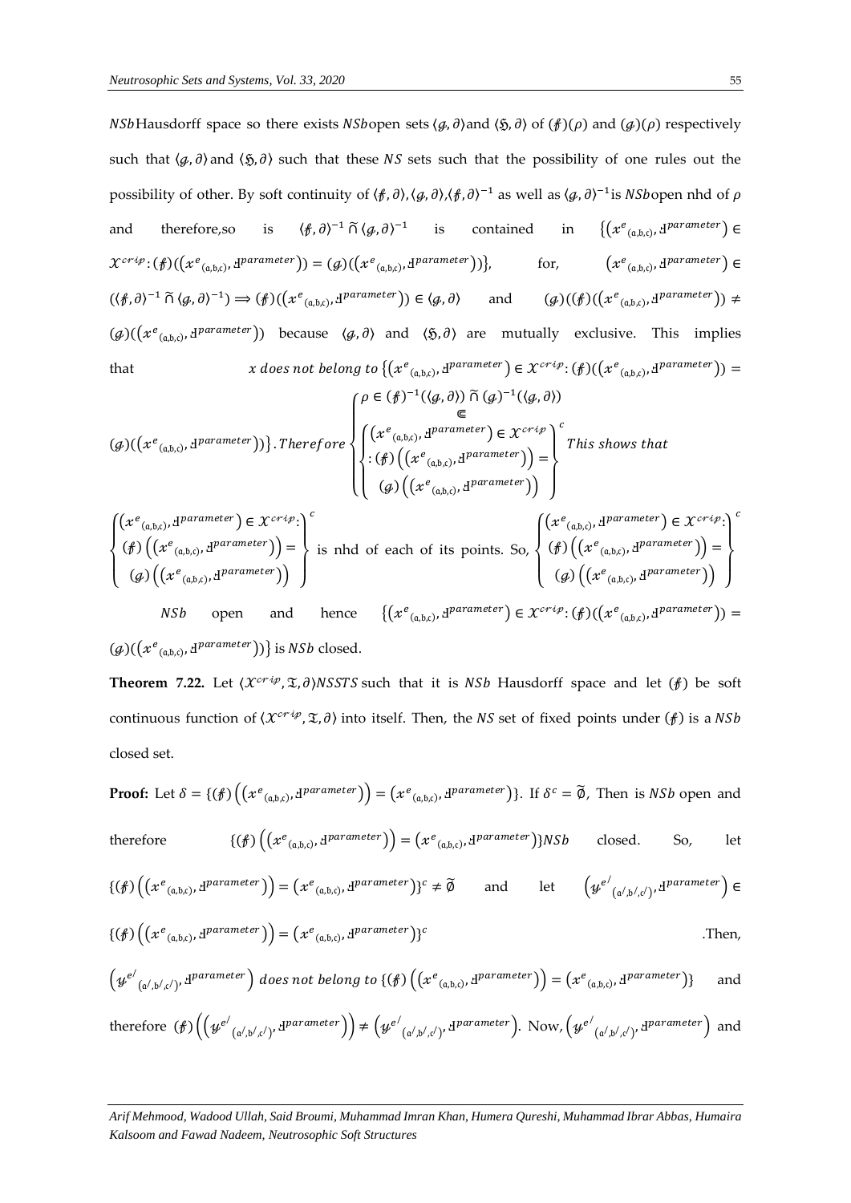$NSb$ Hausdorff space so there exists $NSb$ open sets $\langle g, \partial\rangle$ and $\langle \mathfrak{H}, \partial\rangle$ of $(f)(\rho)$ and $(g)(\rho)$ respectively such that $\langle g, \partial\rangle$ and $\langle \mathfrak{H}, \partial\rangle$ such that these $NS$ sets such that the possibility of one rules out the possibility of other. By soft continuity of $\langle f, \partial\rangle, \langle g, \partial\rangle, \langle f, \partial\rangle^{-1}$ as well as $\langle g, \partial\rangle^{-1}$ is $NSb$ open nhd of $\rho$ and therefore, so is $\langle f, \partial\rangle^{-1} \widetilde{\cap} \langle g, \partial\rangle^{-1}$ is contained in $\{(x^{e}{}_{(a,b,c)}, \text{Ч}^{parameter}) \in \mathcal{X}^{crip} : (f)((x^{e}{}_{(a,b,c)}, \text{Ч}^{parameter})) = (g)((x^{e}{}_{(a,b,c)}, \text{Ч}^{parameter}))\}$, for, $(x^{e}{}_{(a,b,c)}, \text{Ч}^{parameter}) \in (\langle f, \partial\rangle^{-1} \widetilde{\cap} \langle g, \partial\rangle^{-1}) \Longrightarrow (f)((x^{e}{}_{(a,b,c)}, \text{Ч}^{parameter})) \in \langle g, \partial\rangle$ and $(g)((f)((x^{e}{}_{(a,b,c)}, \text{Ч}^{parameter})) \neq (g)((x^{e}{}_{(a,b,c)}, \text{Ч}^{parameter}))$ because $\langle g, \partial\rangle$ and $\langle \mathfrak{H}, \partial\rangle$ are mutually exclusive. This implies that $x$ *does not belong to* $\{(x^{e}{}_{(a,b,c)}, \text{Ч}^{parameter}) \in \mathcal{X}^{crip} : (f)((x^{e}{}_{(a,b,c)}, \text{Ч}^{parameter})) = (g)((x^{e}{}_{(a,b,c)}, \text{Ч}^{parameter}))\}$. *Therefore*

$$\left\{\begin{array}{c} \rho \in (f)^{-1}(\langle g, \partial\rangle) \widetilde{\cap} (g)^{-1}(\langle g, \partial\rangle) \\ \Subset \\ \left\{\begin{array}{c} (x^{e}{}_{(a,b,c)}, \text{Ч}^{parameter}) \in \mathcal{X}^{crip} \\ : (f)\left((x^{e}{}_{(a,b,c)}, \text{Ч}^{parameter})\right) = \\ (g)\left((x^{e}{}_{(a,b,c)}, \text{Ч}^{parameter})\right) \end{array}\right\}^{c} \end{array}\right.$$

*This shows that*

$\left\{\begin{array}{c} (x^{e}{}_{(a,b,c)}, \text{Ч}^{parameter}) \in \mathcal{X}^{crip}: \\ (f)\left((x^{e}{}_{(a,b,c)}, \text{Ч}^{parameter})\right) = \\ (g)\left((x^{e}{}_{(a,b,c)}, \text{Ч}^{parameter})\right) \end{array}\right\}^{c}$ is nhd of each of its points. So, $\left\{\begin{array}{c} (x^{e}{}_{(a,b,c)}, \text{Ч}^{parameter}) \in \mathcal{X}^{crip}: \\ (f)\left((x^{e}{}_{(a,b,c)}, \text{Ч}^{parameter})\right) = \\ (g)\left((x^{e}{}_{(a,b,c)}, \text{Ч}^{parameter})\right) \end{array}\right\}^{c}$ $NSb$ open and hence $\{(x^{e}{}_{(a,b,c)}, \text{Ч}^{parameter}) \in \mathcal{X}^{crip} : (f)((x^{e}{}_{(a,b,c)}, \text{Ч}^{parameter})) = (g)((x^{e}{}_{(a,b,c)}, \text{Ч}^{parameter}))\}$ is $NSb$ closed.

**Theorem 7.22.** Let $\langle \mathcal{X}^{crip}, \mathfrak{T}, \partial\rangle NSSTS$ such that it is $NSb$ Hausdorff space and let $(f)$ be soft continuous function of $\langle \mathcal{X}^{crip}, \mathfrak{T}, \partial\rangle$ into itself. Then, the $NS$ set of fixed points under $(f)$ is a $NSb$ closed set.

**Proof:** Let $\delta = \{(f)\left((x^{e}{}_{(a,b,c)}, \text{Ч}^{parameter})\right) = (x^{e}{}_{(a,b,c)}, \text{Ч}^{parameter})\}$. If $\delta^{c} = \widetilde{\emptyset}$, Then is $NSb$ open and therefore $\{(f)\left((x^{e}{}_{(a,b,c)}, \text{Ч}^{parameter})\right) = (x^{e}{}_{(a,b,c)}, \text{Ч}^{parameter})\} NSb$ closed. So, let $\{(f)\left((x^{e}{}_{(a,b,c)}, \text{Ч}^{parameter})\right) = (x^{e}{}_{(a,b,c)}, \text{Ч}^{parameter})\}^{c} \neq \widetilde{\emptyset}$ and let $\left(y^{e'}{}_{(a',b',c')}, \text{Ч}^{parameter}\right) \in \{(f)\left((x^{e}{}_{(a,b,c)}, \text{Ч}^{parameter})\right) = (x^{e}{}_{(a,b,c)}, \text{Ч}^{parameter})\}^{c}$. Then, $\left(y^{e'}{}_{(a',b',c')}, \text{Ч}^{parameter}\right)$ *does not belong to* $\{(f)\left((x^{e}{}_{(a,b,c)}, \text{Ч}^{parameter})\right) = (x^{e}{}_{(a,b,c)}, \text{Ч}^{parameter})\}$ and therefore $(f)\left(\left(y^{e'}{}_{(a',b',c')}, \text{Ч}^{parameter}\right)\right) \neq \left(y^{e'}{}_{(a',b',c')}, \text{Ч}^{parameter}\right)$. Now, $\left(y^{e'}{}_{(a',b',c')}, \text{Ч}^{parameter}\right)$ and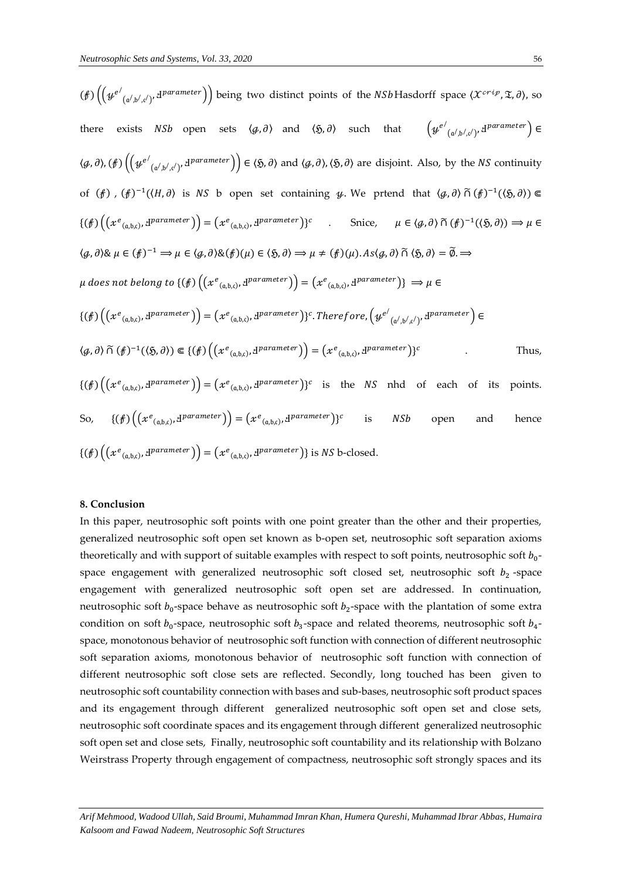$(\not{f})\left(\left({y^{e'}}_{(a',b',c')}, Ꮧ^{parameter}\right)\right)$ being two distinct points of the $NSb$ Hasdorff space $\langle \mathcal{X}^{crip}, \mathfrak{T}, \partial\rangle$, so there exists $NSb$ open sets $\langle g, \partial\rangle$ and $\langle \mathfrak{H}, \partial\rangle$ such that $\left({y^{e'}}_{(a',b',c')}, Ꮧ^{parameter}\right) \in \langle g, \partial\rangle, (\not{f})\left(\left({y^{e'}}_{(a',b',c')}, Ꮧ^{parameter}\right)\right) \in \langle \mathfrak{H}, \partial\rangle$ and $\langle g, \partial\rangle, \langle \mathfrak{H}, \partial\rangle$ are disjoint. Also, by the $NS$ continuity of $(\not{f})$ , $(\not{f})^{-1}(\langle H, \partial\rangle$ is $NS$ b open set containing $y$. We prtend that $\langle g, \partial\rangle \,\widetilde{\cap}\, (\not{f})^{-1}(\langle \mathfrak{H}, \partial\rangle) \Subset \{(\not{f})\left(\left({x^{e}}_{(a,b,c)}, Ꮧ^{parameter}\right)\right) = \left({x^{e}}_{(a,b,c)}, Ꮧ^{parameter}\right)\}^{c}$ . Snice, $\mu \in \langle g, \partial\rangle \,\widetilde{\cap}\, (\not{f})^{-1}(\langle \mathfrak{H}, \partial\rangle) \Longrightarrow \mu \in \langle g, \partial\rangle \& \ \mu \in (\not{f})^{-1} \Longrightarrow \mu \in \langle g, \partial\rangle \& (\not{f})(\mu) \in \langle \mathfrak{H}, \partial\rangle \Longrightarrow \mu \neq (\not{f})(\mu). As \langle g, \partial\rangle \,\widetilde{\cap}\, \langle \mathfrak{H}, \partial\rangle = \widetilde{\emptyset}. \Longrightarrow$

$\mu\ does\ not\ belong\ to\ \{(\not{f})\left(\left({x^{e}}_{(a,b,c)}, Ꮧ^{parameter}\right)\right) = \left({x^{e}}_{(a,b,c)}, Ꮧ^{parameter}\right)\} \Longrightarrow \mu \in \{(\not{f})\left(\left({x^{e}}_{(a,b,c)}, Ꮧ^{parameter}\right)\right) = \left({x^{e}}_{(a,b,c)}, Ꮧ^{parameter}\right)\}^{c}. Therefore, \left({y^{e'}}_{(a',b',c')}, Ꮧ^{parameter}\right) \in \langle g, \partial\rangle \,\widetilde{\cap}\, (\not{f})^{-1}(\langle \mathfrak{H}, \partial\rangle) \Subset \{(\not{f})\left(\left({x^{e}}_{(a,b,c)}, Ꮧ^{parameter}\right)\right) = \left({x^{e}}_{(a,b,c)}, Ꮧ^{parameter}\right)\}^{c}$ . Thus, $\{(\not{f})\left(\left({x^{e}}_{(a,b,c)}, Ꮧ^{parameter}\right)\right) = \left({x^{e}}_{(a,b,c)}, Ꮧ^{parameter}\right)\}^{c}$ is the $NS$ nhd of each of its points. So, $\{(\not{f})\left(\left({x^{e}}_{(a,b,c)}, Ꮧ^{parameter}\right)\right) = \left({x^{e}}_{(a,b,c)}, Ꮧ^{parameter}\right)\}^{c}$ is $NSb$ open and hence $\{(\not{f})\left(\left({x^{e}}_{(a,b,c)}, Ꮧ^{parameter}\right)\right) = \left({x^{e}}_{(a,b,c)}, Ꮧ^{parameter}\right)\}$ is $NS$ b-closed.

## 8. Conclusion

In this paper, neutrosophic soft points with one point greater than the other and their properties, generalized neutrosophic soft open set known as b-open set, neutrosophic soft separation axioms theoretically and with support of suitable examples with respect to soft points, neutrosophic soft $b_0$-space engagement with generalized neutrosophic soft closed set, neutrosophic soft $b_2$ -space engagement with generalized neutrosophic soft open set are addressed. In continuation, neutrosophic soft $b_0$-space behave as neutrosophic soft $b_2$-space with the plantation of some extra condition on soft $b_0$-space, neutrosophic soft $b_3$-space and related theorems, neutrosophic soft $b_4$-space, monotonous behavior of neutrosophic soft function with connection of different neutrosophic soft separation axioms, monotonous behavior of neutrosophic soft function with connection of different neutrosophic soft close sets are reflected. Secondly, long touched has been given to neutrosophic soft countability connection with bases and sub-bases, neutrosophic soft product spaces and its engagement through different generalized neutrosophic soft open set and close sets, neutrosophic soft coordinate spaces and its engagement through different generalized neutrosophic soft open set and close sets, Finally, neutrosophic soft countability and its relationship with Bolzano Weirstrass Property through engagement of compactness, neutrosophic soft strongly spaces and its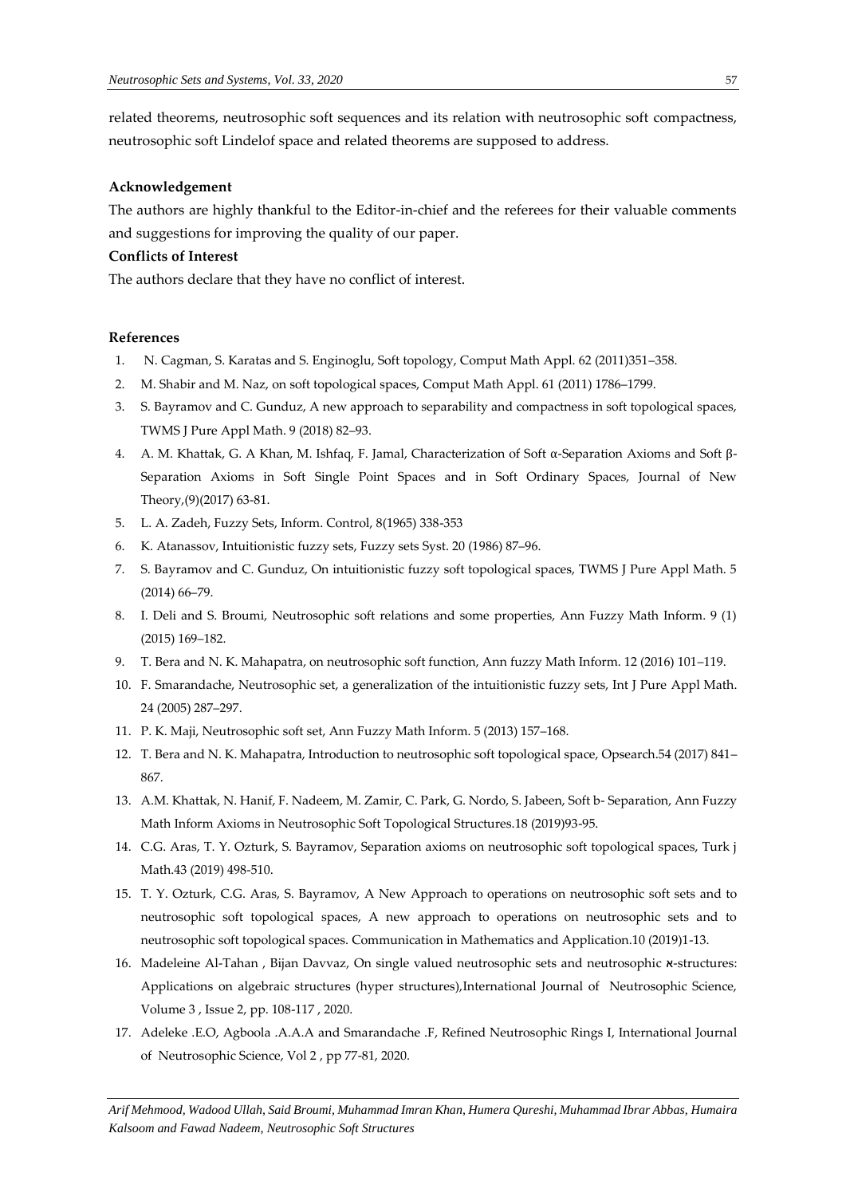related theorems, neutrosophic soft sequences and its relation with neutrosophic soft compactness, neutrosophic soft Lindelof space and related theorems are supposed to address.

**Acknowledgement**

The authors are highly thankful to the Editor-in-chief and the referees for their valuable comments and suggestions for improving the quality of our paper.

**Conflicts of Interest**

The authors declare that they have no conflict of interest.

**References**

1. N. Cagman, S. Karatas and S. Enginoglu, Soft topology, Comput Math Appl. 62 (2011)351–358.
2. M. Shabir and M. Naz, on soft topological spaces, Comput Math Appl. 61 (2011) 1786–1799.
3. S. Bayramov and C. Gunduz, A new approach to separability and compactness in soft topological spaces, TWMS J Pure Appl Math. 9 (2018) 82–93.
4. A. M. Khattak, G. A Khan, M. Ishfaq, F. Jamal, Characterization of Soft α-Separation Axioms and Soft β-Separation Axioms in Soft Single Point Spaces and in Soft Ordinary Spaces, Journal of New Theory,(9)(2017) 63-81.
5. L. A. Zadeh, Fuzzy Sets, Inform. Control, 8(1965) 338-353
6. K. Atanassov, Intuitionistic fuzzy sets, Fuzzy sets Syst. 20 (1986) 87–96.
7. S. Bayramov and C. Gunduz, On intuitionistic fuzzy soft topological spaces, TWMS J Pure Appl Math. 5 (2014) 66–79.
8. I. Deli and S. Broumi, Neutrosophic soft relations and some properties, Ann Fuzzy Math Inform. 9 (1) (2015) 169–182.
9. T. Bera and N. K. Mahapatra, on neutrosophic soft function, Ann fuzzy Math Inform. 12 (2016) 101–119.
10. F. Smarandache, Neutrosophic set, a generalization of the intuitionistic fuzzy sets, Int J Pure Appl Math. 24 (2005) 287–297.
11. P. K. Maji, Neutrosophic soft set, Ann Fuzzy Math Inform. 5 (2013) 157–168.
12. T. Bera and N. K. Mahapatra, Introduction to neutrosophic soft topological space, Opsearch.54 (2017) 841–867.
13. A.M. Khattak, N. Hanif, F. Nadeem, M. Zamir, C. Park, G. Nordo, S. Jabeen, Soft b- Separation, Ann Fuzzy Math Inform Axioms in Neutrosophic Soft Topological Structures.18 (2019)93-95.
14. C.G. Aras, T. Y. Ozturk, S. Bayramov, Separation axioms on neutrosophic soft topological spaces, Turk j Math.43 (2019) 498-510.
15. T. Y. Ozturk, C.G. Aras, S. Bayramov, A New Approach to operations on neutrosophic soft sets and to neutrosophic soft topological spaces, A new approach to operations on neutrosophic sets and to neutrosophic soft topological spaces. Communication in Mathematics and Application.10 (2019)1-13.
16. Madeleine Al-Tahan , Bijan Davvaz, On single valued neutrosophic sets and neutrosophic ϰ-structures: Applications on algebraic structures (hyper structures),International Journal of Neutrosophic Science, Volume 3 , Issue 2, pp. 108-117 , 2020.
17. Adeleke .E.O, Agboola .A.A.A and Smarandache .F, Refined Neutrosophic Rings I, International Journal of Neutrosophic Science, Vol 2 , pp 77-81, 2020.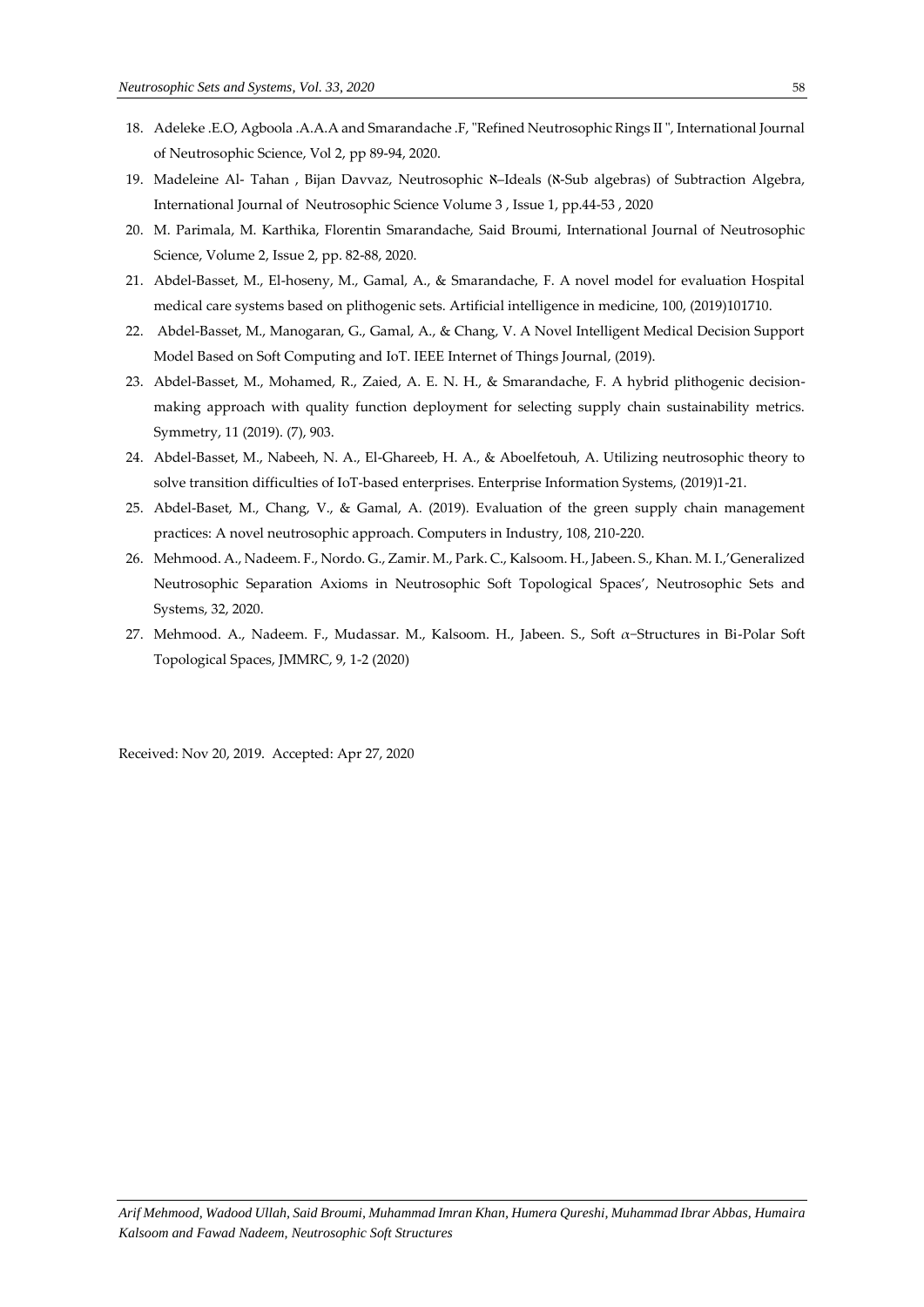18. Adeleke .E.O, Agboola .A.A.A and Smarandache .F, "Refined Neutrosophic Rings II ", International Journal of Neutrosophic Science, Vol 2, pp 89-94, 2020.
19. Madeleine Al- Tahan , Bijan Davvaz, Neutrosophic ℵ–Ideals (ℵ-Sub algebras) of Subtraction Algebra, International Journal of Neutrosophic Science Volume 3 , Issue 1, pp.44-53 , 2020
20. M. Parimala, M. Karthika, Florentin Smarandache, Said Broumi, International Journal of Neutrosophic Science, Volume 2, Issue 2, pp. 82-88, 2020.
21. Abdel-Basset, M., El-hoseny, M., Gamal, A., & Smarandache, F. A novel model for evaluation Hospital medical care systems based on plithogenic sets. Artificial intelligence in medicine, 100, (2019)101710.
22. Abdel-Basset, M., Manogaran, G., Gamal, A., & Chang, V. A Novel Intelligent Medical Decision Support Model Based on Soft Computing and IoT. IEEE Internet of Things Journal, (2019).
23. Abdel-Basset, M., Mohamed, R., Zaied, A. E. N. H., & Smarandache, F. A hybrid plithogenic decision-making approach with quality function deployment for selecting supply chain sustainability metrics. Symmetry, 11 (2019). (7), 903.
24. Abdel-Basset, M., Nabeeh, N. A., El-Ghareeb, H. A., & Aboelfetouh, A. Utilizing neutrosophic theory to solve transition difficulties of IoT-based enterprises. Enterprise Information Systems, (2019)1-21.
25. Abdel-Baset, M., Chang, V., & Gamal, A. (2019). Evaluation of the green supply chain management practices: A novel neutrosophic approach. Computers in Industry, 108, 210-220.
26. Mehmood. A., Nadeem. F., Nordo. G., Zamir. M., Park. C., Kalsoom. H., Jabeen. S., Khan. M. I.,'Generalized Neutrosophic Separation Axioms in Neutrosophic Soft Topological Spaces', Neutrosophic Sets and Systems, 32, 2020.
27. Mehmood. A., Nadeem. F., Mudassar. M., Kalsoom. H., Jabeen. S., Soft $\alpha$−Structures in Bi-Polar Soft Topological Spaces, JMMRC, 9, 1-2 (2020)

Received: Nov 20, 2019. Accepted: Apr 27, 2020